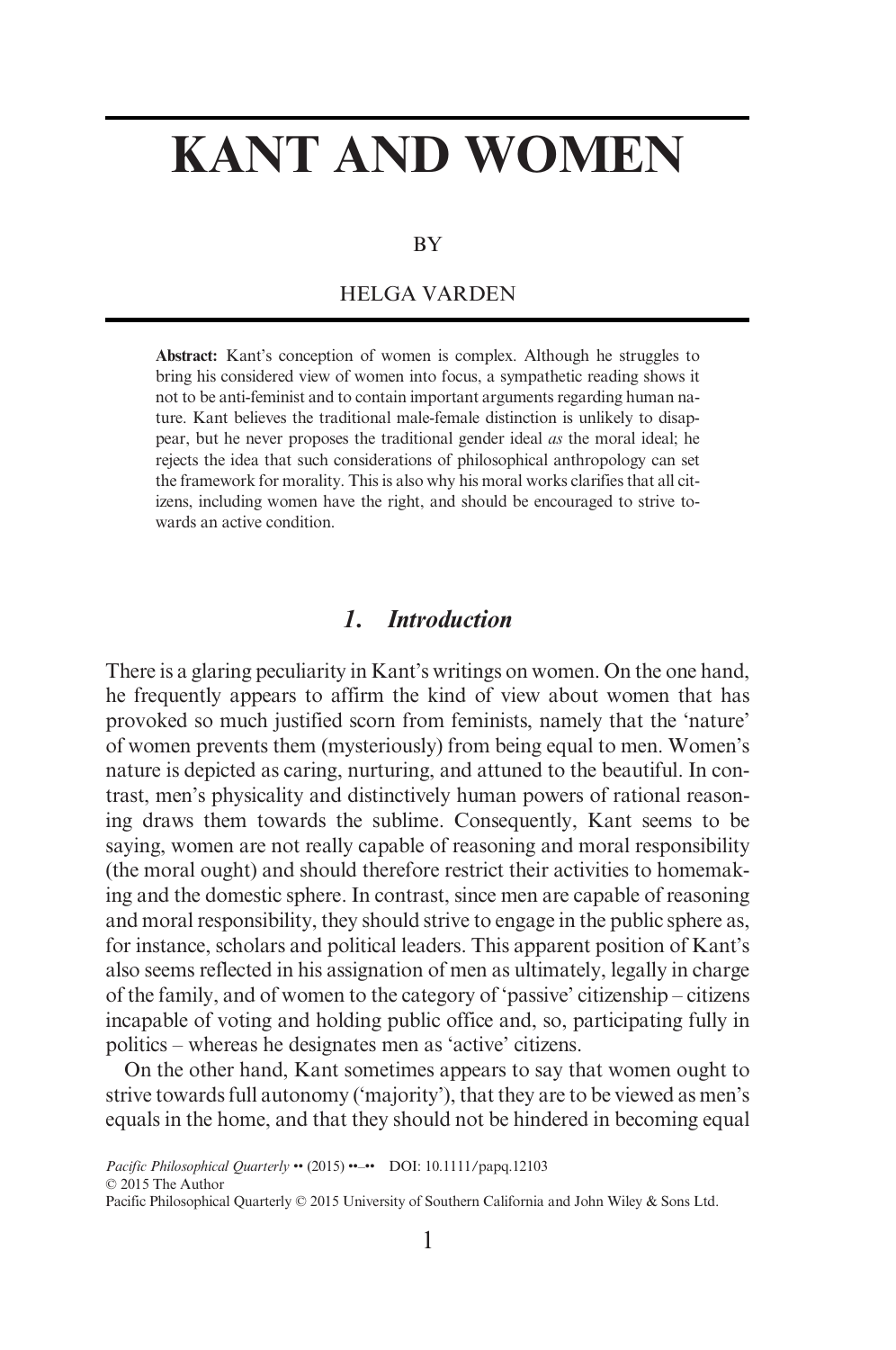# KANT AND WOMEN

BY

HELGA VARDEN

**Abstract:** Kant's conception of women is complex. Although he struggles to bring his considered view of women into focus, a sympathetic reading shows it not to be anti-feminist and to contain important arguments regarding human nature. Kant believes the traditional male-female distinction is unlikely to disappear, but he never proposes the traditional gender ideal *as* the moral ideal; he rejects the idea that such considerations of philosophical anthropology can set the framework for morality. This is also why his moral works clarifies that all citizens, including women have the right, and should be encouraged to strive towards an active condition.

## *1. Introduction*

There is a glaring peculiarity in Kant's writings on women. On the one hand, he frequently appears to affirm the kind of view about women that has provoked so much justified scorn from feminists, namely that the 'nature' of women prevents them (mysteriously) from being equal to men. Women's nature is depicted as caring, nurturing, and attuned to the beautiful. In contrast, men's physicality and distinctively human powers of rational reasoning draws them towards the sublime. Consequently, Kant seems to be saying, women are not really capable of reasoning and moral responsibility (the moral ought) and should therefore restrict their activities to homemaking and the domestic sphere. In contrast, since men are capable of reasoning and moral responsibility, they should strive to engage in the public sphere as, for instance, scholars and political leaders. This apparent position of Kant's also seems reflected in his assignation of men as ultimately, legally in charge of the family, and of women to the category of 'passive' citizenship – citizens incapable of voting and holding public office and, so, participating fully in politics – whereas he designates men as 'active' citizens.

On the other hand, Kant sometimes appears to say that women ought to strive towards full autonomy ('majority'), that they are to be viewed as men's equals in the home, and that they should not be hindered in becoming equal

*Pacific Philosophical Quarterly* •• (2015) ••–•• DOI: 10.1111/papq.12103
© 2015 The Author
Pacific Philosophical Quarterly © 2015 University of Southern California and John Wiley & Sons Ltd.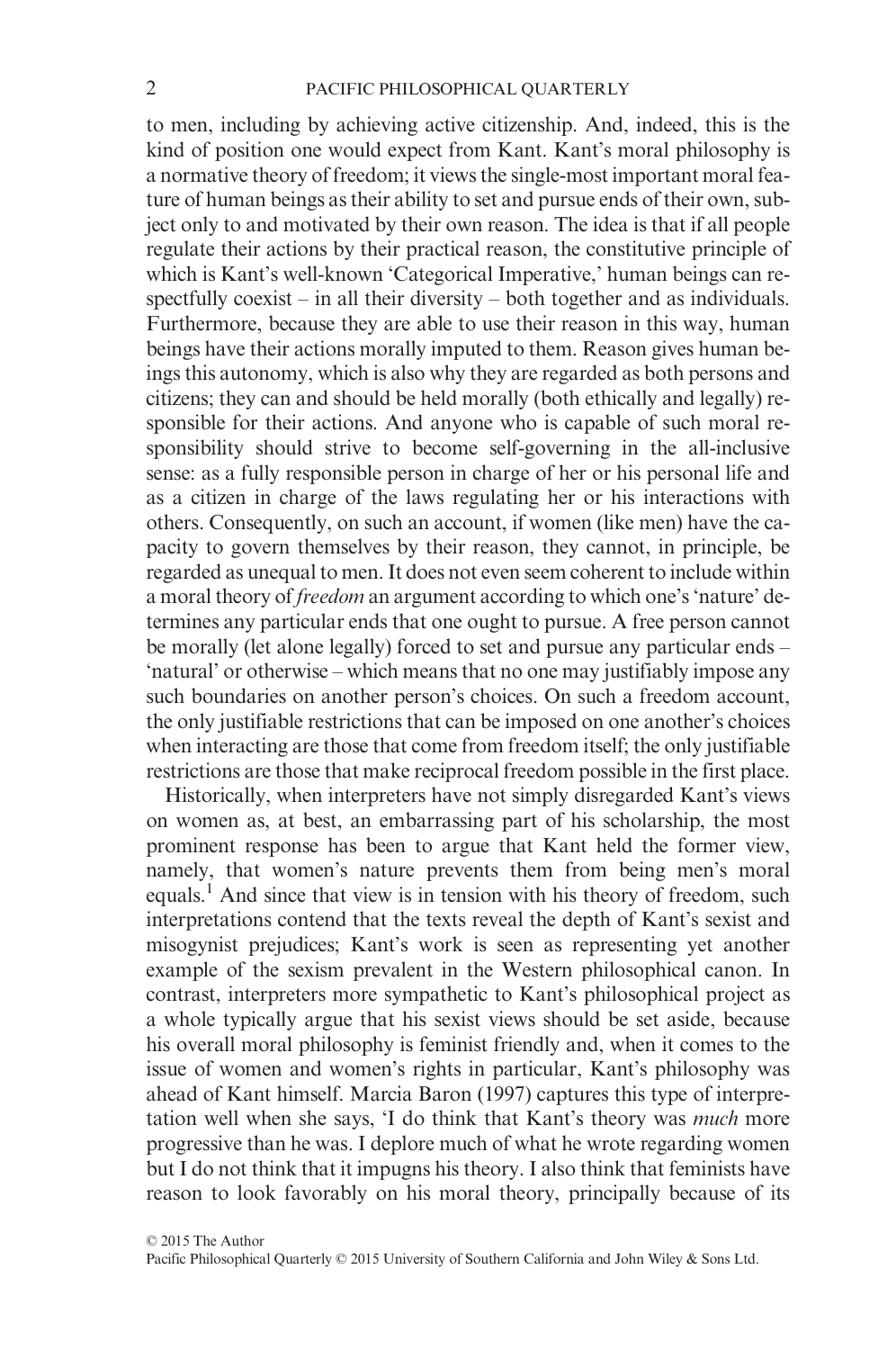to men, including by achieving active citizenship. And, indeed, this is the kind of position one would expect from Kant. Kant's moral philosophy is a normative theory of freedom; it views the single-most important moral feature of human beings as their ability to set and pursue ends of their own, subject only to and motivated by their own reason. The idea is that if all people regulate their actions by their practical reason, the constitutive principle of which is Kant's well-known 'Categorical Imperative,' human beings can respectfully coexist – in all their diversity – both together and as individuals. Furthermore, because they are able to use their reason in this way, human beings have their actions morally imputed to them. Reason gives human beings this autonomy, which is also why they are regarded as both persons and citizens; they can and should be held morally (both ethically and legally) responsible for their actions. And anyone who is capable of such moral responsibility should strive to become self-governing in the all-inclusive sense: as a fully responsible person in charge of her or his personal life and as a citizen in charge of the laws regulating her or his interactions with others. Consequently, on such an account, if women (like men) have the capacity to govern themselves by their reason, they cannot, in principle, be regarded as unequal to men. It does not even seem coherent to include within a moral theory of *freedom* an argument according to which one's 'nature' determines any particular ends that one ought to pursue. A free person cannot be morally (let alone legally) forced to set and pursue any particular ends – 'natural' or otherwise – which means that no one may justifiably impose any such boundaries on another person's choices. On such a freedom account, the only justifiable restrictions that can be imposed on one another's choices when interacting are those that come from freedom itself; the only justifiable restrictions are those that make reciprocal freedom possible in the first place.

Historically, when interpreters have not simply disregarded Kant's views on women as, at best, an embarrassing part of his scholarship, the most prominent response has been to argue that Kant held the former view, namely, that women's nature prevents them from being men's moral equals.[1] And since that view is in tension with his theory of freedom, such interpretations contend that the texts reveal the depth of Kant's sexist and misogynist prejudices; Kant's work is seen as representing yet another example of the sexism prevalent in the Western philosophical canon. In contrast, interpreters more sympathetic to Kant's philosophical project as a whole typically argue that his sexist views should be set aside, because his overall moral philosophy is feminist friendly and, when it comes to the issue of women and women's rights in particular, Kant's philosophy was ahead of Kant himself. Marcia Baron (1997) captures this type of interpretation well when she says, 'I do think that Kant's theory was *much* more progressive than he was. I deplore much of what he wrote regarding women but I do not think that it impugns his theory. I also think that feminists have reason to look favorably on his moral theory, principally because of its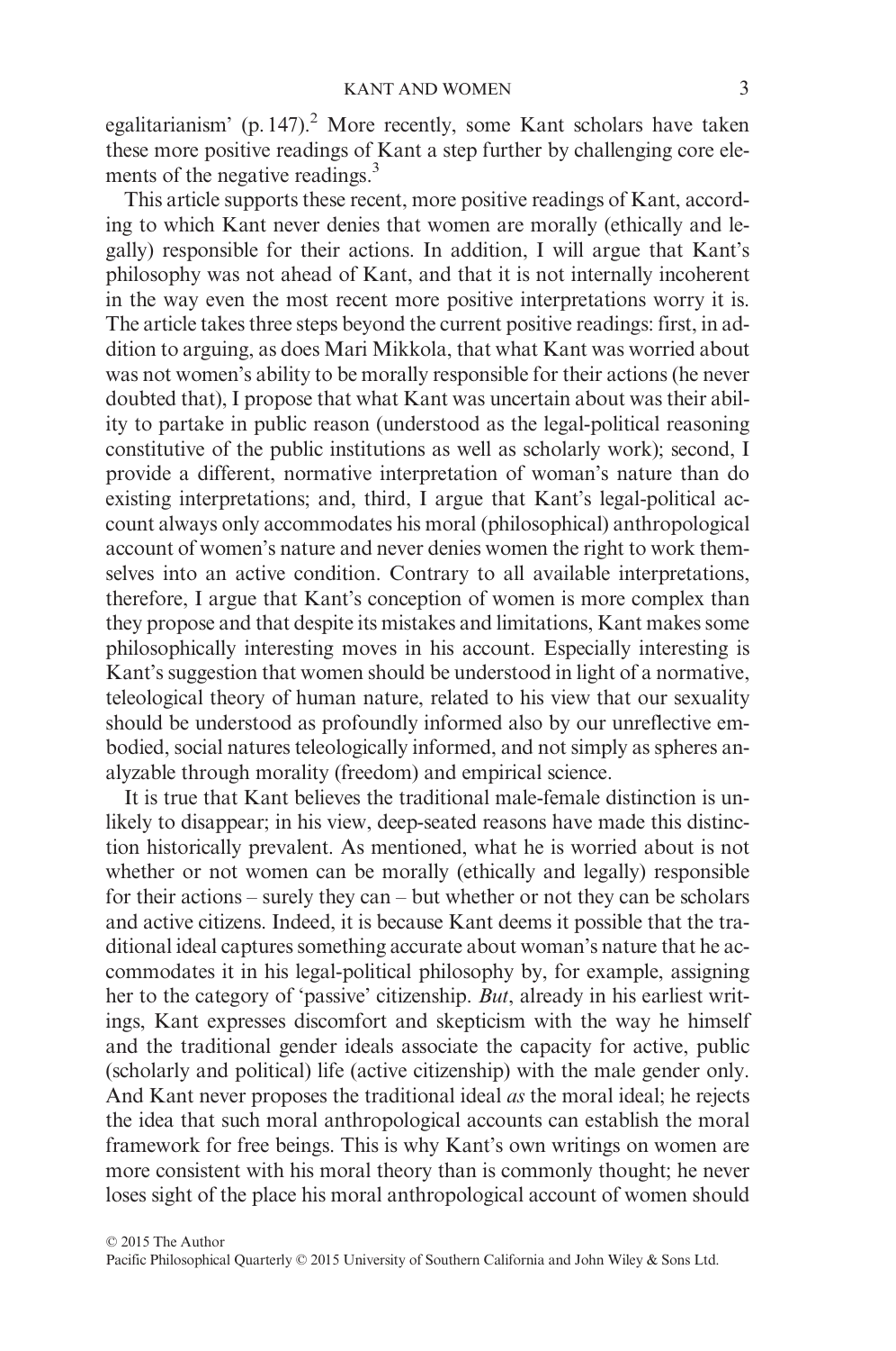egalitarianism' (p. 147).[2] More recently, some Kant scholars have taken these more positive readings of Kant a step further by challenging core elements of the negative readings.[3]

This article supports these recent, more positive readings of Kant, according to which Kant never denies that women are morally (ethically and legally) responsible for their actions. In addition, I will argue that Kant's philosophy was not ahead of Kant, and that it is not internally incoherent in the way even the most recent more positive interpretations worry it is. The article takes three steps beyond the current positive readings: first, in addition to arguing, as does Mari Mikkola, that what Kant was worried about was not women's ability to be morally responsible for their actions (he never doubted that), I propose that what Kant was uncertain about was their ability to partake in public reason (understood as the legal-political reasoning constitutive of the public institutions as well as scholarly work); second, I provide a different, normative interpretation of woman's nature than do existing interpretations; and, third, I argue that Kant's legal-political account always only accommodates his moral (philosophical) anthropological account of women's nature and never denies women the right to work themselves into an active condition. Contrary to all available interpretations, therefore, I argue that Kant's conception of women is more complex than they propose and that despite its mistakes and limitations, Kant makes some philosophically interesting moves in his account. Especially interesting is Kant's suggestion that women should be understood in light of a normative, teleological theory of human nature, related to his view that our sexuality should be understood as profoundly informed also by our unreflective embodied, social natures teleologically informed, and not simply as spheres analyzable through morality (freedom) and empirical science.

It is true that Kant believes the traditional male-female distinction is unlikely to disappear; in his view, deep-seated reasons have made this distinction historically prevalent. As mentioned, what he is worried about is not whether or not women can be morally (ethically and legally) responsible for their actions – surely they can – but whether or not they can be scholars and active citizens. Indeed, it is because Kant deems it possible that the traditional ideal captures something accurate about woman's nature that he accommodates it in his legal-political philosophy by, for example, assigning her to the category of 'passive' citizenship. *But*, already in his earliest writings, Kant expresses discomfort and skepticism with the way he himself and the traditional gender ideals associate the capacity for active, public (scholarly and political) life (active citizenship) with the male gender only. And Kant never proposes the traditional ideal *as* the moral ideal; he rejects the idea that such moral anthropological accounts can establish the moral framework for free beings. This is why Kant's own writings on women are more consistent with his moral theory than is commonly thought; he never loses sight of the place his moral anthropological account of women should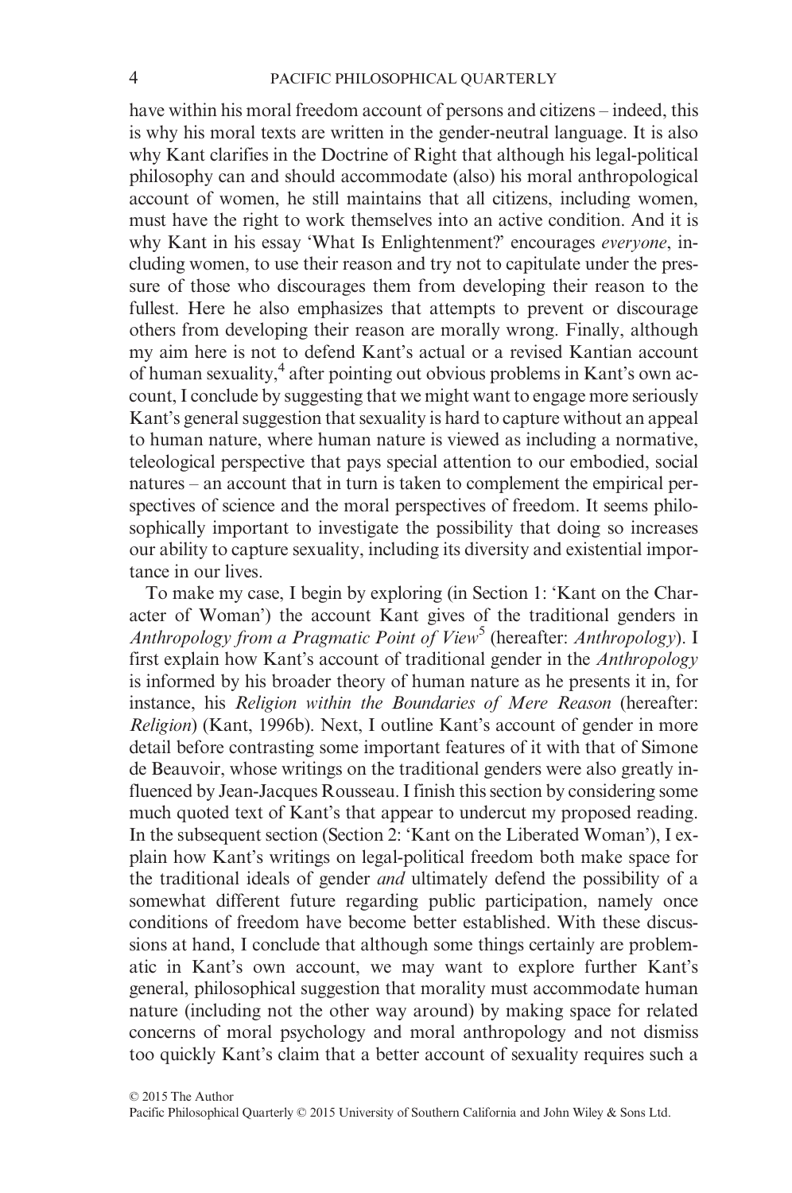have within his moral freedom account of persons and citizens – indeed, this is why his moral texts are written in the gender-neutral language. It is also why Kant clarifies in the Doctrine of Right that although his legal-political philosophy can and should accommodate (also) his moral anthropological account of women, he still maintains that all citizens, including women, must have the right to work themselves into an active condition. And it is why Kant in his essay 'What Is Enlightenment?' encourages *everyone*, including women, to use their reason and try not to capitulate under the pressure of those who discourages them from developing their reason to the fullest. Here he also emphasizes that attempts to prevent or discourage others from developing their reason are morally wrong. Finally, although my aim here is not to defend Kant's actual or a revised Kantian account of human sexuality,[4] after pointing out obvious problems in Kant's own account, I conclude by suggesting that we might want to engage more seriously Kant's general suggestion that sexuality is hard to capture without an appeal to human nature, where human nature is viewed as including a normative, teleological perspective that pays special attention to our embodied, social natures – an account that in turn is taken to complement the empirical perspectives of science and the moral perspectives of freedom. It seems philosophically important to investigate the possibility that doing so increases our ability to capture sexuality, including its diversity and existential importance in our lives.

To make my case, I begin by exploring (in Section 1: 'Kant on the Character of Woman') the account Kant gives of the traditional genders in *Anthropology from a Pragmatic Point of View*[5] (hereafter: *Anthropology*). I first explain how Kant's account of traditional gender in the *Anthropology* is informed by his broader theory of human nature as he presents it in, for instance, his *Religion within the Boundaries of Mere Reason* (hereafter: *Religion*) (Kant, 1996b). Next, I outline Kant's account of gender in more detail before contrasting some important features of it with that of Simone de Beauvoir, whose writings on the traditional genders were also greatly influenced by Jean-Jacques Rousseau. I finish this section by considering some much quoted text of Kant's that appear to undercut my proposed reading. In the subsequent section (Section 2: 'Kant on the Liberated Woman'), I explain how Kant's writings on legal-political freedom both make space for the traditional ideals of gender *and* ultimately defend the possibility of a somewhat different future regarding public participation, namely once conditions of freedom have become better established. With these discussions at hand, I conclude that although some things certainly are problematic in Kant's own account, we may want to explore further Kant's general, philosophical suggestion that morality must accommodate human nature (including not the other way around) by making space for related concerns of moral psychology and moral anthropology and not dismiss too quickly Kant's claim that a better account of sexuality requires such a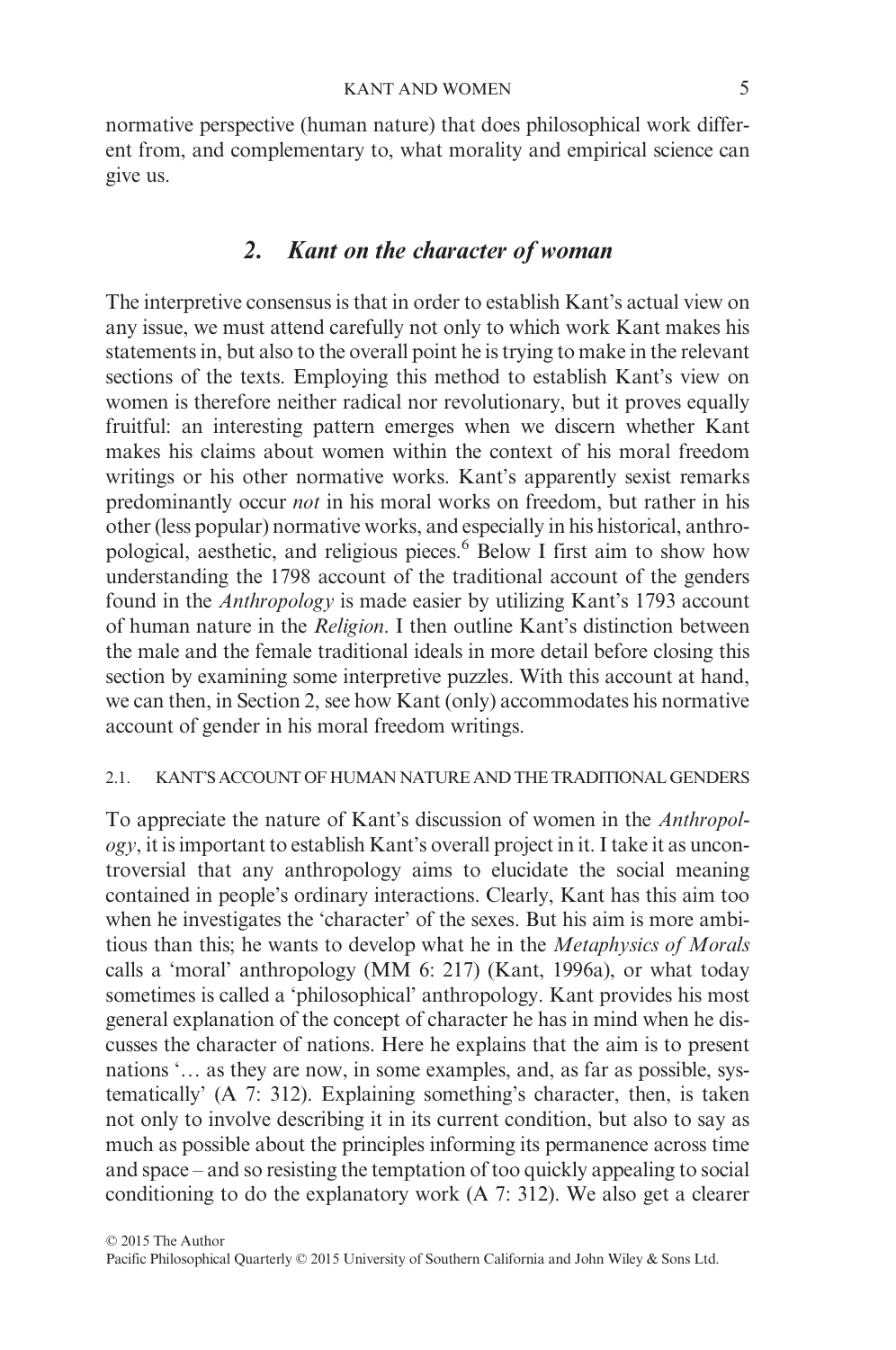normative perspective (human nature) that does philosophical work different from, and complementary to, what morality and empirical science can give us.

## 2. *Kant on the character of woman*

The interpretive consensus is that in order to establish Kant's actual view on any issue, we must attend carefully not only to which work Kant makes his statements in, but also to the overall point he is trying to make in the relevant sections of the texts. Employing this method to establish Kant's view on women is therefore neither radical nor revolutionary, but it proves equally fruitful: an interesting pattern emerges when we discern whether Kant makes his claims about women within the context of his moral freedom writings or his other normative works. Kant's apparently sexist remarks predominantly occur *not* in his moral works on freedom, but rather in his other (less popular) normative works, and especially in his historical, anthropological, aesthetic, and religious pieces.[6] Below I first aim to show how understanding the 1798 account of the traditional account of the genders found in the *Anthropology* is made easier by utilizing Kant's 1793 account of human nature in the *Religion*. I then outline Kant's distinction between the male and the female traditional ideals in more detail before closing this section by examining some interpretive puzzles. With this account at hand, we can then, in Section 2, see how Kant (only) accommodates his normative account of gender in his moral freedom writings.

### 2.1. KANT'S ACCOUNT OF HUMAN NATURE AND THE TRADITIONAL GENDERS

To appreciate the nature of Kant's discussion of women in the *Anthropology*, it is important to establish Kant's overall project in it. I take it as uncontroversial that any anthropology aims to elucidate the social meaning contained in people's ordinary interactions. Clearly, Kant has this aim too when he investigates the 'character' of the sexes. But his aim is more ambitious than this; he wants to develop what he in the *Metaphysics of Morals* calls a 'moral' anthropology (MM 6: 217) (Kant, 1996a), or what today sometimes is called a 'philosophical' anthropology. Kant provides his most general explanation of the concept of character he has in mind when he discusses the character of nations. Here he explains that the aim is to present nations '… as they are now, in some examples, and, as far as possible, systematically' (A 7: 312). Explaining something's character, then, is taken not only to involve describing it in its current condition, but also to say as much as possible about the principles informing its permanence across time and space – and so resisting the temptation of too quickly appealing to social conditioning to do the explanatory work (A 7: 312). We also get a clearer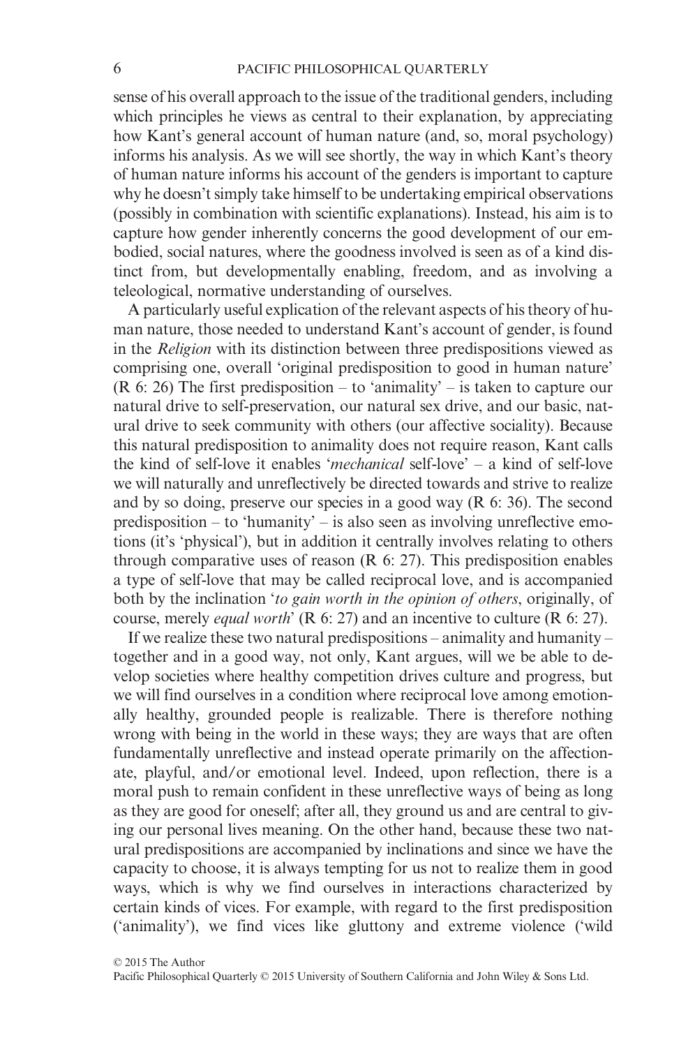sense of his overall approach to the issue of the traditional genders, including which principles he views as central to their explanation, by appreciating how Kant's general account of human nature (and, so, moral psychology) informs his analysis. As we will see shortly, the way in which Kant's theory of human nature informs his account of the genders is important to capture why he doesn't simply take himself to be undertaking empirical observations (possibly in combination with scientific explanations). Instead, his aim is to capture how gender inherently concerns the good development of our embodied, social natures, where the goodness involved is seen as of a kind distinct from, but developmentally enabling, freedom, and as involving a teleological, normative understanding of ourselves.

A particularly useful explication of the relevant aspects of his theory of human nature, those needed to understand Kant's account of gender, is found in the *Religion* with its distinction between three predispositions viewed as comprising one, overall 'original predisposition to good in human nature' (R 6: 26) The first predisposition – to 'animality' – is taken to capture our natural drive to self-preservation, our natural sex drive, and our basic, natural drive to seek community with others (our affective sociality). Because this natural predisposition to animality does not require reason, Kant calls the kind of self-love it enables '*mechanical* self-love' – a kind of self-love we will naturally and unreflectively be directed towards and strive to realize and by so doing, preserve our species in a good way (R 6: 36). The second predisposition – to 'humanity' – is also seen as involving unreflective emotions (it's 'physical'), but in addition it centrally involves relating to others through comparative uses of reason (R 6: 27). This predisposition enables a type of self-love that may be called reciprocal love, and is accompanied both by the inclination '*to gain worth in the opinion of others*, originally, of course, merely *equal worth*' (R 6: 27) and an incentive to culture (R 6: 27).

If we realize these two natural predispositions – animality and humanity – together and in a good way, not only, Kant argues, will we be able to develop societies where healthy competition drives culture and progress, but we will find ourselves in a condition where reciprocal love among emotionally healthy, grounded people is realizable. There is therefore nothing wrong with being in the world in these ways; they are ways that are often fundamentally unreflective and instead operate primarily on the affectionate, playful, and/or emotional level. Indeed, upon reflection, there is a moral push to remain confident in these unreflective ways of being as long as they are good for oneself; after all, they ground us and are central to giving our personal lives meaning. On the other hand, because these two natural predispositions are accompanied by inclinations and since we have the capacity to choose, it is always tempting for us not to realize them in good ways, which is why we find ourselves in interactions characterized by certain kinds of vices. For example, with regard to the first predisposition ('animality'), we find vices like gluttony and extreme violence ('wild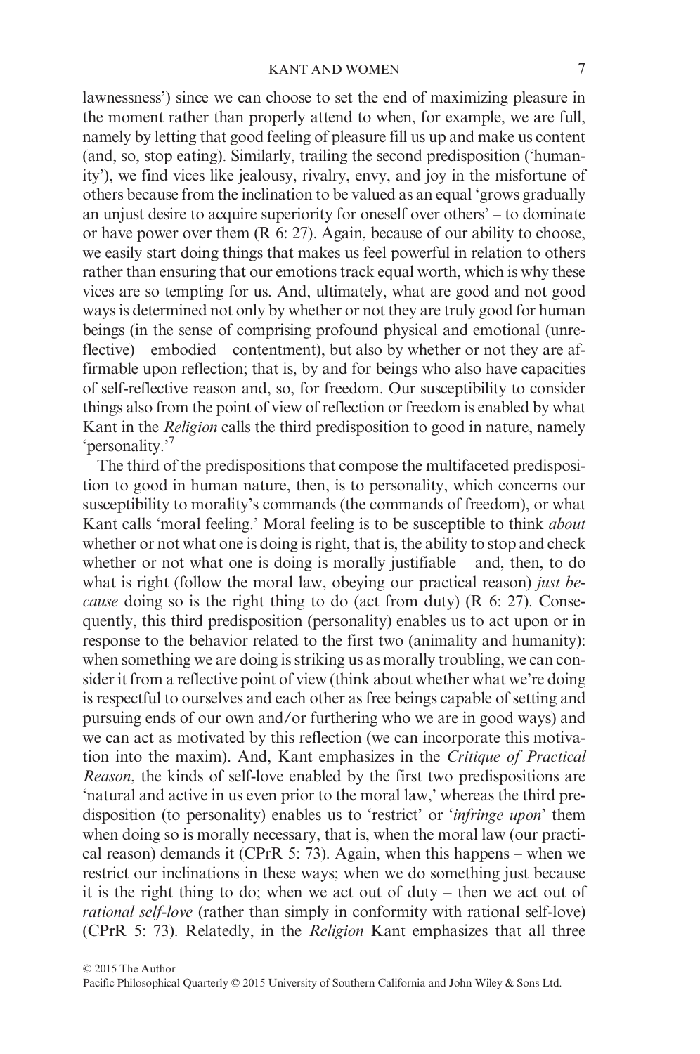lawnessness') since we can choose to set the end of maximizing pleasure in the moment rather than properly attend to when, for example, we are full, namely by letting that good feeling of pleasure fill us up and make us content (and, so, stop eating). Similarly, trailing the second predisposition ('humanity'), we find vices like jealousy, rivalry, envy, and joy in the misfortune of others because from the inclination to be valued as an equal 'grows gradually an unjust desire to acquire superiority for oneself over others' – to dominate or have power over them (R 6: 27). Again, because of our ability to choose, we easily start doing things that makes us feel powerful in relation to others rather than ensuring that our emotions track equal worth, which is why these vices are so tempting for us. And, ultimately, what are good and not good ways is determined not only by whether or not they are truly good for human beings (in the sense of comprising profound physical and emotional (unreflective) – embodied – contentment), but also by whether or not they are affirmable upon reflection; that is, by and for beings who also have capacities of self-reflective reason and, so, for freedom. Our susceptibility to consider things also from the point of view of reflection or freedom is enabled by what Kant in the *Religion* calls the third predisposition to good in nature, namely 'personality.'[7]

The third of the predispositions that compose the multifaceted predisposition to good in human nature, then, is to personality, which concerns our susceptibility to morality's commands (the commands of freedom), or what Kant calls 'moral feeling.' Moral feeling is to be susceptible to think *about* whether or not what one is doing is right, that is, the ability to stop and check whether or not what one is doing is morally justifiable – and, then, to do what is right (follow the moral law, obeying our practical reason) *just because* doing so is the right thing to do (act from duty) (R 6: 27). Consequently, this third predisposition (personality) enables us to act upon or in response to the behavior related to the first two (animality and humanity): when something we are doing is striking us as morally troubling, we can consider it from a reflective point of view (think about whether what we're doing is respectful to ourselves and each other as free beings capable of setting and pursuing ends of our own and/or furthering who we are in good ways) and we can act as motivated by this reflection (we can incorporate this motivation into the maxim). And, Kant emphasizes in the *Critique of Practical Reason*, the kinds of self-love enabled by the first two predispositions are 'natural and active in us even prior to the moral law,' whereas the third predisposition (to personality) enables us to 'restrict' or '*infringe upon*' them when doing so is morally necessary, that is, when the moral law (our practical reason) demands it (CPrR 5: 73). Again, when this happens – when we restrict our inclinations in these ways; when we do something just because it is the right thing to do; when we act out of duty – then we act out of *rational self-love* (rather than simply in conformity with rational self-love) (CPrR 5: 73). Relatedly, in the *Religion* Kant emphasizes that all three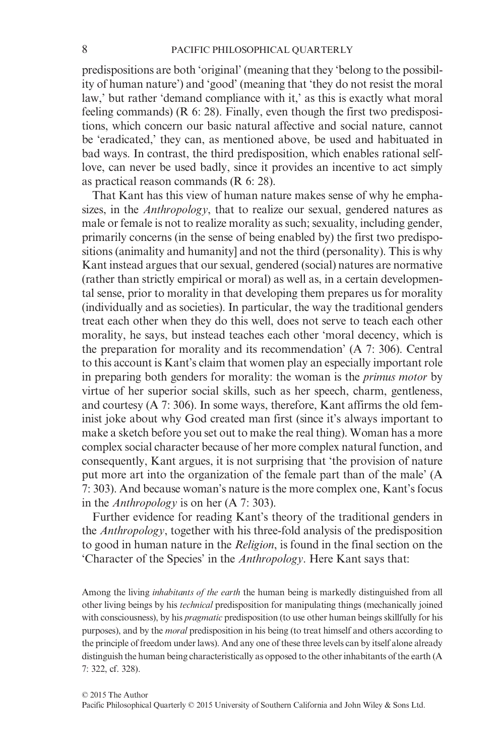predispositions are both 'original' (meaning that they 'belong to the possibility of human nature') and 'good' (meaning that 'they do not resist the moral law,' but rather 'demand compliance with it,' as this is exactly what moral feeling commands) (R 6: 28). Finally, even though the first two predispositions, which concern our basic natural affective and social nature, cannot be 'eradicated,' they can, as mentioned above, be used and habituated in bad ways. In contrast, the third predisposition, which enables rational self-love, can never be used badly, since it provides an incentive to act simply as practical reason commands (R 6: 28).

That Kant has this view of human nature makes sense of why he emphasizes, in the *Anthropology*, that to realize our sexual, gendered natures as male or female is not to realize morality as such; sexuality, including gender, primarily concerns (in the sense of being enabled by) the first two predispositions (animality and humanity] and not the third (personality). This is why Kant instead argues that our sexual, gendered (social) natures are normative (rather than strictly empirical or moral) as well as, in a certain developmental sense, prior to morality in that developing them prepares us for morality (individually and as societies). In particular, the way the traditional genders treat each other when they do this well, does not serve to teach each other morality, he says, but instead teaches each other 'moral decency, which is the preparation for morality and its recommendation' (A 7: 306). Central to this account is Kant's claim that women play an especially important role in preparing both genders for morality: the woman is the *primus motor* by virtue of her superior social skills, such as her speech, charm, gentleness, and courtesy (A 7: 306). In some ways, therefore, Kant affirms the old feminist joke about why God created man first (since it's always important to make a sketch before you set out to make the real thing). Woman has a more complex social character because of her more complex natural function, and consequently, Kant argues, it is not surprising that 'the provision of nature put more art into the organization of the female part than of the male' (A 7: 303). And because woman's nature is the more complex one, Kant's focus in the *Anthropology* is on her (A 7: 303).

Further evidence for reading Kant's theory of the traditional genders in the *Anthropology*, together with his three-fold analysis of the predisposition to good in human nature in the *Religion*, is found in the final section on the 'Character of the Species' in the *Anthropology*. Here Kant says that:

> Among the living *inhabitants of the earth* the human being is markedly distinguished from all other living beings by his *technical* predisposition for manipulating things (mechanically joined with consciousness), by his *pragmatic* predisposition (to use other human beings skillfully for his purposes), and by the *moral* predisposition in his being (to treat himself and others according to the principle of freedom under laws). And any one of these three levels can by itself alone already distinguish the human being characteristically as opposed to the other inhabitants of the earth (A 7: 322, cf. 328).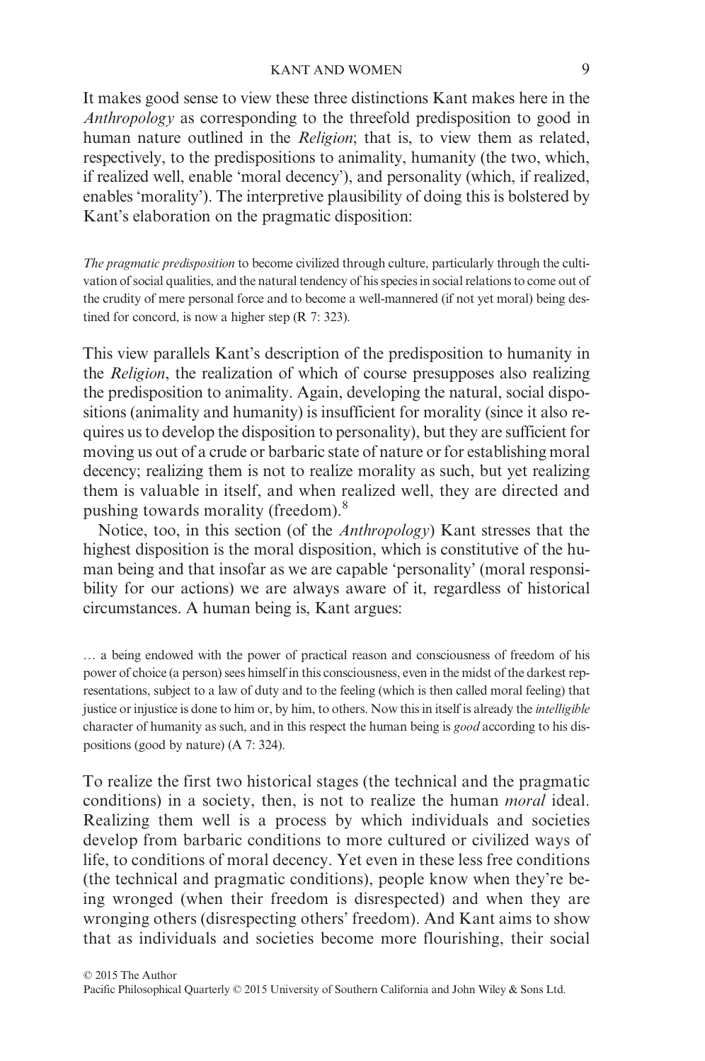It makes good sense to view these three distinctions Kant makes here in the *Anthropology* as corresponding to the threefold predisposition to good in human nature outlined in the *Religion*; that is, to view them as related, respectively, to the predispositions to animality, humanity (the two, which, if realized well, enable 'moral decency'), and personality (which, if realized, enables 'morality'). The interpretive plausibility of doing this is bolstered by Kant's elaboration on the pragmatic disposition:

> *The pragmatic predisposition* to become civilized through culture, particularly through the cultivation of social qualities, and the natural tendency of his species in social relations to come out of the crudity of mere personal force and to become a well-mannered (if not yet moral) being destined for concord, is now a higher step (R 7: 323).

This view parallels Kant's description of the predisposition to humanity in the *Religion*, the realization of which of course presupposes also realizing the predisposition to animality. Again, developing the natural, social dispositions (animality and humanity) is insufficient for morality (since it also requires us to develop the disposition to personality), but they are sufficient for moving us out of a crude or barbaric state of nature or for establishing moral decency; realizing them is not to realize morality as such, but yet realizing them is valuable in itself, and when realized well, they are directed and pushing towards morality (freedom).[8]

Notice, too, in this section (of the *Anthropology*) Kant stresses that the highest disposition is the moral disposition, which is constitutive of the human being and that insofar as we are capable 'personality' (moral responsibility for our actions) we are always aware of it, regardless of historical circumstances. A human being is, Kant argues:

> … a being endowed with the power of practical reason and consciousness of freedom of his power of choice (a person) sees himself in this consciousness, even in the midst of the darkest representations, subject to a law of duty and to the feeling (which is then called moral feeling) that justice or injustice is done to him or, by him, to others. Now this in itself is already the *intelligible* character of humanity as such, and in this respect the human being is *good* according to his dispositions (good by nature) (A 7: 324).

To realize the first two historical stages (the technical and the pragmatic conditions) in a society, then, is not to realize the human *moral* ideal. Realizing them well is a process by which individuals and societies develop from barbaric conditions to more cultured or civilized ways of life, to conditions of moral decency. Yet even in these less free conditions (the technical and pragmatic conditions), people know when they're being wronged (when their freedom is disrespected) and when they are wronging others (disrespecting others' freedom). And Kant aims to show that as individuals and societies become more flourishing, their social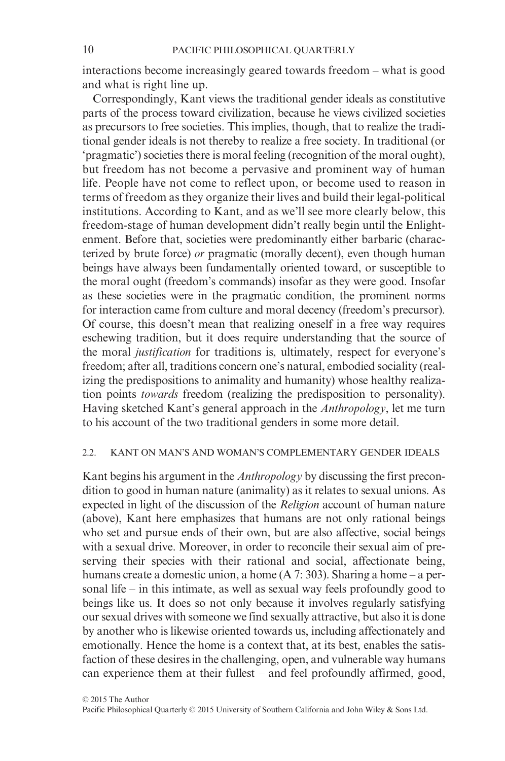interactions become increasingly geared towards freedom – what is good and what is right line up.

Correspondingly, Kant views the traditional gender ideals as constitutive parts of the process toward civilization, because he views civilized societies as precursors to free societies. This implies, though, that to realize the traditional gender ideals is not thereby to realize a free society. In traditional (or 'pragmatic') societies there is moral feeling (recognition of the moral ought), but freedom has not become a pervasive and prominent way of human life. People have not come to reflect upon, or become used to reason in terms of freedom as they organize their lives and build their legal-political institutions. According to Kant, and as we'll see more clearly below, this freedom-stage of human development didn't really begin until the Enlightenment. Before that, societies were predominantly either barbaric (characterized by brute force) *or* pragmatic (morally decent), even though human beings have always been fundamentally oriented toward, or susceptible to the moral ought (freedom's commands) insofar as they were good. Insofar as these societies were in the pragmatic condition, the prominent norms for interaction came from culture and moral decency (freedom's precursor). Of course, this doesn't mean that realizing oneself in a free way requires eschewing tradition, but it does require understanding that the source of the moral *justification* for traditions is, ultimately, respect for everyone's freedom; after all, traditions concern one's natural, embodied sociality (realizing the predispositions to animality and humanity) whose healthy realization points *towards* freedom (realizing the predisposition to personality). Having sketched Kant's general approach in the *Anthropology*, let me turn to his account of the two traditional genders in some more detail.

### 2.2. KANT ON MAN'S AND WOMAN'S COMPLEMENTARY GENDER IDEALS

Kant begins his argument in the *Anthropology* by discussing the first precondition to good in human nature (animality) as it relates to sexual unions. As expected in light of the discussion of the *Religion* account of human nature (above), Kant here emphasizes that humans are not only rational beings who set and pursue ends of their own, but are also affective, social beings with a sexual drive. Moreover, in order to reconcile their sexual aim of preserving their species with their rational and social, affectionate being, humans create a domestic union, a home (A 7: 303). Sharing a home – a personal life – in this intimate, as well as sexual way feels profoundly good to beings like us. It does so not only because it involves regularly satisfying our sexual drives with someone we find sexually attractive, but also it is done by another who is likewise oriented towards us, including affectionately and emotionally. Hence the home is a context that, at its best, enables the satisfaction of these desires in the challenging, open, and vulnerable way humans can experience them at their fullest – and feel profoundly affirmed, good,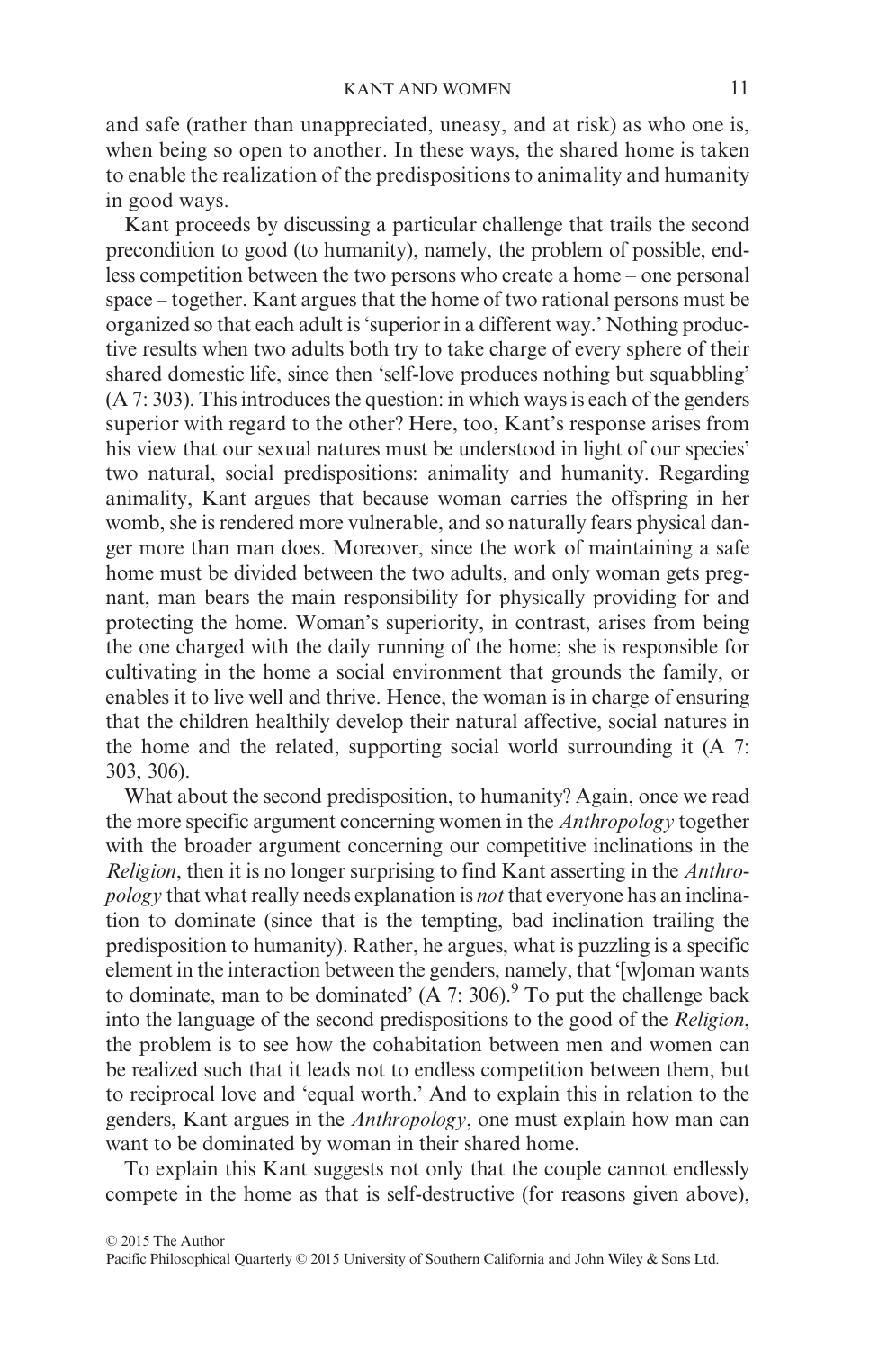and safe (rather than unappreciated, uneasy, and at risk) as who one is, when being so open to another. In these ways, the shared home is taken to enable the realization of the predispositions to animality and humanity in good ways.

Kant proceeds by discussing a particular challenge that trails the second precondition to good (to humanity), namely, the problem of possible, endless competition between the two persons who create a home – one personal space – together. Kant argues that the home of two rational persons must be organized so that each adult is 'superior in a different way.' Nothing productive results when two adults both try to take charge of every sphere of their shared domestic life, since then 'self-love produces nothing but squabbling' (A 7: 303). This introduces the question: in which ways is each of the genders superior with regard to the other? Here, too, Kant's response arises from his view that our sexual natures must be understood in light of our species' two natural, social predispositions: animality and humanity. Regarding animality, Kant argues that because woman carries the offspring in her womb, she is rendered more vulnerable, and so naturally fears physical danger more than man does. Moreover, since the work of maintaining a safe home must be divided between the two adults, and only woman gets pregnant, man bears the main responsibility for physically providing for and protecting the home. Woman's superiority, in contrast, arises from being the one charged with the daily running of the home; she is responsible for cultivating in the home a social environment that grounds the family, or enables it to live well and thrive. Hence, the woman is in charge of ensuring that the children healthily develop their natural affective, social natures in the home and the related, supporting social world surrounding it (A 7: 303, 306).

What about the second predisposition, to humanity? Again, once we read the more specific argument concerning women in the *Anthropology* together with the broader argument concerning our competitive inclinations in the *Religion*, then it is no longer surprising to find Kant asserting in the *Anthropology* that what really needs explanation is *not* that everyone has an inclination to dominate (since that is the tempting, bad inclination trailing the predisposition to humanity). Rather, he argues, what is puzzling is a specific element in the interaction between the genders, namely, that '[w]oman wants to dominate, man to be dominated' (A 7: 306).[9] To put the challenge back into the language of the second predispositions to the good of the *Religion*, the problem is to see how the cohabitation between men and women can be realized such that it leads not to endless competition between them, but to reciprocal love and 'equal worth.' And to explain this in relation to the genders, Kant argues in the *Anthropology*, one must explain how man can want to be dominated by woman in their shared home.

To explain this Kant suggests not only that the couple cannot endlessly compete in the home as that is self-destructive (for reasons given above),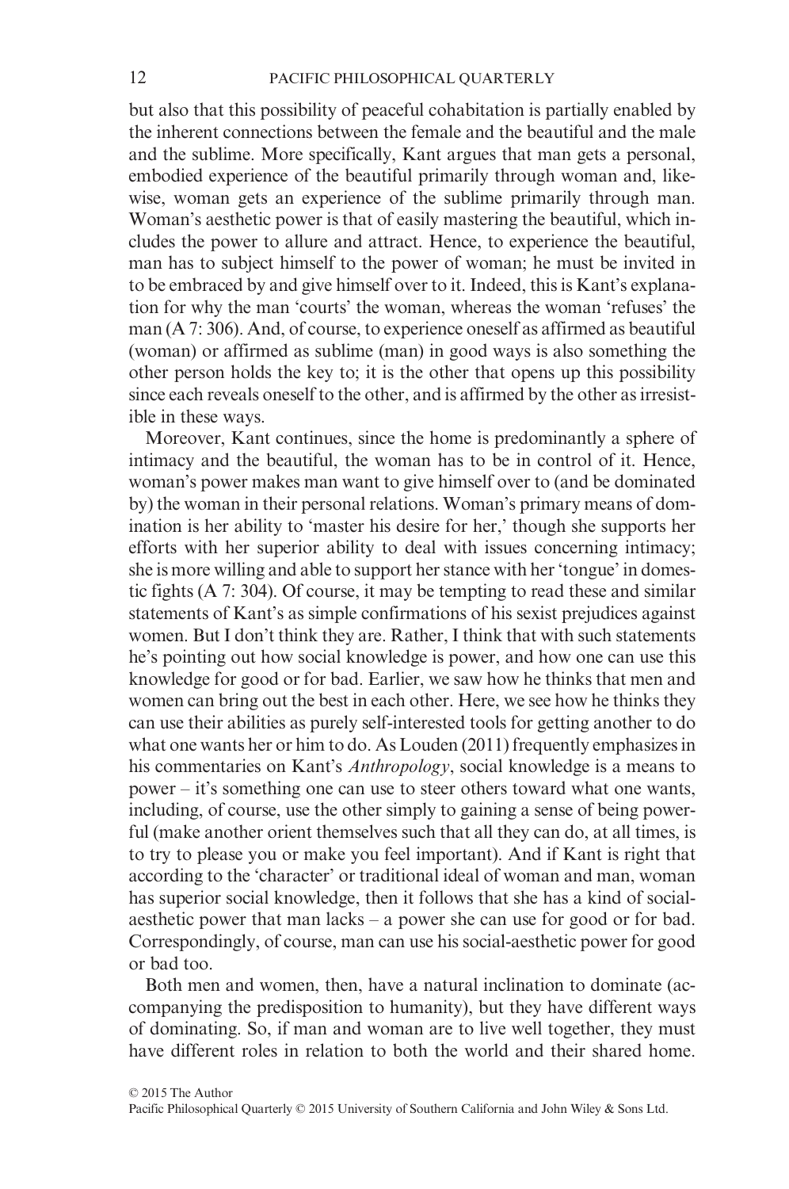but also that this possibility of peaceful cohabitation is partially enabled by the inherent connections between the female and the beautiful and the male and the sublime. More specifically, Kant argues that man gets a personal, embodied experience of the beautiful primarily through woman and, likewise, woman gets an experience of the sublime primarily through man. Woman's aesthetic power is that of easily mastering the beautiful, which includes the power to allure and attract. Hence, to experience the beautiful, man has to subject himself to the power of woman; he must be invited in to be embraced by and give himself over to it. Indeed, this is Kant's explanation for why the man 'courts' the woman, whereas the woman 'refuses' the man (A 7: 306). And, of course, to experience oneself as affirmed as beautiful (woman) or affirmed as sublime (man) in good ways is also something the other person holds the key to; it is the other that opens up this possibility since each reveals oneself to the other, and is affirmed by the other as irresistible in these ways.

Moreover, Kant continues, since the home is predominantly a sphere of intimacy and the beautiful, the woman has to be in control of it. Hence, woman's power makes man want to give himself over to (and be dominated by) the woman in their personal relations. Woman's primary means of domination is her ability to 'master his desire for her,' though she supports her efforts with her superior ability to deal with issues concerning intimacy; she is more willing and able to support her stance with her 'tongue' in domestic fights (A 7: 304). Of course, it may be tempting to read these and similar statements of Kant's as simple confirmations of his sexist prejudices against women. But I don't think they are. Rather, I think that with such statements he's pointing out how social knowledge is power, and how one can use this knowledge for good or for bad. Earlier, we saw how he thinks that men and women can bring out the best in each other. Here, we see how he thinks they can use their abilities as purely self-interested tools for getting another to do what one wants her or him to do. As Louden (2011) frequently emphasizes in his commentaries on Kant's *Anthropology*, social knowledge is a means to power – it's something one can use to steer others toward what one wants, including, of course, use the other simply to gaining a sense of being powerful (make another orient themselves such that all they can do, at all times, is to try to please you or make you feel important). And if Kant is right that according to the 'character' or traditional ideal of woman and man, woman has superior social knowledge, then it follows that she has a kind of social-aesthetic power that man lacks – a power she can use for good or for bad. Correspondingly, of course, man can use his social-aesthetic power for good or bad too.

Both men and women, then, have a natural inclination to dominate (accompanying the predisposition to humanity), but they have different ways of dominating. So, if man and woman are to live well together, they must have different roles in relation to both the world and their shared home.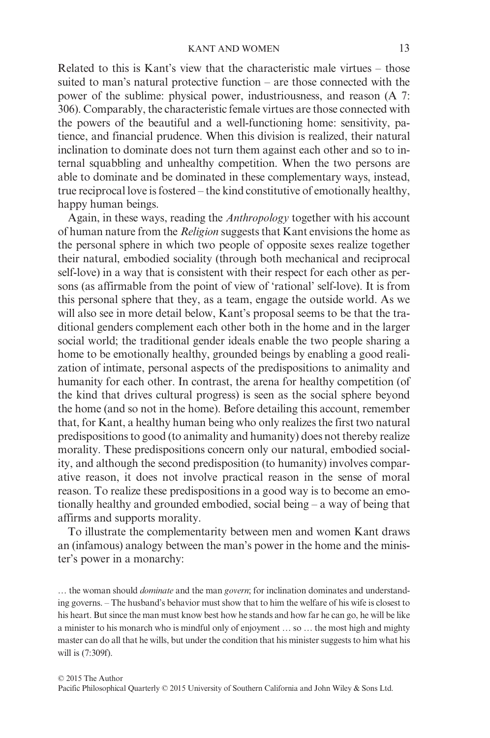Related to this is Kant's view that the characteristic male virtues – those suited to man's natural protective function – are those connected with the power of the sublime: physical power, industriousness, and reason (A 7: 306). Comparably, the characteristic female virtues are those connected with the powers of the beautiful and a well-functioning home: sensitivity, patience, and financial prudence. When this division is realized, their natural inclination to dominate does not turn them against each other and so to internal squabbling and unhealthy competition. When the two persons are able to dominate and be dominated in these complementary ways, instead, true reciprocal love is fostered – the kind constitutive of emotionally healthy, happy human beings.

Again, in these ways, reading the *Anthropology* together with his account of human nature from the *Religion* suggests that Kant envisions the home as the personal sphere in which two people of opposite sexes realize together their natural, embodied sociality (through both mechanical and reciprocal self-love) in a way that is consistent with their respect for each other as persons (as affirmable from the point of view of 'rational' self-love). It is from this personal sphere that they, as a team, engage the outside world. As we will also see in more detail below, Kant's proposal seems to be that the traditional genders complement each other both in the home and in the larger social world; the traditional gender ideals enable the two people sharing a home to be emotionally healthy, grounded beings by enabling a good realization of intimate, personal aspects of the predispositions to animality and humanity for each other. In contrast, the arena for healthy competition (of the kind that drives cultural progress) is seen as the social sphere beyond the home (and so not in the home). Before detailing this account, remember that, for Kant, a healthy human being who only realizes the first two natural predispositions to good (to animality and humanity) does not thereby realize morality. These predispositions concern only our natural, embodied sociality, and although the second predisposition (to humanity) involves comparative reason, it does not involve practical reason in the sense of moral reason. To realize these predispositions in a good way is to become an emotionally healthy and grounded embodied, social being – a way of being that affirms and supports morality.

To illustrate the complementarity between men and women Kant draws an (infamous) analogy between the man's power in the home and the minister's power in a monarchy:

> … the woman should *dominate* and the man *govern*; for inclination dominates and understanding governs. – The husband's behavior must show that to him the welfare of his wife is closest to his heart. But since the man must know best how he stands and how far he can go, he will be like a minister to his monarch who is mindful only of enjoyment … so … the most high and mighty master can do all that he wills, but under the condition that his minister suggests to him what his will is (7:309f).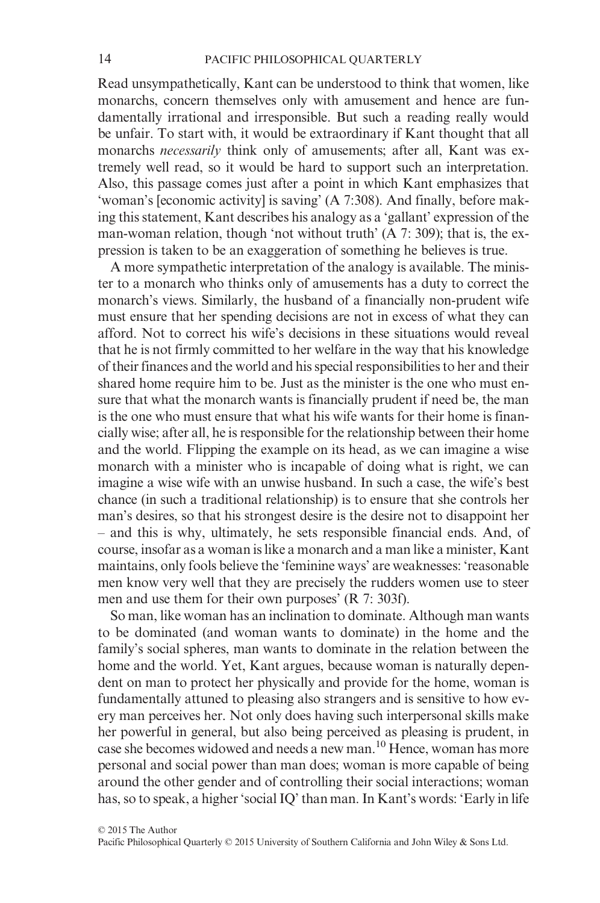Read unsympathetically, Kant can be understood to think that women, like monarchs, concern themselves only with amusement and hence are fundamentally irrational and irresponsible. But such a reading really would be unfair. To start with, it would be extraordinary if Kant thought that all monarchs *necessarily* think only of amusements; after all, Kant was extremely well read, so it would be hard to support such an interpretation. Also, this passage comes just after a point in which Kant emphasizes that 'woman's [economic activity] is saving' (A 7:308). And finally, before making this statement, Kant describes his analogy as a 'gallant' expression of the man-woman relation, though 'not without truth' (A 7: 309); that is, the expression is taken to be an exaggeration of something he believes is true.

A more sympathetic interpretation of the analogy is available. The minister to a monarch who thinks only of amusements has a duty to correct the monarch's views. Similarly, the husband of a financially non-prudent wife must ensure that her spending decisions are not in excess of what they can afford. Not to correct his wife's decisions in these situations would reveal that he is not firmly committed to her welfare in the way that his knowledge of their finances and the world and his special responsibilities to her and their shared home require him to be. Just as the minister is the one who must ensure that what the monarch wants is financially prudent if need be, the man is the one who must ensure that what his wife wants for their home is financially wise; after all, he is responsible for the relationship between their home and the world. Flipping the example on its head, as we can imagine a wise monarch with a minister who is incapable of doing what is right, we can imagine a wise wife with an unwise husband. In such a case, the wife's best chance (in such a traditional relationship) is to ensure that she controls her man's desires, so that his strongest desire is the desire not to disappoint her – and this is why, ultimately, he sets responsible financial ends. And, of course, insofar as a woman is like a monarch and a man like a minister, Kant maintains, only fools believe the 'feminine ways' are weaknesses: 'reasonable men know very well that they are precisely the rudders women use to steer men and use them for their own purposes' (R 7: 303f).

So man, like woman has an inclination to dominate. Although man wants to be dominated (and woman wants to dominate) in the home and the family's social spheres, man wants to dominate in the relation between the home and the world. Yet, Kant argues, because woman is naturally dependent on man to protect her physically and provide for the home, woman is fundamentally attuned to pleasing also strangers and is sensitive to how every man perceives her. Not only does having such interpersonal skills make her powerful in general, but also being perceived as pleasing is prudent, in case she becomes widowed and needs a new man.[10] Hence, woman has more personal and social power than man does; woman is more capable of being around the other gender and of controlling their social interactions; woman has, so to speak, a higher 'social IQ' than man. In Kant's words: 'Early in life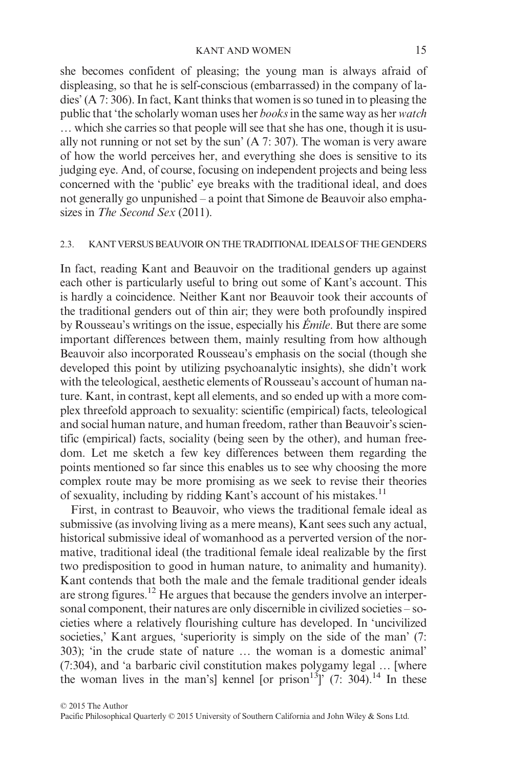she becomes confident of pleasing; the young man is always afraid of displeasing, so that he is self-conscious (embarrassed) in the company of ladies' (A 7: 306). In fact, Kant thinks that women is so tuned in to pleasing the public that 'the scholarly woman uses her *books* in the same way as her *watch* … which she carries so that people will see that she has one, though it is usually not running or not set by the sun' (A 7: 307). The woman is very aware of how the world perceives her, and everything she does is sensitive to its judging eye. And, of course, focusing on independent projects and being less concerned with the 'public' eye breaks with the traditional ideal, and does not generally go unpunished – a point that Simone de Beauvoir also emphasizes in *The Second Sex* (2011).

### 2.3. KANT VERSUS BEAUVOIR ON THE TRADITIONAL IDEALS OF THE GENDERS

In fact, reading Kant and Beauvoir on the traditional genders up against each other is particularly useful to bring out some of Kant's account. This is hardly a coincidence. Neither Kant nor Beauvoir took their accounts of the traditional genders out of thin air; they were both profoundly inspired by Rousseau's writings on the issue, especially his *Émile*. But there are some important differences between them, mainly resulting from how although Beauvoir also incorporated Rousseau's emphasis on the social (though she developed this point by utilizing psychoanalytic insights), she didn't work with the teleological, aesthetic elements of Rousseau's account of human nature. Kant, in contrast, kept all elements, and so ended up with a more complex threefold approach to sexuality: scientific (empirical) facts, teleological and social human nature, and human freedom, rather than Beauvoir's scientific (empirical) facts, sociality (being seen by the other), and human freedom. Let me sketch a few key differences between them regarding the points mentioned so far since this enables us to see why choosing the more complex route may be more promising as we seek to revise their theories of sexuality, including by ridding Kant's account of his mistakes.[11]

First, in contrast to Beauvoir, who views the traditional female ideal as submissive (as involving living as a mere means), Kant sees such any actual, historical submissive ideal of womanhood as a perverted version of the normative, traditional ideal (the traditional female ideal realizable by the first two predisposition to good in human nature, to animality and humanity). Kant contends that both the male and the female traditional gender ideals are strong figures.[12] He argues that because the genders involve an interpersonal component, their natures are only discernible in civilized societies – societies where a relatively flourishing culture has developed. In 'uncivilized societies,' Kant argues, 'superiority is simply on the side of the man' (7: 303); 'in the crude state of nature … the woman is a domestic animal' (7:304), and 'a barbaric civil constitution makes polygamy legal … [where the woman lives in the man's] kennel [or prison[13]]' (7: 304).[14] In these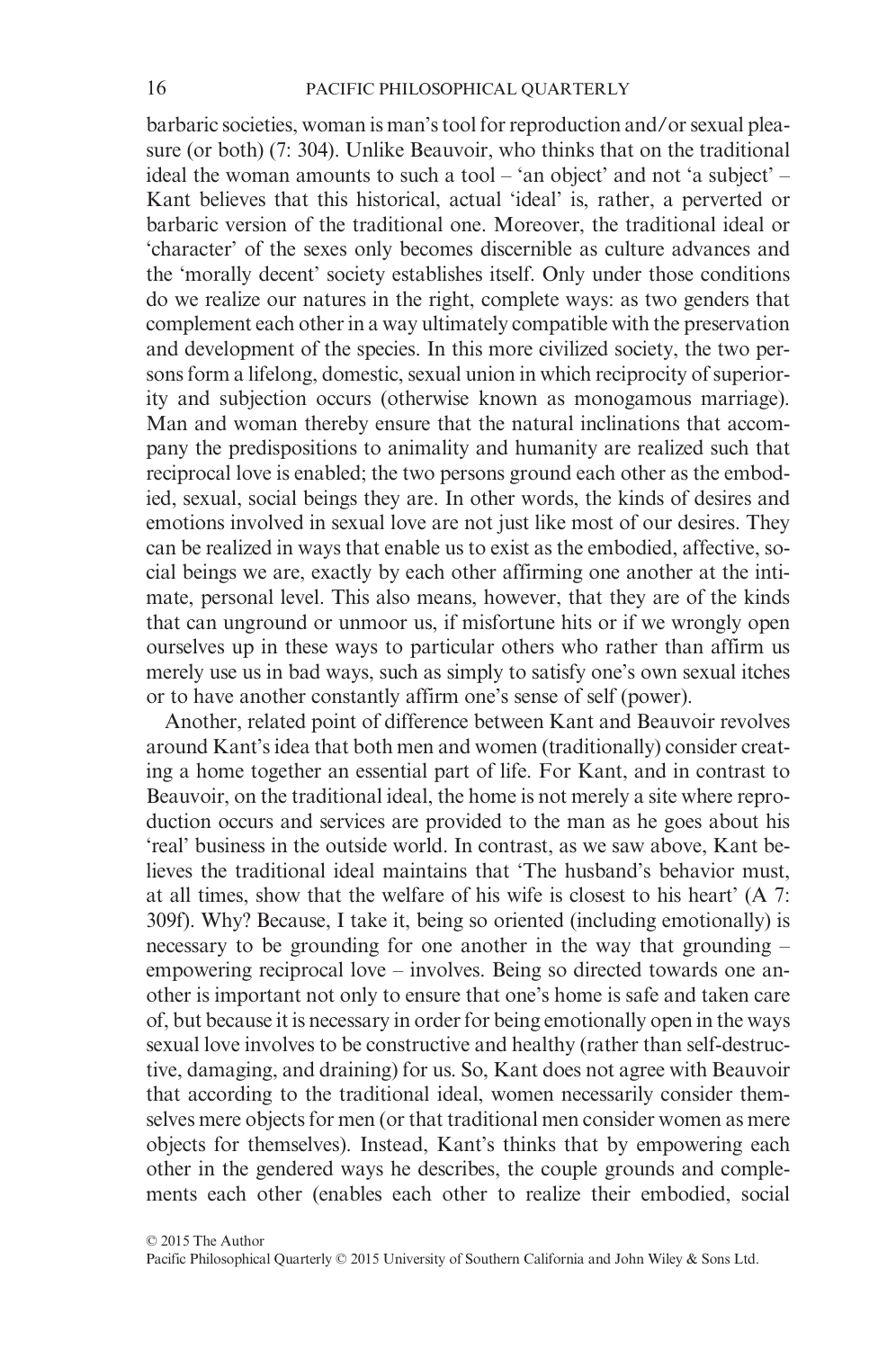barbaric societies, woman is man's tool for reproduction and/or sexual pleasure (or both) (7: 304). Unlike Beauvoir, who thinks that on the traditional ideal the woman amounts to such a tool – 'an object' and not 'a subject' – Kant believes that this historical, actual 'ideal' is, rather, a perverted or barbaric version of the traditional one. Moreover, the traditional ideal or 'character' of the sexes only becomes discernible as culture advances and the 'morally decent' society establishes itself. Only under those conditions do we realize our natures in the right, complete ways: as two genders that complement each other in a way ultimately compatible with the preservation and development of the species. In this more civilized society, the two persons form a lifelong, domestic, sexual union in which reciprocity of superiority and subjection occurs (otherwise known as monogamous marriage). Man and woman thereby ensure that the natural inclinations that accompany the predispositions to animality and humanity are realized such that reciprocal love is enabled; the two persons ground each other as the embodied, sexual, social beings they are. In other words, the kinds of desires and emotions involved in sexual love are not just like most of our desires. They can be realized in ways that enable us to exist as the embodied, affective, social beings we are, exactly by each other affirming one another at the intimate, personal level. This also means, however, that they are of the kinds that can unground or unmoor us, if misfortune hits or if we wrongly open ourselves up in these ways to particular others who rather than affirm us merely use us in bad ways, such as simply to satisfy one's own sexual itches or to have another constantly affirm one's sense of self (power).

Another, related point of difference between Kant and Beauvoir revolves around Kant's idea that both men and women (traditionally) consider creating a home together an essential part of life. For Kant, and in contrast to Beauvoir, on the traditional ideal, the home is not merely a site where reproduction occurs and services are provided to the man as he goes about his 'real' business in the outside world. In contrast, as we saw above, Kant believes the traditional ideal maintains that 'The husband's behavior must, at all times, show that the welfare of his wife is closest to his heart' (A 7: 309f). Why? Because, I take it, being so oriented (including emotionally) is necessary to be grounding for one another in the way that grounding – empowering reciprocal love – involves. Being so directed towards one another is important not only to ensure that one's home is safe and taken care of, but because it is necessary in order for being emotionally open in the ways sexual love involves to be constructive and healthy (rather than self-destructive, damaging, and draining) for us. So, Kant does not agree with Beauvoir that according to the traditional ideal, women necessarily consider themselves mere objects for men (or that traditional men consider women as mere objects for themselves). Instead, Kant's thinks that by empowering each other in the gendered ways he describes, the couple grounds and complements each other (enables each other to realize their embodied, social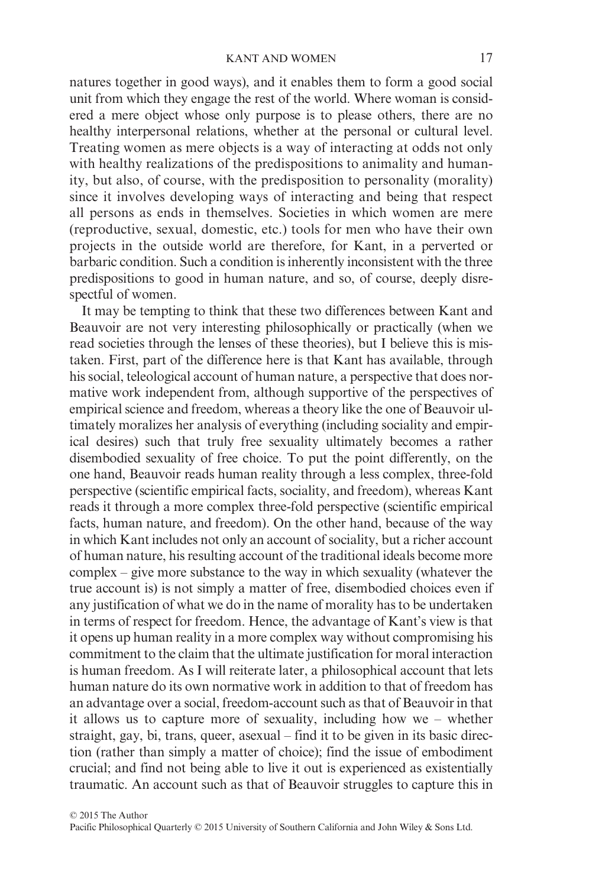natures together in good ways), and it enables them to form a good social unit from which they engage the rest of the world. Where woman is considered a mere object whose only purpose is to please others, there are no healthy interpersonal relations, whether at the personal or cultural level. Treating women as mere objects is a way of interacting at odds not only with healthy realizations of the predispositions to animality and humanity, but also, of course, with the predisposition to personality (morality) since it involves developing ways of interacting and being that respect all persons as ends in themselves. Societies in which women are mere (reproductive, sexual, domestic, etc.) tools for men who have their own projects in the outside world are therefore, for Kant, in a perverted or barbaric condition. Such a condition is inherently inconsistent with the three predispositions to good in human nature, and so, of course, deeply disrespectful of women.

It may be tempting to think that these two differences between Kant and Beauvoir are not very interesting philosophically or practically (when we read societies through the lenses of these theories), but I believe this is mistaken. First, part of the difference here is that Kant has available, through his social, teleological account of human nature, a perspective that does normative work independent from, although supportive of the perspectives of empirical science and freedom, whereas a theory like the one of Beauvoir ultimately moralizes her analysis of everything (including sociality and empirical desires) such that truly free sexuality ultimately becomes a rather disembodied sexuality of free choice. To put the point differently, on the one hand, Beauvoir reads human reality through a less complex, three-fold perspective (scientific empirical facts, sociality, and freedom), whereas Kant reads it through a more complex three-fold perspective (scientific empirical facts, human nature, and freedom). On the other hand, because of the way in which Kant includes not only an account of sociality, but a richer account of human nature, his resulting account of the traditional ideals become more complex – give more substance to the way in which sexuality (whatever the true account is) is not simply a matter of free, disembodied choices even if any justification of what we do in the name of morality has to be undertaken in terms of respect for freedom. Hence, the advantage of Kant's view is that it opens up human reality in a more complex way without compromising his commitment to the claim that the ultimate justification for moral interaction is human freedom. As I will reiterate later, a philosophical account that lets human nature do its own normative work in addition to that of freedom has an advantage over a social, freedom-account such as that of Beauvoir in that it allows us to capture more of sexuality, including how we – whether straight, gay, bi, trans, queer, asexual – find it to be given in its basic direction (rather than simply a matter of choice); find the issue of embodiment crucial; and find not being able to live it out is experienced as existentially traumatic. An account such as that of Beauvoir struggles to capture this in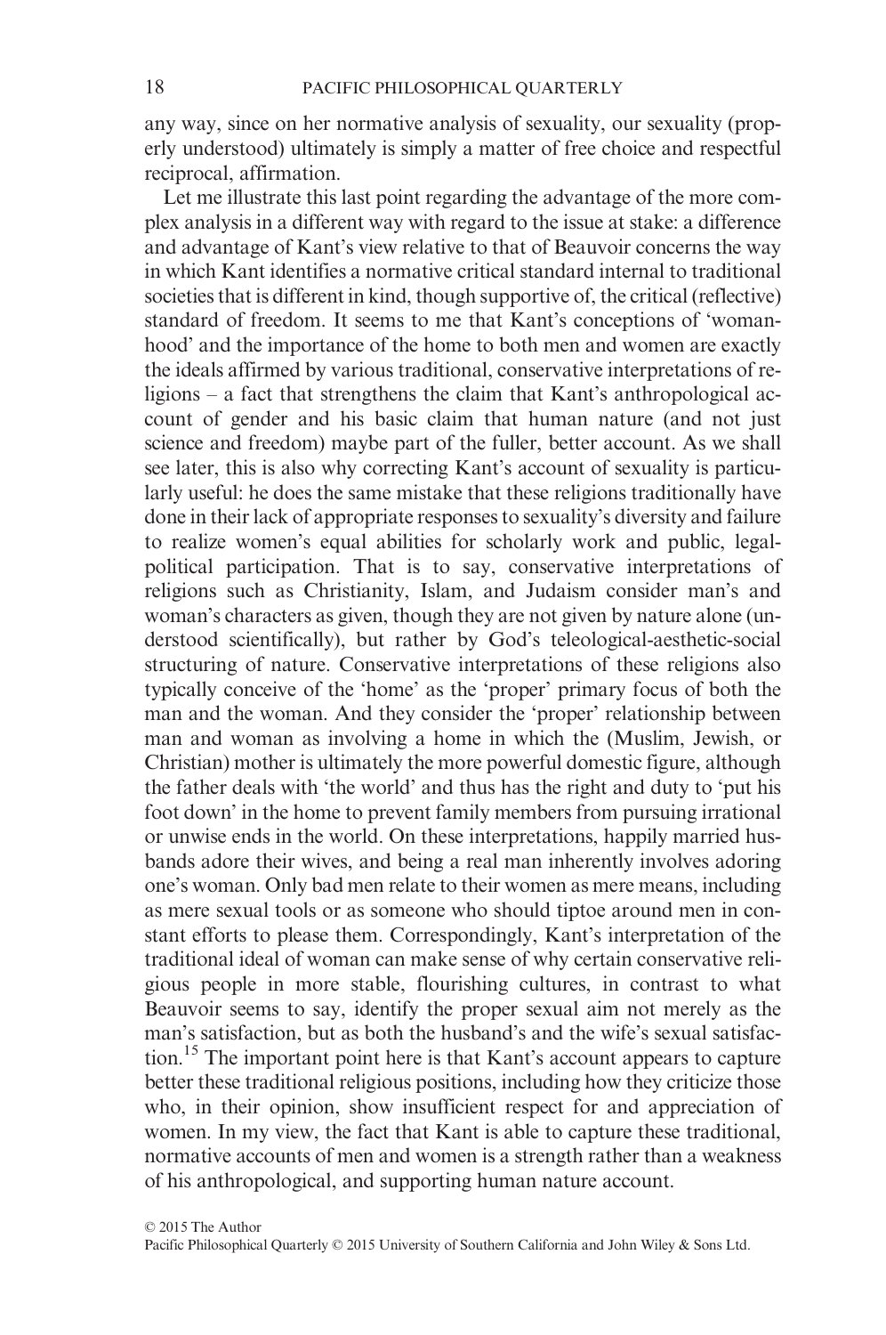any way, since on her normative analysis of sexuality, our sexuality (properly understood) ultimately is simply a matter of free choice and respectful reciprocal, affirmation.

Let me illustrate this last point regarding the advantage of the more complex analysis in a different way with regard to the issue at stake: a difference and advantage of Kant's view relative to that of Beauvoir concerns the way in which Kant identifies a normative critical standard internal to traditional societies that is different in kind, though supportive of, the critical (reflective) standard of freedom. It seems to me that Kant's conceptions of 'womanhood' and the importance of the home to both men and women are exactly the ideals affirmed by various traditional, conservative interpretations of religions – a fact that strengthens the claim that Kant's anthropological account of gender and his basic claim that human nature (and not just science and freedom) maybe part of the fuller, better account. As we shall see later, this is also why correcting Kant's account of sexuality is particularly useful: he does the same mistake that these religions traditionally have done in their lack of appropriate responses to sexuality's diversity and failure to realize women's equal abilities for scholarly work and public, legal-political participation. That is to say, conservative interpretations of religions such as Christianity, Islam, and Judaism consider man's and woman's characters as given, though they are not given by nature alone (understood scientifically), but rather by God's teleological-aesthetic-social structuring of nature. Conservative interpretations of these religions also typically conceive of the 'home' as the 'proper' primary focus of both the man and the woman. And they consider the 'proper' relationship between man and woman as involving a home in which the (Muslim, Jewish, or Christian) mother is ultimately the more powerful domestic figure, although the father deals with 'the world' and thus has the right and duty to 'put his foot down' in the home to prevent family members from pursuing irrational or unwise ends in the world. On these interpretations, happily married husbands adore their wives, and being a real man inherently involves adoring one's woman. Only bad men relate to their women as mere means, including as mere sexual tools or as someone who should tiptoe around men in constant efforts to please them. Correspondingly, Kant's interpretation of the traditional ideal of woman can make sense of why certain conservative religious people in more stable, flourishing cultures, in contrast to what Beauvoir seems to say, identify the proper sexual aim not merely as the man's satisfaction, but as both the husband's and the wife's sexual satisfaction.[15] The important point here is that Kant's account appears to capture better these traditional religious positions, including how they criticize those who, in their opinion, show insufficient respect for and appreciation of women. In my view, the fact that Kant is able to capture these traditional, normative accounts of men and women is a strength rather than a weakness of his anthropological, and supporting human nature account.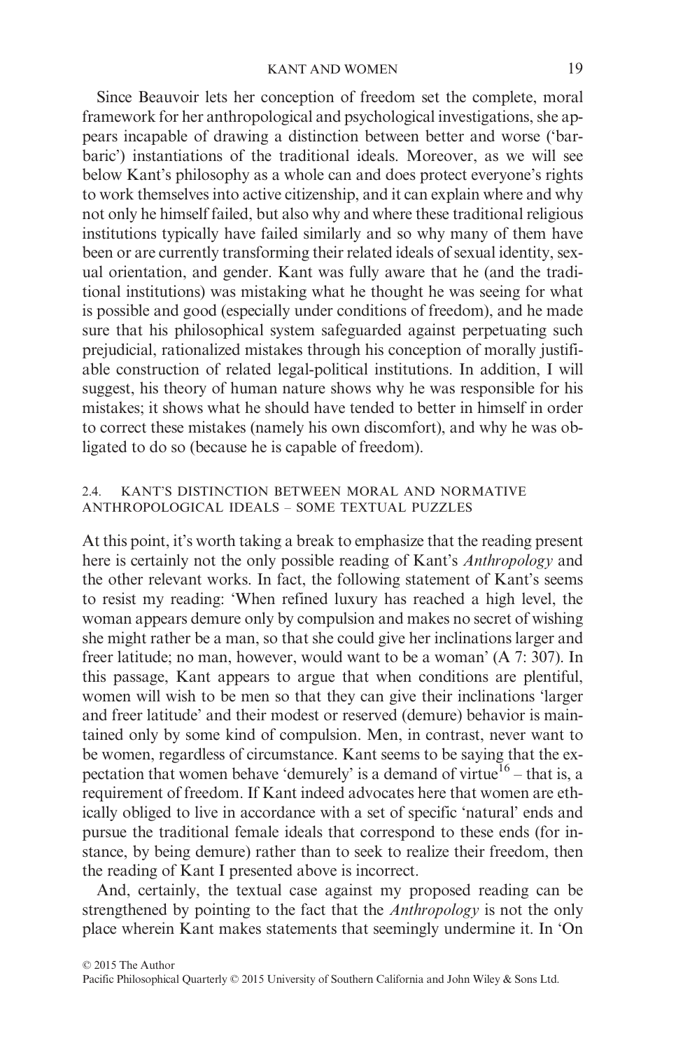Since Beauvoir lets her conception of freedom set the complete, moral framework for her anthropological and psychological investigations, she appears incapable of drawing a distinction between better and worse ('barbaric') instantiations of the traditional ideals. Moreover, as we will see below Kant's philosophy as a whole can and does protect everyone's rights to work themselves into active citizenship, and it can explain where and why not only he himself failed, but also why and where these traditional religious institutions typically have failed similarly and so why many of them have been or are currently transforming their related ideals of sexual identity, sexual orientation, and gender. Kant was fully aware that he (and the traditional institutions) was mistaking what he thought he was seeing for what is possible and good (especially under conditions of freedom), and he made sure that his philosophical system safeguarded against perpetuating such prejudicial, rationalized mistakes through his conception of morally justifiable construction of related legal-political institutions. In addition, I will suggest, his theory of human nature shows why he was responsible for his mistakes; it shows what he should have tended to better in himself in order to correct these mistakes (namely his own discomfort), and why he was obligated to do so (because he is capable of freedom).

## 2.4. KANT'S DISTINCTION BETWEEN MORAL AND NORMATIVE ANTHROPOLOGICAL IDEALS – SOME TEXTUAL PUZZLES

At this point, it's worth taking a break to emphasize that the reading present here is certainly not the only possible reading of Kant's *Anthropology* and the other relevant works. In fact, the following statement of Kant's seems to resist my reading: 'When refined luxury has reached a high level, the woman appears demure only by compulsion and makes no secret of wishing she might rather be a man, so that she could give her inclinations larger and freer latitude; no man, however, would want to be a woman' (A 7: 307). In this passage, Kant appears to argue that when conditions are plentiful, women will wish to be men so that they can give their inclinations 'larger and freer latitude' and their modest or reserved (demure) behavior is maintained only by some kind of compulsion. Men, in contrast, never want to be women, regardless of circumstance. Kant seems to be saying that the expectation that women behave 'demurely' is a demand of virtue[16] – that is, a requirement of freedom. If Kant indeed advocates here that women are ethically obliged to live in accordance with a set of specific 'natural' ends and pursue the traditional female ideals that correspond to these ends (for instance, by being demure) rather than to seek to realize their freedom, then the reading of Kant I presented above is incorrect.

And, certainly, the textual case against my proposed reading can be strengthened by pointing to the fact that the *Anthropology* is not the only place wherein Kant makes statements that seemingly undermine it. In 'On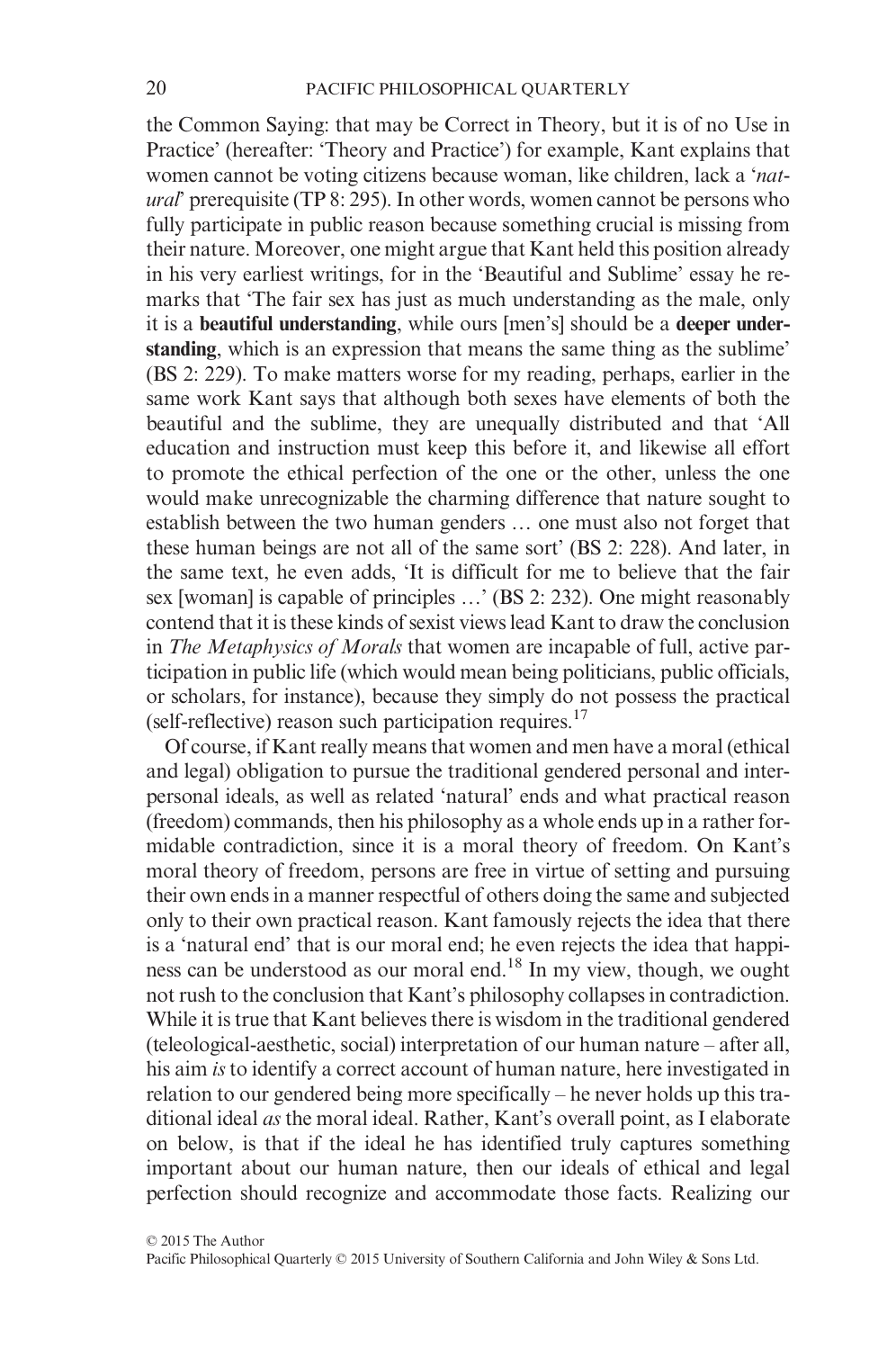the Common Saying: that may be Correct in Theory, but it is of no Use in Practice' (hereafter: 'Theory and Practice') for example, Kant explains that women cannot be voting citizens because woman, like children, lack a '*natural*' prerequisite (TP 8: 295). In other words, women cannot be persons who fully participate in public reason because something crucial is missing from their nature. Moreover, one might argue that Kant held this position already in his very earliest writings, for in the 'Beautiful and Sublime' essay he remarks that 'The fair sex has just as much understanding as the male, only it is a **beautiful understanding**, while ours [men's] should be a **deeper understanding**, which is an expression that means the same thing as the sublime' (BS 2: 229). To make matters worse for my reading, perhaps, earlier in the same work Kant says that although both sexes have elements of both the beautiful and the sublime, they are unequally distributed and that 'All education and instruction must keep this before it, and likewise all effort to promote the ethical perfection of the one or the other, unless the one would make unrecognizable the charming difference that nature sought to establish between the two human genders … one must also not forget that these human beings are not all of the same sort' (BS 2: 228). And later, in the same text, he even adds, 'It is difficult for me to believe that the fair sex [woman] is capable of principles …' (BS 2: 232). One might reasonably contend that it is these kinds of sexist views lead Kant to draw the conclusion in *The Metaphysics of Morals* that women are incapable of full, active participation in public life (which would mean being politicians, public officials, or scholars, for instance), because they simply do not possess the practical (self-reflective) reason such participation requires.[17]

Of course, if Kant really means that women and men have a moral (ethical and legal) obligation to pursue the traditional gendered personal and interpersonal ideals, as well as related 'natural' ends and what practical reason (freedom) commands, then his philosophy as a whole ends up in a rather formidable contradiction, since it is a moral theory of freedom. On Kant's moral theory of freedom, persons are free in virtue of setting and pursuing their own ends in a manner respectful of others doing the same and subjected only to their own practical reason. Kant famously rejects the idea that there is a 'natural end' that is our moral end; he even rejects the idea that happiness can be understood as our moral end.[18] In my view, though, we ought not rush to the conclusion that Kant's philosophy collapses in contradiction. While it is true that Kant believes there is wisdom in the traditional gendered (teleological-aesthetic, social) interpretation of our human nature – after all, his aim *is* to identify a correct account of human nature, here investigated in relation to our gendered being more specifically – he never holds up this traditional ideal *as* the moral ideal. Rather, Kant's overall point, as I elaborate on below, is that if the ideal he has identified truly captures something important about our human nature, then our ideals of ethical and legal perfection should recognize and accommodate those facts. Realizing our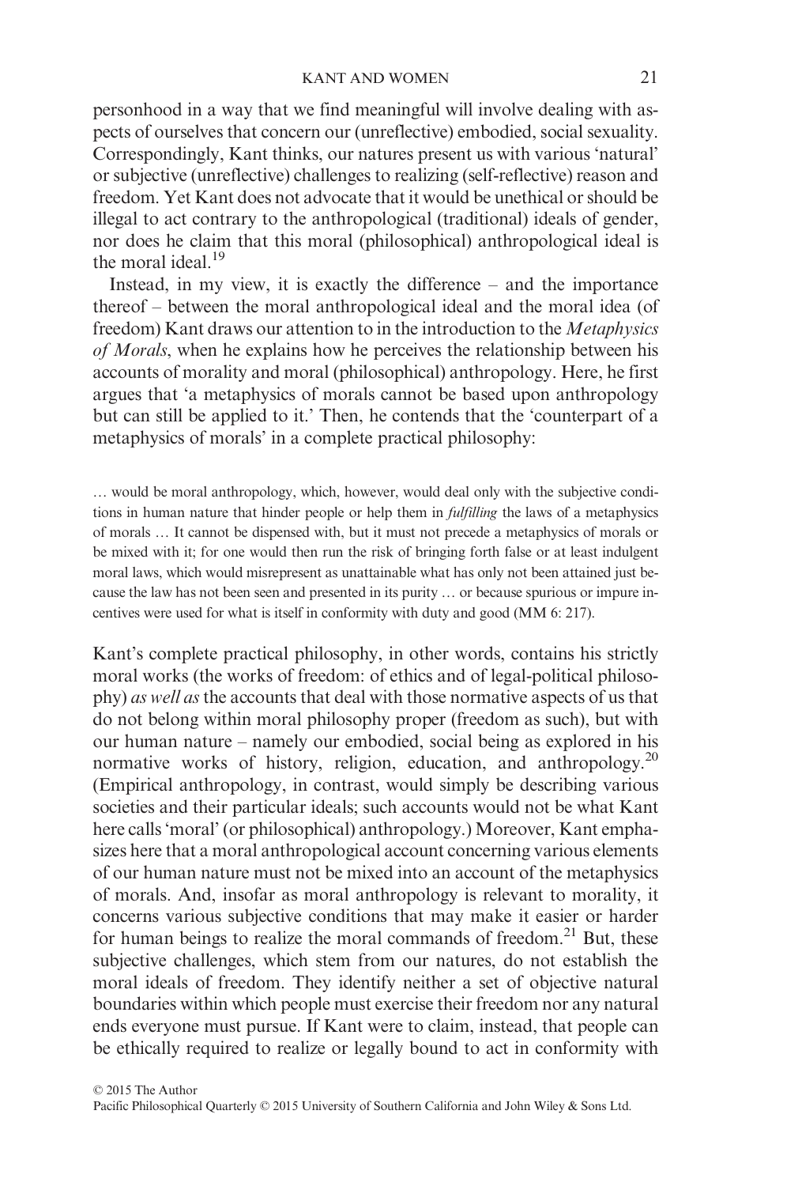personhood in a way that we find meaningful will involve dealing with aspects of ourselves that concern our (unreflective) embodied, social sexuality. Correspondingly, Kant thinks, our natures present us with various 'natural' or subjective (unreflective) challenges to realizing (self-reflective) reason and freedom. Yet Kant does not advocate that it would be unethical or should be illegal to act contrary to the anthropological (traditional) ideals of gender, nor does he claim that this moral (philosophical) anthropological ideal is the moral ideal.[19]

Instead, in my view, it is exactly the difference – and the importance thereof – between the moral anthropological ideal and the moral idea (of freedom) Kant draws our attention to in the introduction to the *Metaphysics of Morals*, when he explains how he perceives the relationship between his accounts of morality and moral (philosophical) anthropology. Here, he first argues that 'a metaphysics of morals cannot be based upon anthropology but can still be applied to it.' Then, he contends that the 'counterpart of a metaphysics of morals' in a complete practical philosophy:

> … would be moral anthropology, which, however, would deal only with the subjective conditions in human nature that hinder people or help them in *fulfilling* the laws of a metaphysics of morals … It cannot be dispensed with, but it must not precede a metaphysics of morals or be mixed with it; for one would then run the risk of bringing forth false or at least indulgent moral laws, which would misrepresent as unattainable what has only not been attained just because the law has not been seen and presented in its purity … or because spurious or impure incentives were used for what is itself in conformity with duty and good (MM 6: 217).

Kant's complete practical philosophy, in other words, contains his strictly moral works (the works of freedom: of ethics and of legal-political philosophy) *as well as* the accounts that deal with those normative aspects of us that do not belong within moral philosophy proper (freedom as such), but with our human nature – namely our embodied, social being as explored in his normative works of history, religion, education, and anthropology.[20] (Empirical anthropology, in contrast, would simply be describing various societies and their particular ideals; such accounts would not be what Kant here calls 'moral' (or philosophical) anthropology.) Moreover, Kant emphasizes here that a moral anthropological account concerning various elements of our human nature must not be mixed into an account of the metaphysics of morals. And, insofar as moral anthropology is relevant to morality, it concerns various subjective conditions that may make it easier or harder for human beings to realize the moral commands of freedom.[21] But, these subjective challenges, which stem from our natures, do not establish the moral ideals of freedom. They identify neither a set of objective natural boundaries within which people must exercise their freedom nor any natural ends everyone must pursue. If Kant were to claim, instead, that people can be ethically required to realize or legally bound to act in conformity with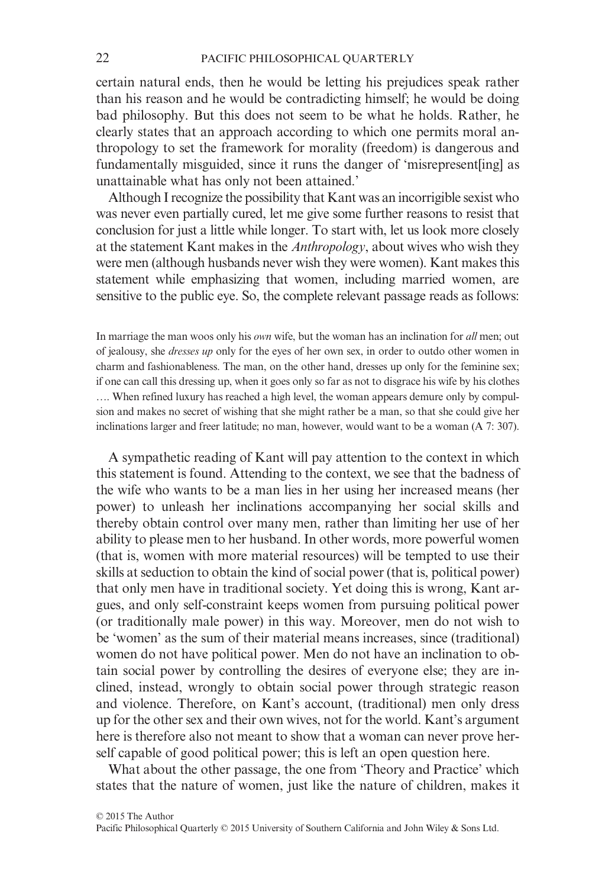certain natural ends, then he would be letting his prejudices speak rather than his reason and he would be contradicting himself; he would be doing bad philosophy. But this does not seem to be what he holds. Rather, he clearly states that an approach according to which one permits moral anthropology to set the framework for morality (freedom) is dangerous and fundamentally misguided, since it runs the danger of 'misrepresent[ing] as unattainable what has only not been attained.'

Although I recognize the possibility that Kant was an incorrigible sexist who was never even partially cured, let me give some further reasons to resist that conclusion for just a little while longer. To start with, let us look more closely at the statement Kant makes in the *Anthropology*, about wives who wish they were men (although husbands never wish they were women). Kant makes this statement while emphasizing that women, including married women, are sensitive to the public eye. So, the complete relevant passage reads as follows:

> In marriage the man woos only his *own* wife, but the woman has an inclination for *all* men; out of jealousy, she *dresses up* only for the eyes of her own sex, in order to outdo other women in charm and fashionableness. The man, on the other hand, dresses up only for the feminine sex; if one can call this dressing up, when it goes only so far as not to disgrace his wife by his clothes …. When refined luxury has reached a high level, the woman appears demure only by compulsion and makes no secret of wishing that she might rather be a man, so that she could give her inclinations larger and freer latitude; no man, however, would want to be a woman (A 7: 307).

A sympathetic reading of Kant will pay attention to the context in which this statement is found. Attending to the context, we see that the badness of the wife who wants to be a man lies in her using her increased means (her power) to unleash her inclinations accompanying her social skills and thereby obtain control over many men, rather than limiting her use of her ability to please men to her husband. In other words, more powerful women (that is, women with more material resources) will be tempted to use their skills at seduction to obtain the kind of social power (that is, political power) that only men have in traditional society. Yet doing this is wrong, Kant argues, and only self-constraint keeps women from pursuing political power (or traditionally male power) in this way. Moreover, men do not wish to be 'women' as the sum of their material means increases, since (traditional) women do not have political power. Men do not have an inclination to obtain social power by controlling the desires of everyone else; they are inclined, instead, wrongly to obtain social power through strategic reason and violence. Therefore, on Kant's account, (traditional) men only dress up for the other sex and their own wives, not for the world. Kant's argument here is therefore also not meant to show that a woman can never prove herself capable of good political power; this is left an open question here.

What about the other passage, the one from 'Theory and Practice' which states that the nature of women, just like the nature of children, makes it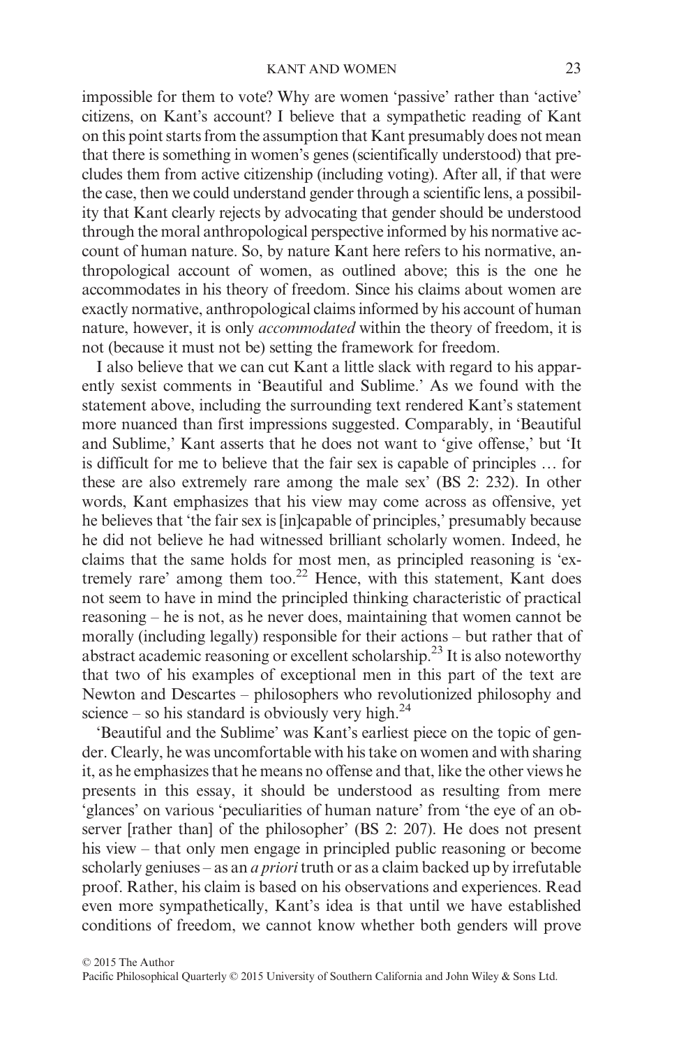impossible for them to vote? Why are women 'passive' rather than 'active' citizens, on Kant's account? I believe that a sympathetic reading of Kant on this point starts from the assumption that Kant presumably does not mean that there is something in women's genes (scientifically understood) that precludes them from active citizenship (including voting). After all, if that were the case, then we could understand gender through a scientific lens, a possibility that Kant clearly rejects by advocating that gender should be understood through the moral anthropological perspective informed by his normative account of human nature. So, by nature Kant here refers to his normative, anthropological account of women, as outlined above; this is the one he accommodates in his theory of freedom. Since his claims about women are exactly normative, anthropological claims informed by his account of human nature, however, it is only *accommodated* within the theory of freedom, it is not (because it must not be) setting the framework for freedom.

I also believe that we can cut Kant a little slack with regard to his apparently sexist comments in 'Beautiful and Sublime.' As we found with the statement above, including the surrounding text rendered Kant's statement more nuanced than first impressions suggested. Comparably, in 'Beautiful and Sublime,' Kant asserts that he does not want to 'give offense,' but 'It is difficult for me to believe that the fair sex is capable of principles … for these are also extremely rare among the male sex' (BS 2: 232). In other words, Kant emphasizes that his view may come across as offensive, yet he believes that 'the fair sex is [in]capable of principles,' presumably because he did not believe he had witnessed brilliant scholarly women. Indeed, he claims that the same holds for most men, as principled reasoning is 'extremely rare' among them too.[22] Hence, with this statement, Kant does not seem to have in mind the principled thinking characteristic of practical reasoning – he is not, as he never does, maintaining that women cannot be morally (including legally) responsible for their actions – but rather that of abstract academic reasoning or excellent scholarship.[23] It is also noteworthy that two of his examples of exceptional men in this part of the text are Newton and Descartes – philosophers who revolutionized philosophy and science – so his standard is obviously very high.[24]

'Beautiful and the Sublime' was Kant's earliest piece on the topic of gender. Clearly, he was uncomfortable with his take on women and with sharing it, as he emphasizes that he means no offense and that, like the other views he presents in this essay, it should be understood as resulting from mere 'glances' on various 'peculiarities of human nature' from 'the eye of an observer [rather than] of the philosopher' (BS 2: 207). He does not present his view – that only men engage in principled public reasoning or become scholarly geniuses – as an *a priori* truth or as a claim backed up by irrefutable proof. Rather, his claim is based on his observations and experiences. Read even more sympathetically, Kant's idea is that until we have established conditions of freedom, we cannot know whether both genders will prove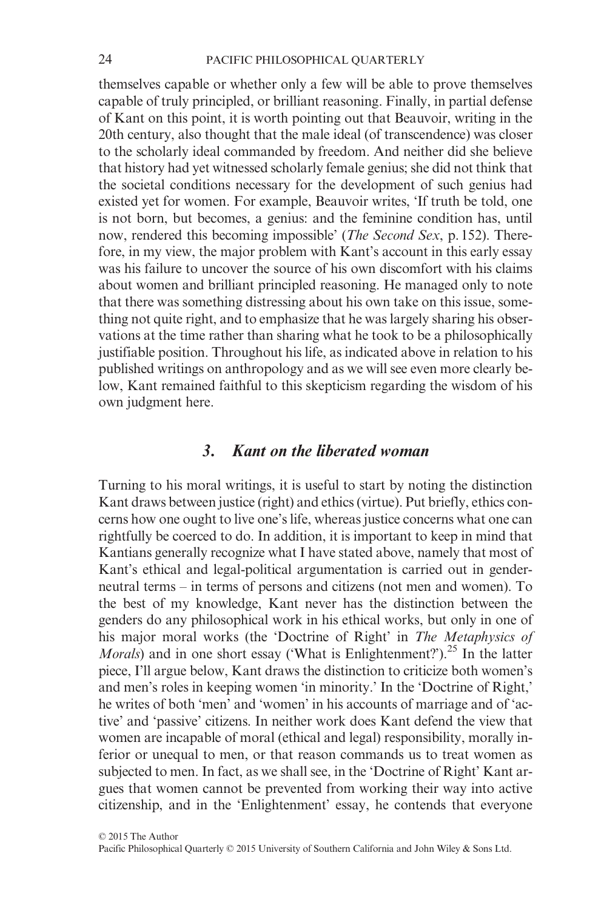themselves capable or whether only a few will be able to prove themselves capable of truly principled, or brilliant reasoning. Finally, in partial defense of Kant on this point, it is worth pointing out that Beauvoir, writing in the 20th century, also thought that the male ideal (of transcendence) was closer to the scholarly ideal commanded by freedom. And neither did she believe that history had yet witnessed scholarly female genius; she did not think that the societal conditions necessary for the development of such genius had existed yet for women. For example, Beauvoir writes, 'If truth be told, one is not born, but becomes, a genius: and the feminine condition has, until now, rendered this becoming impossible' (*The Second Sex*, p. 152). Therefore, in my view, the major problem with Kant's account in this early essay was his failure to uncover the source of his own discomfort with his claims about women and brilliant principled reasoning. He managed only to note that there was something distressing about his own take on this issue, something not quite right, and to emphasize that he was largely sharing his observations at the time rather than sharing what he took to be a philosophically justifiable position. Throughout his life, as indicated above in relation to his published writings on anthropology and as we will see even more clearly below, Kant remained faithful to this skepticism regarding the wisdom of his own judgment here.

## 3. *Kant on the liberated woman*

Turning to his moral writings, it is useful to start by noting the distinction Kant draws between justice (right) and ethics (virtue). Put briefly, ethics concerns how one ought to live one's life, whereas justice concerns what one can rightfully be coerced to do. In addition, it is important to keep in mind that Kantians generally recognize what I have stated above, namely that most of Kant's ethical and legal-political argumentation is carried out in gender-neutral terms – in terms of persons and citizens (not men and women). To the best of my knowledge, Kant never has the distinction between the genders do any philosophical work in his ethical works, but only in one of his major moral works (the 'Doctrine of Right' in *The Metaphysics of Morals*) and in one short essay ('What is Enlightenment?').[25] In the latter piece, I'll argue below, Kant draws the distinction to criticize both women's and men's roles in keeping women 'in minority.' In the 'Doctrine of Right,' he writes of both 'men' and 'women' in his accounts of marriage and of 'active' and 'passive' citizens. In neither work does Kant defend the view that women are incapable of moral (ethical and legal) responsibility, morally inferior or unequal to men, or that reason commands us to treat women as subjected to men. In fact, as we shall see, in the 'Doctrine of Right' Kant argues that women cannot be prevented from working their way into active citizenship, and in the 'Enlightenment' essay, he contends that everyone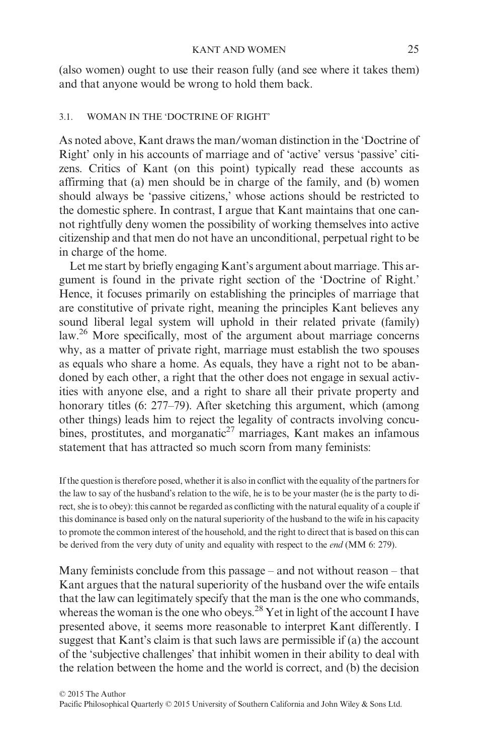(also women) ought to use their reason fully (and see where it takes them) and that anyone would be wrong to hold them back.

### 3.1. WOMAN IN THE 'DOCTRINE OF RIGHT'

As noted above, Kant draws the man/woman distinction in the 'Doctrine of Right' only in his accounts of marriage and of 'active' versus 'passive' citizens. Critics of Kant (on this point) typically read these accounts as affirming that (a) men should be in charge of the family, and (b) women should always be 'passive citizens,' whose actions should be restricted to the domestic sphere. In contrast, I argue that Kant maintains that one cannot rightfully deny women the possibility of working themselves into active citizenship and that men do not have an unconditional, perpetual right to be in charge of the home.

Let me start by briefly engaging Kant's argument about marriage. This argument is found in the private right section of the 'Doctrine of Right.' Hence, it focuses primarily on establishing the principles of marriage that are constitutive of private right, meaning the principles Kant believes any sound liberal legal system will uphold in their related private (family) law.[26] More specifically, most of the argument about marriage concerns why, as a matter of private right, marriage must establish the two spouses as equals who share a home. As equals, they have a right not to be abandoned by each other, a right that the other does not engage in sexual activities with anyone else, and a right to share all their private property and honorary titles (6: 277–79). After sketching this argument, which (among other things) leads him to reject the legality of contracts involving concubines, prostitutes, and morganatic[27] marriages, Kant makes an infamous statement that has attracted so much scorn from many feminists:

> If the question is therefore posed, whether it is also in conflict with the equality of the partners for the law to say of the husband's relation to the wife, he is to be your master (he is the party to direct, she is to obey): this cannot be regarded as conflicting with the natural equality of a couple if this dominance is based only on the natural superiority of the husband to the wife in his capacity to promote the common interest of the household, and the right to direct that is based on this can be derived from the very duty of unity and equality with respect to the *end* (MM 6: 279).

Many feminists conclude from this passage – and not without reason – that Kant argues that the natural superiority of the husband over the wife entails that the law can legitimately specify that the man is the one who commands, whereas the woman is the one who obeys.[28] Yet in light of the account I have presented above, it seems more reasonable to interpret Kant differently. I suggest that Kant's claim is that such laws are permissible if (a) the account of the 'subjective challenges' that inhibit women in their ability to deal with the relation between the home and the world is correct, and (b) the decision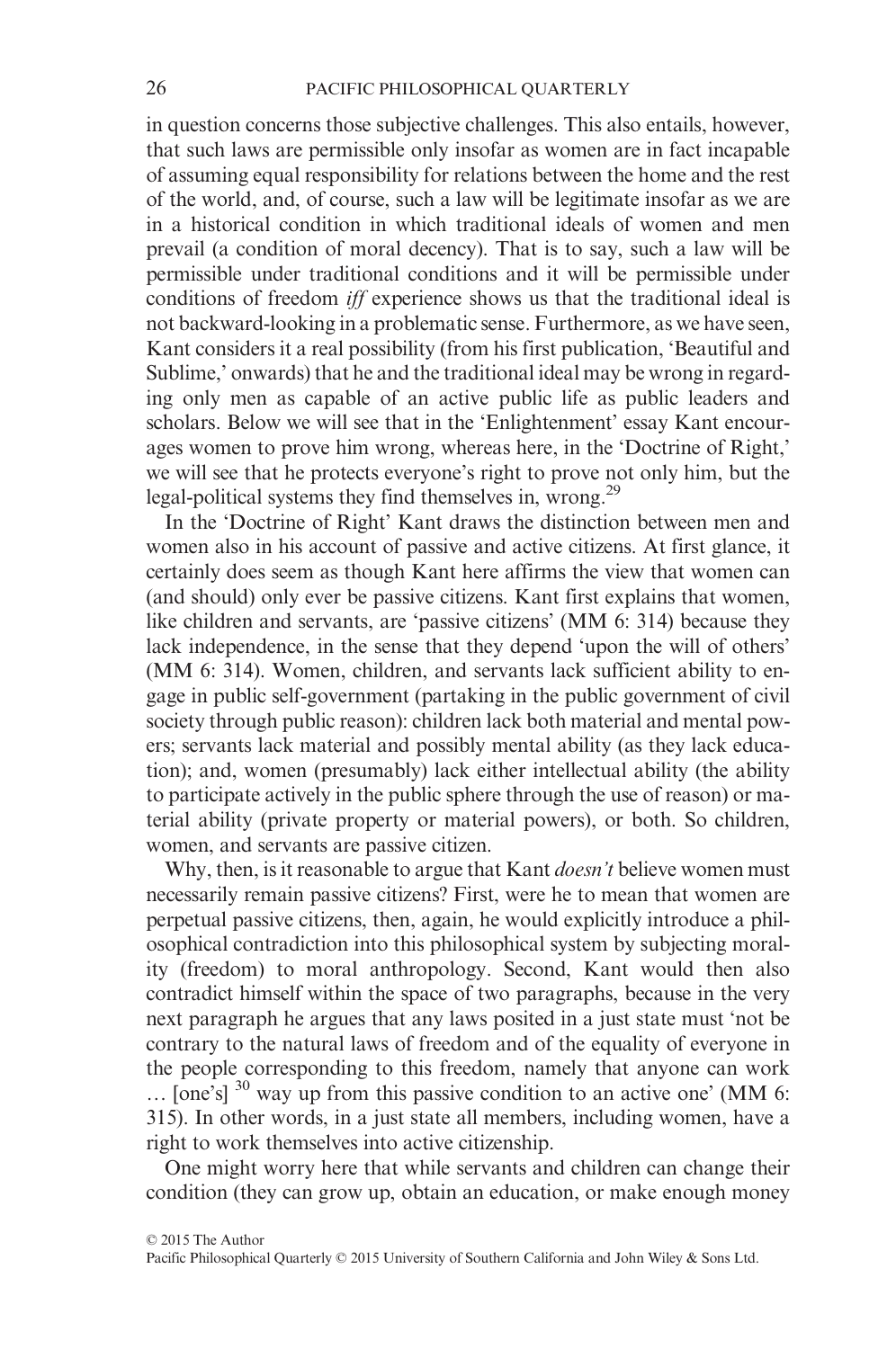in question concerns those subjective challenges. This also entails, however, that such laws are permissible only insofar as women are in fact incapable of assuming equal responsibility for relations between the home and the rest of the world, and, of course, such a law will be legitimate insofar as we are in a historical condition in which traditional ideals of women and men prevail (a condition of moral decency). That is to say, such a law will be permissible under traditional conditions and it will be permissible under conditions of freedom *iff* experience shows us that the traditional ideal is not backward-looking in a problematic sense. Furthermore, as we have seen, Kant considers it a real possibility (from his first publication, 'Beautiful and Sublime,' onwards) that he and the traditional ideal may be wrong in regarding only men as capable of an active public life as public leaders and scholars. Below we will see that in the 'Enlightenment' essay Kant encourages women to prove him wrong, whereas here, in the 'Doctrine of Right,' we will see that he protects everyone's right to prove not only him, but the legal-political systems they find themselves in, wrong.[29]

In the 'Doctrine of Right' Kant draws the distinction between men and women also in his account of passive and active citizens. At first glance, it certainly does seem as though Kant here affirms the view that women can (and should) only ever be passive citizens. Kant first explains that women, like children and servants, are 'passive citizens' (MM 6: 314) because they lack independence, in the sense that they depend 'upon the will of others' (MM 6: 314). Women, children, and servants lack sufficient ability to engage in public self-government (partaking in the public government of civil society through public reason): children lack both material and mental powers; servants lack material and possibly mental ability (as they lack education); and, women (presumably) lack either intellectual ability (the ability to participate actively in the public sphere through the use of reason) or material ability (private property or material powers), or both. So children, women, and servants are passive citizen.

Why, then, is it reasonable to argue that Kant *doesn't* believe women must necessarily remain passive citizens? First, were he to mean that women are perpetual passive citizens, then, again, he would explicitly introduce a philosophical contradiction into this philosophical system by subjecting morality (freedom) to moral anthropology. Second, Kant would then also contradict himself within the space of two paragraphs, because in the very next paragraph he argues that any laws posited in a just state must 'not be contrary to the natural laws of freedom and of the equality of everyone in the people corresponding to this freedom, namely that anyone can work … [one's] [30] way up from this passive condition to an active one' (MM 6: 315). In other words, in a just state all members, including women, have a right to work themselves into active citizenship.

One might worry here that while servants and children can change their condition (they can grow up, obtain an education, or make enough money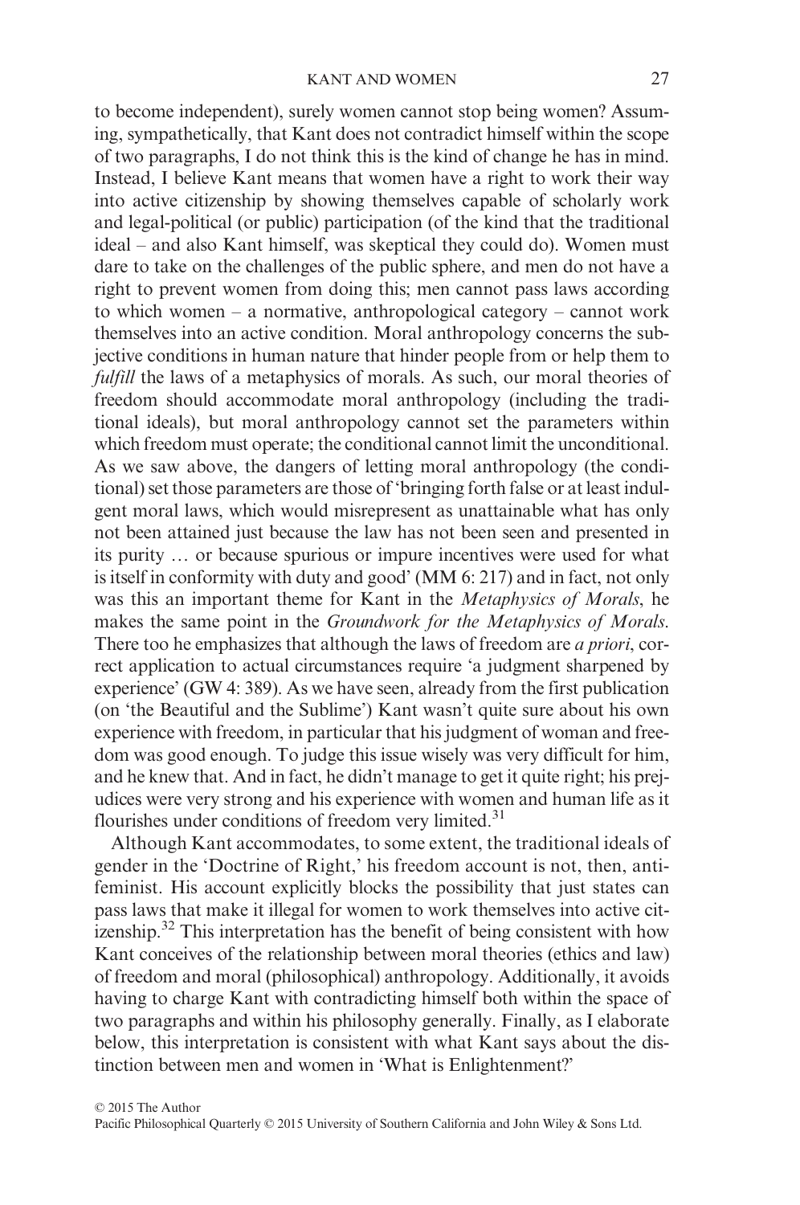to become independent), surely women cannot stop being women? Assuming, sympathetically, that Kant does not contradict himself within the scope of two paragraphs, I do not think this is the kind of change he has in mind. Instead, I believe Kant means that women have a right to work their way into active citizenship by showing themselves capable of scholarly work and legal-political (or public) participation (of the kind that the traditional ideal – and also Kant himself, was skeptical they could do). Women must dare to take on the challenges of the public sphere, and men do not have a right to prevent women from doing this; men cannot pass laws according to which women – a normative, anthropological category – cannot work themselves into an active condition. Moral anthropology concerns the subjective conditions in human nature that hinder people from or help them to *fulfill* the laws of a metaphysics of morals. As such, our moral theories of freedom should accommodate moral anthropology (including the traditional ideals), but moral anthropology cannot set the parameters within which freedom must operate; the conditional cannot limit the unconditional. As we saw above, the dangers of letting moral anthropology (the conditional) set those parameters are those of 'bringing forth false or at least indulgent moral laws, which would misrepresent as unattainable what has only not been attained just because the law has not been seen and presented in its purity … or because spurious or impure incentives were used for what is itself in conformity with duty and good' (MM 6: 217) and in fact, not only was this an important theme for Kant in the *Metaphysics of Morals*, he makes the same point in the *Groundwork for the Metaphysics of Morals*. There too he emphasizes that although the laws of freedom are *a priori*, correct application to actual circumstances require 'a judgment sharpened by experience' (GW 4: 389). As we have seen, already from the first publication (on 'the Beautiful and the Sublime') Kant wasn't quite sure about his own experience with freedom, in particular that his judgment of woman and freedom was good enough. To judge this issue wisely was very difficult for him, and he knew that. And in fact, he didn't manage to get it quite right; his prejudices were very strong and his experience with women and human life as it flourishes under conditions of freedom very limited.[31]

Although Kant accommodates, to some extent, the traditional ideals of gender in the 'Doctrine of Right,' his freedom account is not, then, anti-feminist. His account explicitly blocks the possibility that just states can pass laws that make it illegal for women to work themselves into active citizenship.[32] This interpretation has the benefit of being consistent with how Kant conceives of the relationship between moral theories (ethics and law) of freedom and moral (philosophical) anthropology. Additionally, it avoids having to charge Kant with contradicting himself both within the space of two paragraphs and within his philosophy generally. Finally, as I elaborate below, this interpretation is consistent with what Kant says about the distinction between men and women in 'What is Enlightenment?'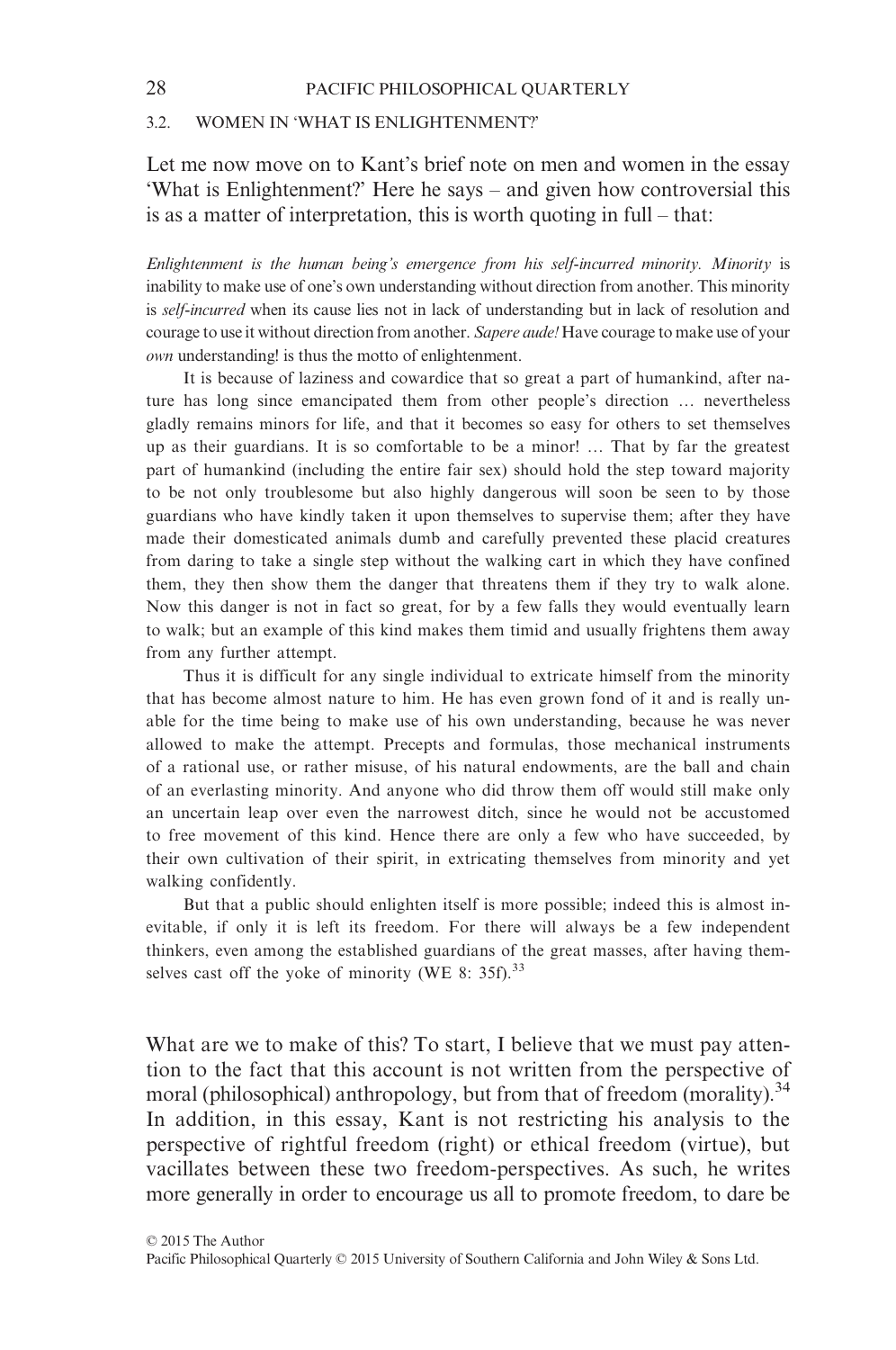### 3.2. WOMEN IN 'WHAT IS ENLIGHTENMENT?'

Let me now move on to Kant's brief note on men and women in the essay 'What is Enlightenment?' Here he says – and given how controversial this is as a matter of interpretation, this is worth quoting in full – that:

> *Enlightenment is the human being's emergence from his self-incurred minority. Minority* is inability to make use of one's own understanding without direction from another. This minority is *self-incurred* when its cause lies not in lack of understanding but in lack of resolution and courage to use it without direction from another. *Sapere aude!* Have courage to make use of your *own* understanding! is thus the motto of enlightenment.
>
> It is because of laziness and cowardice that so great a part of humankind, after nature has long since emancipated them from other people's direction … nevertheless gladly remains minors for life, and that it becomes so easy for others to set themselves up as their guardians. It is so comfortable to be a minor! … That by far the greatest part of humankind (including the entire fair sex) should hold the step toward majority to be not only troublesome but also highly dangerous will soon be seen to by those guardians who have kindly taken it upon themselves to supervise them; after they have made their domesticated animals dumb and carefully prevented these placid creatures from daring to take a single step without the walking cart in which they have confined them, they then show them the danger that threatens them if they try to walk alone. Now this danger is not in fact so great, for by a few falls they would eventually learn to walk; but an example of this kind makes them timid and usually frightens them away from any further attempt.
>
> Thus it is difficult for any single individual to extricate himself from the minority that has become almost nature to him. He has even grown fond of it and is really unable for the time being to make use of his own understanding, because he was never allowed to make the attempt. Precepts and formulas, those mechanical instruments of a rational use, or rather misuse, of his natural endowments, are the ball and chain of an everlasting minority. And anyone who did throw them off would still make only an uncertain leap over even the narrowest ditch, since he would not be accustomed to free movement of this kind. Hence there are only a few who have succeeded, by their own cultivation of their spirit, in extricating themselves from minority and yet walking confidently.
>
> But that a public should enlighten itself is more possible; indeed this is almost inevitable, if only it is left its freedom. For there will always be a few independent thinkers, even among the established guardians of the great masses, after having themselves cast off the yoke of minority (WE 8: 35f).[33]

What are we to make of this? To start, I believe that we must pay attention to the fact that this account is not written from the perspective of moral (philosophical) anthropology, but from that of freedom (morality).[34] In addition, in this essay, Kant is not restricting his analysis to the perspective of rightful freedom (right) or ethical freedom (virtue), but vacillates between these two freedom-perspectives. As such, he writes more generally in order to encourage us all to promote freedom, to dare be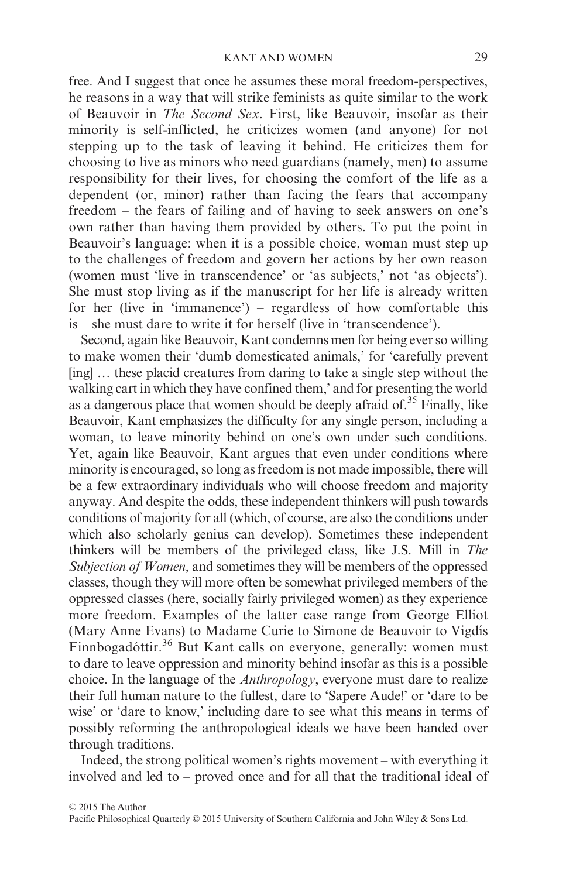free. And I suggest that once he assumes these moral freedom-perspectives, he reasons in a way that will strike feminists as quite similar to the work of Beauvoir in *The Second Sex*. First, like Beauvoir, insofar as their minority is self-inflicted, he criticizes women (and anyone) for not stepping up to the task of leaving it behind. He criticizes them for choosing to live as minors who need guardians (namely, men) to assume responsibility for their lives, for choosing the comfort of the life as a dependent (or, minor) rather than facing the fears that accompany freedom – the fears of failing and of having to seek answers on one's own rather than having them provided by others. To put the point in Beauvoir's language: when it is a possible choice, woman must step up to the challenges of freedom and govern her actions by her own reason (women must 'live in transcendence' or 'as subjects,' not 'as objects'). She must stop living as if the manuscript for her life is already written for her (live in 'immanence') – regardless of how comfortable this is – she must dare to write it for herself (live in 'transcendence').

Second, again like Beauvoir, Kant condemns men for being ever so willing to make women their 'dumb domesticated animals,' for 'carefully prevent [ing] … these placid creatures from daring to take a single step without the walking cart in which they have confined them,' and for presenting the world as a dangerous place that women should be deeply afraid of.[35] Finally, like Beauvoir, Kant emphasizes the difficulty for any single person, including a woman, to leave minority behind on one's own under such conditions. Yet, again like Beauvoir, Kant argues that even under conditions where minority is encouraged, so long as freedom is not made impossible, there will be a few extraordinary individuals who will choose freedom and majority anyway. And despite the odds, these independent thinkers will push towards conditions of majority for all (which, of course, are also the conditions under which also scholarly genius can develop). Sometimes these independent thinkers will be members of the privileged class, like J.S. Mill in *The Subjection of Women*, and sometimes they will be members of the oppressed classes, though they will more often be somewhat privileged members of the oppressed classes (here, socially fairly privileged women) as they experience more freedom. Examples of the latter case range from George Elliot (Mary Anne Evans) to Madame Curie to Simone de Beauvoir to Vigdís Finnbogadóttir.[36] But Kant calls on everyone, generally: women must to dare to leave oppression and minority behind insofar as this is a possible choice. In the language of the *Anthropology*, everyone must dare to realize their full human nature to the fullest, dare to 'Sapere Aude!' or 'dare to be wise' or 'dare to know,' including dare to see what this means in terms of possibly reforming the anthropological ideals we have been handed over through traditions.

Indeed, the strong political women's rights movement – with everything it involved and led to – proved once and for all that the traditional ideal of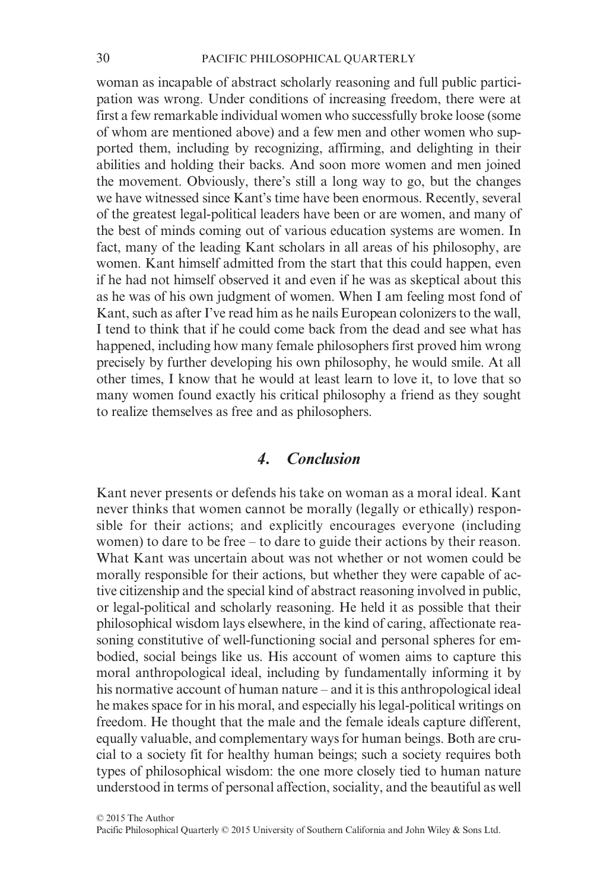woman as incapable of abstract scholarly reasoning and full public participation was wrong. Under conditions of increasing freedom, there were at first a few remarkable individual women who successfully broke loose (some of whom are mentioned above) and a few men and other women who supported them, including by recognizing, affirming, and delighting in their abilities and holding their backs. And soon more women and men joined the movement. Obviously, there's still a long way to go, but the changes we have witnessed since Kant's time have been enormous. Recently, several of the greatest legal-political leaders have been or are women, and many of the best of minds coming out of various education systems are women. In fact, many of the leading Kant scholars in all areas of his philosophy, are women. Kant himself admitted from the start that this could happen, even if he had not himself observed it and even if he was as skeptical about this as he was of his own judgment of women. When I am feeling most fond of Kant, such as after I've read him as he nails European colonizers to the wall, I tend to think that if he could come back from the dead and see what has happened, including how many female philosophers first proved him wrong precisely by further developing his own philosophy, he would smile. At all other times, I know that he would at least learn to love it, to love that so many women found exactly his critical philosophy a friend as they sought to realize themselves as free and as philosophers.

## 4. *Conclusion*

Kant never presents or defends his take on woman as a moral ideal. Kant never thinks that women cannot be morally (legally or ethically) responsible for their actions; and explicitly encourages everyone (including women) to dare to be free – to dare to guide their actions by their reason. What Kant was uncertain about was not whether or not women could be morally responsible for their actions, but whether they were capable of active citizenship and the special kind of abstract reasoning involved in public, or legal-political and scholarly reasoning. He held it as possible that their philosophical wisdom lays elsewhere, in the kind of caring, affectionate reasoning constitutive of well-functioning social and personal spheres for embodied, social beings like us. His account of women aims to capture this moral anthropological ideal, including by fundamentally informing it by his normative account of human nature – and it is this anthropological ideal he makes space for in his moral, and especially his legal-political writings on freedom. He thought that the male and the female ideals capture different, equally valuable, and complementary ways for human beings. Both are crucial to a society fit for healthy human beings; such a society requires both types of philosophical wisdom: the one more closely tied to human nature understood in terms of personal affection, sociality, and the beautiful as well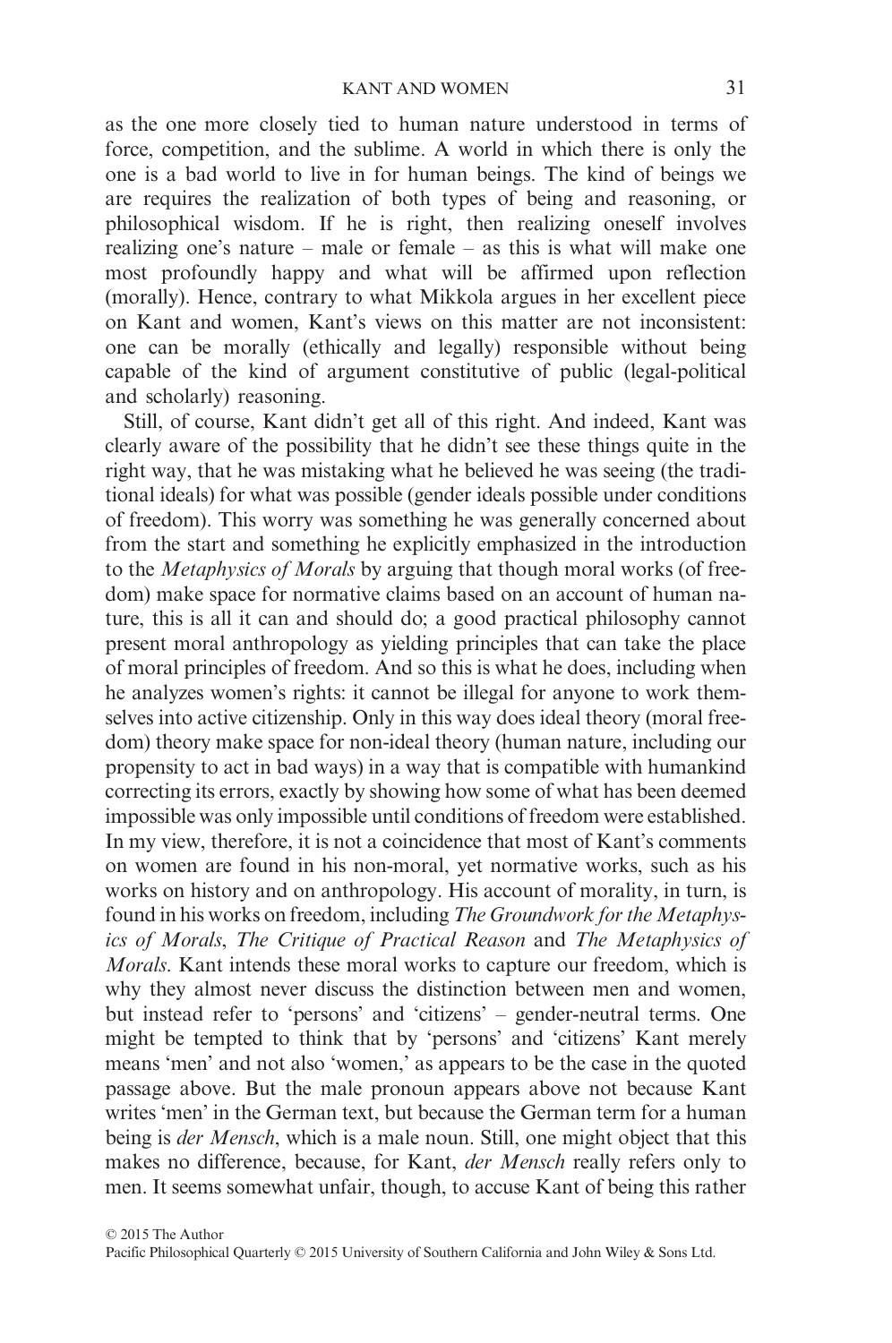as the one more closely tied to human nature understood in terms of force, competition, and the sublime. A world in which there is only the one is a bad world to live in for human beings. The kind of beings we are requires the realization of both types of being and reasoning, or philosophical wisdom. If he is right, then realizing oneself involves realizing one's nature – male or female – as this is what will make one most profoundly happy and what will be affirmed upon reflection (morally). Hence, contrary to what Mikkola argues in her excellent piece on Kant and women, Kant's views on this matter are not inconsistent: one can be morally (ethically and legally) responsible without being capable of the kind of argument constitutive of public (legal-political and scholarly) reasoning.

Still, of course, Kant didn't get all of this right. And indeed, Kant was clearly aware of the possibility that he didn't see these things quite in the right way, that he was mistaking what he believed he was seeing (the traditional ideals) for what was possible (gender ideals possible under conditions of freedom). This worry was something he was generally concerned about from the start and something he explicitly emphasized in the introduction to the *Metaphysics of Morals* by arguing that though moral works (of freedom) make space for normative claims based on an account of human nature, this is all it can and should do; a good practical philosophy cannot present moral anthropology as yielding principles that can take the place of moral principles of freedom. And so this is what he does, including when he analyzes women's rights: it cannot be illegal for anyone to work themselves into active citizenship. Only in this way does ideal theory (moral freedom) theory make space for non-ideal theory (human nature, including our propensity to act in bad ways) in a way that is compatible with humankind correcting its errors, exactly by showing how some of what has been deemed impossible was only impossible until conditions of freedom were established. In my view, therefore, it is not a coincidence that most of Kant's comments on women are found in his non-moral, yet normative works, such as his works on history and on anthropology. His account of morality, in turn, is found in his works on freedom, including *The Groundwork for the Metaphysics of Morals*, *The Critique of Practical Reason* and *The Metaphysics of Morals*. Kant intends these moral works to capture our freedom, which is why they almost never discuss the distinction between men and women, but instead refer to 'persons' and 'citizens' – gender-neutral terms. One might be tempted to think that by 'persons' and 'citizens' Kant merely means 'men' and not also 'women,' as appears to be the case in the quoted passage above. But the male pronoun appears above not because Kant writes 'men' in the German text, but because the German term for a human being is *der Mensch*, which is a male noun. Still, one might object that this makes no difference, because, for Kant, *der Mensch* really refers only to men. It seems somewhat unfair, though, to accuse Kant of being this rather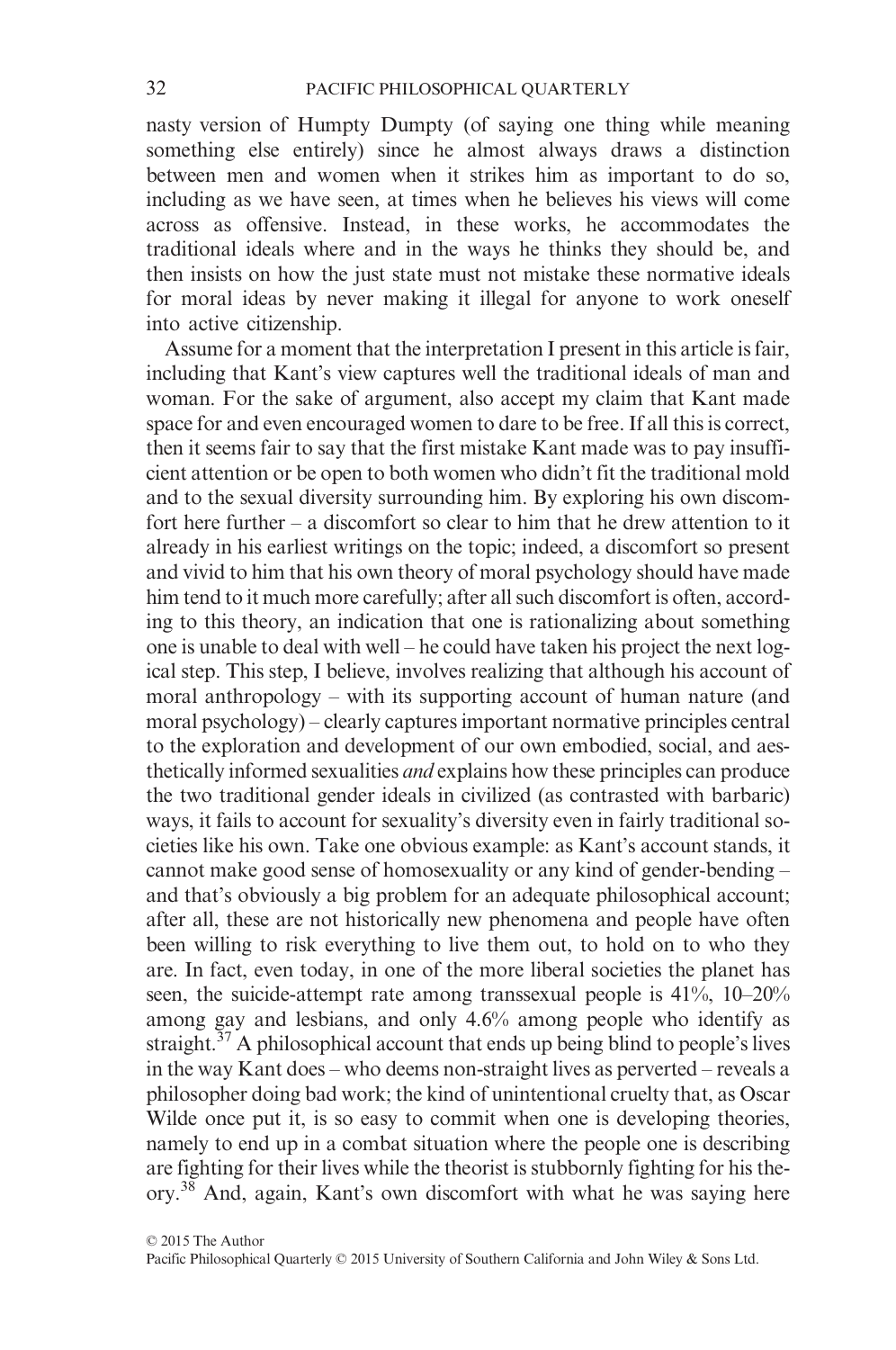nasty version of Humpty Dumpty (of saying one thing while meaning something else entirely) since he almost always draws a distinction between men and women when it strikes him as important to do so, including as we have seen, at times when he believes his views will come across as offensive. Instead, in these works, he accommodates the traditional ideals where and in the ways he thinks they should be, and then insists on how the just state must not mistake these normative ideals for moral ideas by never making it illegal for anyone to work oneself into active citizenship.

Assume for a moment that the interpretation I present in this article is fair, including that Kant's view captures well the traditional ideals of man and woman. For the sake of argument, also accept my claim that Kant made space for and even encouraged women to dare to be free. If all this is correct, then it seems fair to say that the first mistake Kant made was to pay insufficient attention or be open to both women who didn't fit the traditional mold and to the sexual diversity surrounding him. By exploring his own discomfort here further – a discomfort so clear to him that he drew attention to it already in his earliest writings on the topic; indeed, a discomfort so present and vivid to him that his own theory of moral psychology should have made him tend to it much more carefully; after all such discomfort is often, according to this theory, an indication that one is rationalizing about something one is unable to deal with well – he could have taken his project the next logical step. This step, I believe, involves realizing that although his account of moral anthropology – with its supporting account of human nature (and moral psychology) – clearly captures important normative principles central to the exploration and development of our own embodied, social, and aesthetically informed sexualities *and* explains how these principles can produce the two traditional gender ideals in civilized (as contrasted with barbaric) ways, it fails to account for sexuality's diversity even in fairly traditional societies like his own. Take one obvious example: as Kant's account stands, it cannot make good sense of homosexuality or any kind of gender-bending – and that's obviously a big problem for an adequate philosophical account; after all, these are not historically new phenomena and people have often been willing to risk everything to live them out, to hold on to who they are. In fact, even today, in one of the more liberal societies the planet has seen, the suicide-attempt rate among transsexual people is 41%, 10–20% among gay and lesbians, and only 4.6% among people who identify as straight.[37] A philosophical account that ends up being blind to people's lives in the way Kant does – who deems non-straight lives as perverted – reveals a philosopher doing bad work; the kind of unintentional cruelty that, as Oscar Wilde once put it, is so easy to commit when one is developing theories, namely to end up in a combat situation where the people one is describing are fighting for their lives while the theorist is stubbornly fighting for his theory.[38] And, again, Kant's own discomfort with what he was saying here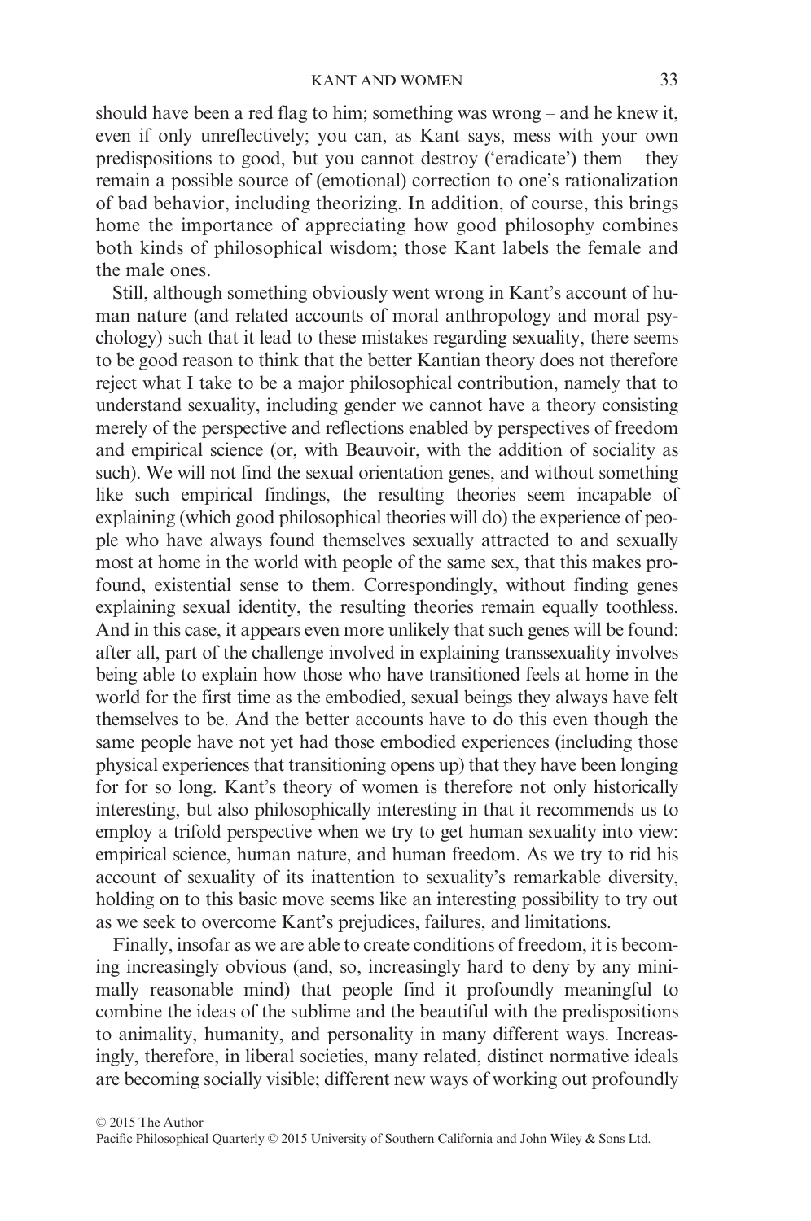should have been a red flag to him; something was wrong – and he knew it, even if only unreflectively; you can, as Kant says, mess with your own predispositions to good, but you cannot destroy ('eradicate') them – they remain a possible source of (emotional) correction to one's rationalization of bad behavior, including theorizing. In addition, of course, this brings home the importance of appreciating how good philosophy combines both kinds of philosophical wisdom; those Kant labels the female and the male ones.

Still, although something obviously went wrong in Kant's account of human nature (and related accounts of moral anthropology and moral psychology) such that it lead to these mistakes regarding sexuality, there seems to be good reason to think that the better Kantian theory does not therefore reject what I take to be a major philosophical contribution, namely that to understand sexuality, including gender we cannot have a theory consisting merely of the perspective and reflections enabled by perspectives of freedom and empirical science (or, with Beauvoir, with the addition of sociality as such). We will not find the sexual orientation genes, and without something like such empirical findings, the resulting theories seem incapable of explaining (which good philosophical theories will do) the experience of people who have always found themselves sexually attracted to and sexually most at home in the world with people of the same sex, that this makes profound, existential sense to them. Correspondingly, without finding genes explaining sexual identity, the resulting theories remain equally toothless. And in this case, it appears even more unlikely that such genes will be found: after all, part of the challenge involved in explaining transsexuality involves being able to explain how those who have transitioned feels at home in the world for the first time as the embodied, sexual beings they always have felt themselves to be. And the better accounts have to do this even though the same people have not yet had those embodied experiences (including those physical experiences that transitioning opens up) that they have been longing for for so long. Kant's theory of women is therefore not only historically interesting, but also philosophically interesting in that it recommends us to employ a trifold perspective when we try to get human sexuality into view: empirical science, human nature, and human freedom. As we try to rid his account of sexuality of its inattention to sexuality's remarkable diversity, holding on to this basic move seems like an interesting possibility to try out as we seek to overcome Kant's prejudices, failures, and limitations.

Finally, insofar as we are able to create conditions of freedom, it is becoming increasingly obvious (and, so, increasingly hard to deny by any minimally reasonable mind) that people find it profoundly meaningful to combine the ideas of the sublime and the beautiful with the predispositions to animality, humanity, and personality in many different ways. Increasingly, therefore, in liberal societies, many related, distinct normative ideals are becoming socially visible; different new ways of working out profoundly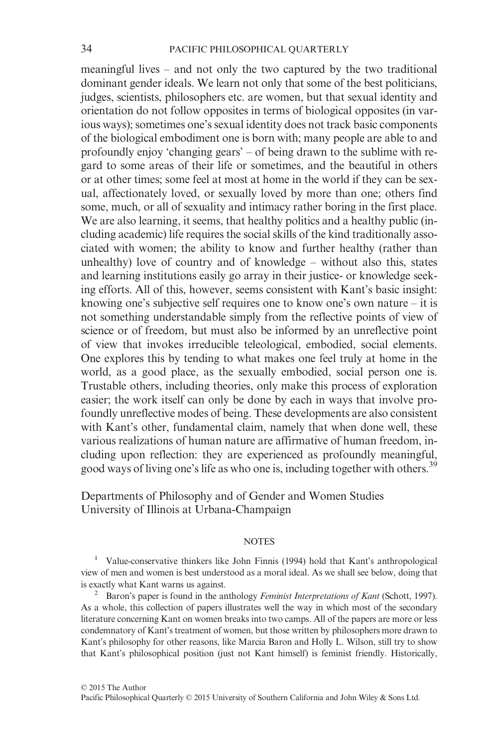meaningful lives – and not only the two captured by the two traditional dominant gender ideals. We learn not only that some of the best politicians, judges, scientists, philosophers etc. are women, but that sexual identity and orientation do not follow opposites in terms of biological opposites (in various ways); sometimes one's sexual identity does not track basic components of the biological embodiment one is born with; many people are able to and profoundly enjoy 'changing gears' – of being drawn to the sublime with regard to some areas of their life or sometimes, and the beautiful in others or at other times; some feel at most at home in the world if they can be sexual, affectionately loved, or sexually loved by more than one; others find some, much, or all of sexuality and intimacy rather boring in the first place. We are also learning, it seems, that healthy politics and a healthy public (including academic) life requires the social skills of the kind traditionally associated with women; the ability to know and further healthy (rather than unhealthy) love of country and of knowledge – without also this, states and learning institutions easily go array in their justice- or knowledge seeking efforts. All of this, however, seems consistent with Kant's basic insight: knowing one's subjective self requires one to know one's own nature – it is not something understandable simply from the reflective points of view of science or of freedom, but must also be informed by an unreflective point of view that invokes irreducible teleological, embodied, social elements. One explores this by tending to what makes one feel truly at home in the world, as a good place, as the sexually embodied, social person one is. Trustable others, including theories, only make this process of exploration easier; the work itself can only be done by each in ways that involve profoundly unreflective modes of being. These developments are also consistent with Kant's other, fundamental claim, namely that when done well, these various realizations of human nature are affirmative of human freedom, including upon reflection: they are experienced as profoundly meaningful, good ways of living one's life as who one is, including together with others.[39]

Departments of Philosophy and of Gender and Women Studies
University of Illinois at Urbana-Champaign

NOTES

[1] Value-conservative thinkers like John Finnis (1994) hold that Kant's anthropological view of men and women is best understood as a moral ideal. As we shall see below, doing that is exactly what Kant warns us against.

[2] Baron's paper is found in the anthology *Feminist Interpretations of Kant* (Schott, 1997). As a whole, this collection of papers illustrates well the way in which most of the secondary literature concerning Kant on women breaks into two camps. All of the papers are more or less condemnatory of Kant's treatment of women, but those written by philosophers more drawn to Kant's philosophy for other reasons, like Marcia Baron and Holly L. Wilson, still try to show that Kant's philosophical position (just not Kant himself) is feminist friendly. Historically,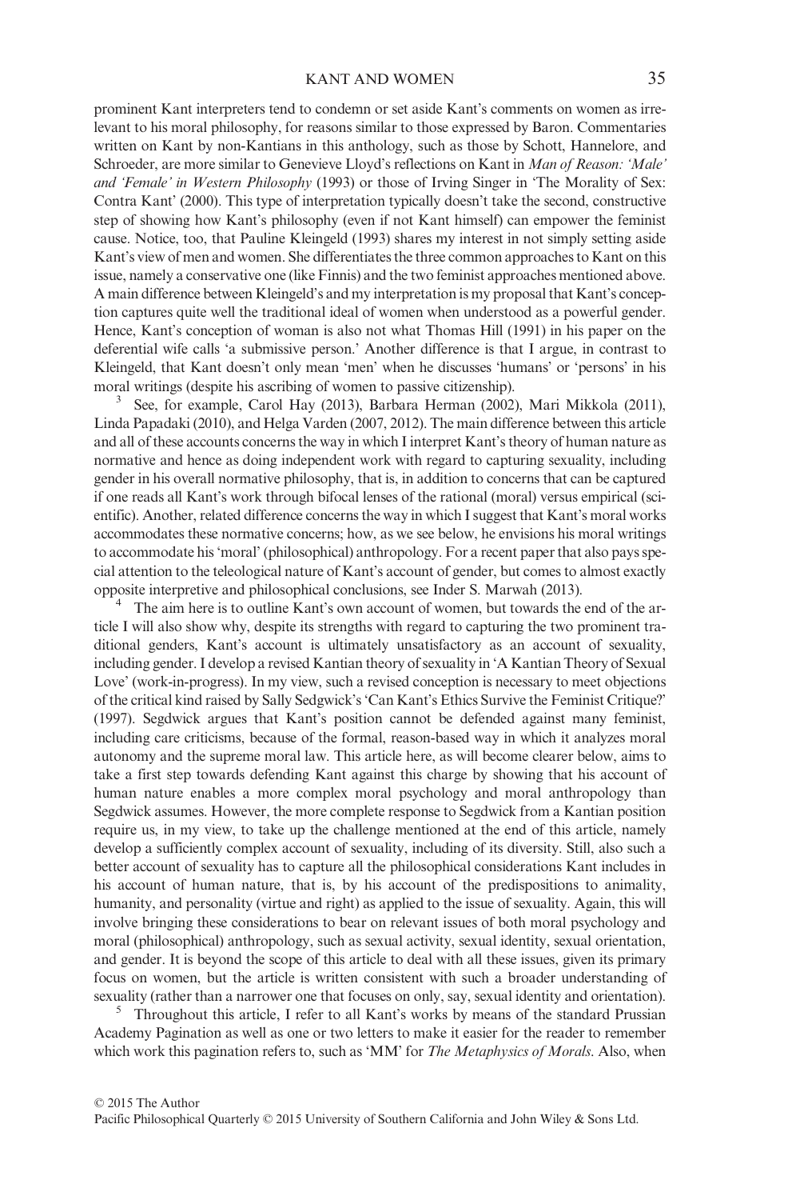prominent Kant interpreters tend to condemn or set aside Kant's comments on women as irrelevant to his moral philosophy, for reasons similar to those expressed by Baron. Commentaries written on Kant by non-Kantians in this anthology, such as those by Schott, Hannelore, and Schroeder, are more similar to Genevieve Lloyd's reflections on Kant in *Man of Reason: 'Male' and 'Female' in Western Philosophy* (1993) or those of Irving Singer in 'The Morality of Sex: Contra Kant' (2000). This type of interpretation typically doesn't take the second, constructive step of showing how Kant's philosophy (even if not Kant himself) can empower the feminist cause. Notice, too, that Pauline Kleingeld (1993) shares my interest in not simply setting aside Kant's view of men and women. She differentiates the three common approaches to Kant on this issue, namely a conservative one (like Finnis) and the two feminist approaches mentioned above. A main difference between Kleingeld's and my interpretation is my proposal that Kant's conception captures quite well the traditional ideal of women when understood as a powerful gender. Hence, Kant's conception of woman is also not what Thomas Hill (1991) in his paper on the deferential wife calls 'a submissive person.' Another difference is that I argue, in contrast to Kleingeld, that Kant doesn't only mean 'men' when he discusses 'humans' or 'persons' in his moral writings (despite his ascribing of women to passive citizenship).

[3] See, for example, Carol Hay (2013), Barbara Herman (2002), Mari Mikkola (2011), Linda Papadaki (2010), and Helga Varden (2007, 2012). The main difference between this article and all of these accounts concerns the way in which I interpret Kant's theory of human nature as normative and hence as doing independent work with regard to capturing sexuality, including gender in his overall normative philosophy, that is, in addition to concerns that can be captured if one reads all Kant's work through bifocal lenses of the rational (moral) versus empirical (scientific). Another, related difference concerns the way in which I suggest that Kant's moral works accommodates these normative concerns; how, as we see below, he envisions his moral writings to accommodate his 'moral' (philosophical) anthropology. For a recent paper that also pays special attention to the teleological nature of Kant's account of gender, but comes to almost exactly opposite interpretive and philosophical conclusions, see Inder S. Marwah (2013).

[4] The aim here is to outline Kant's own account of women, but towards the end of the article I will also show why, despite its strengths with regard to capturing the two prominent traditional genders, Kant's account is ultimately unsatisfactory as an account of sexuality, including gender. I develop a revised Kantian theory of sexuality in 'A Kantian Theory of Sexual Love' (work-in-progress). In my view, such a revised conception is necessary to meet objections of the critical kind raised by Sally Sedgwick's 'Can Kant's Ethics Survive the Feminist Critique?' (1997). Segdwick argues that Kant's position cannot be defended against many feminist, including care criticisms, because of the formal, reason-based way in which it analyzes moral autonomy and the supreme moral law. This article here, as will become clearer below, aims to take a first step towards defending Kant against this charge by showing that his account of human nature enables a more complex moral psychology and moral anthropology than Segdwick assumes. However, the more complete response to Segdwick from a Kantian position require us, in my view, to take up the challenge mentioned at the end of this article, namely develop a sufficiently complex account of sexuality, including of its diversity. Still, also such a better account of sexuality has to capture all the philosophical considerations Kant includes in his account of human nature, that is, by his account of the predispositions to animality, humanity, and personality (virtue and right) as applied to the issue of sexuality. Again, this will involve bringing these considerations to bear on relevant issues of both moral psychology and moral (philosophical) anthropology, such as sexual activity, sexual identity, sexual orientation, and gender. It is beyond the scope of this article to deal with all these issues, given its primary focus on women, but the article is written consistent with such a broader understanding of sexuality (rather than a narrower one that focuses on only, say, sexual identity and orientation).

[5] Throughout this article, I refer to all Kant's works by means of the standard Prussian Academy Pagination as well as one or two letters to make it easier for the reader to remember which work this pagination refers to, such as 'MM' for *The Metaphysics of Morals*. Also, when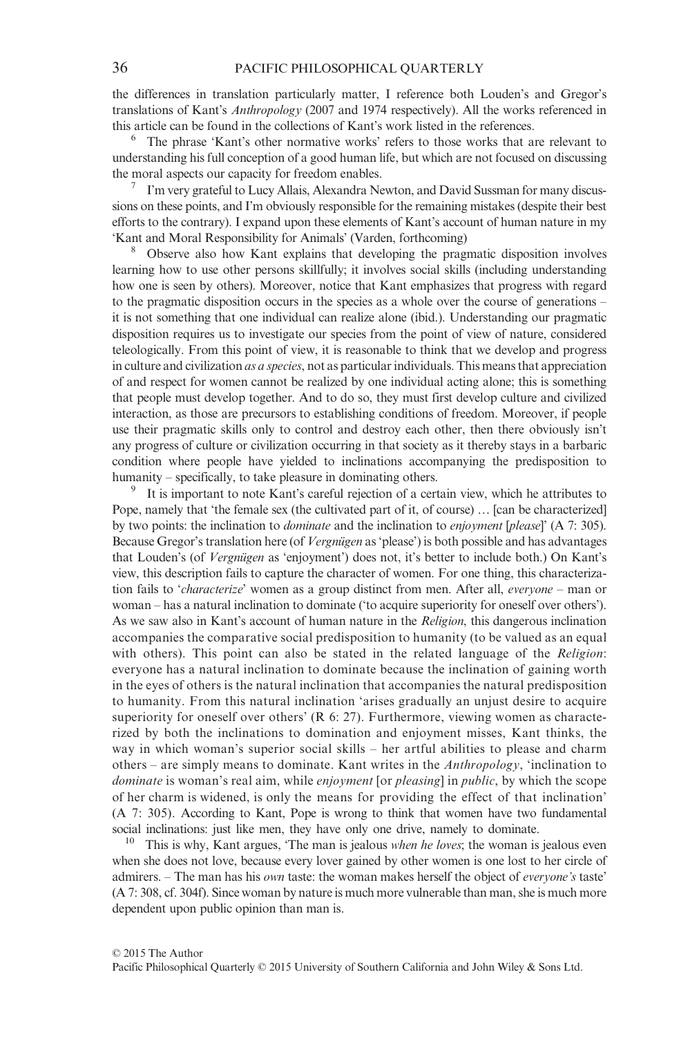the differences in translation particularly matter, I reference both Louden's and Gregor's translations of Kant's *Anthropology* (2007 and 1974 respectively). All the works referenced in this article can be found in the collections of Kant's work listed in the references.

[6] The phrase 'Kant's other normative works' refers to those works that are relevant to understanding his full conception of a good human life, but which are not focused on discussing the moral aspects our capacity for freedom enables.

[7] I'm very grateful to Lucy Allais, Alexandra Newton, and David Sussman for many discussions on these points, and I'm obviously responsible for the remaining mistakes (despite their best efforts to the contrary). I expand upon these elements of Kant's account of human nature in my 'Kant and Moral Responsibility for Animals' (Varden, forthcoming)

[8] Observe also how Kant explains that developing the pragmatic disposition involves learning how to use other persons skillfully; it involves social skills (including understanding how one is seen by others). Moreover, notice that Kant emphasizes that progress with regard to the pragmatic disposition occurs in the species as a whole over the course of generations – it is not something that one individual can realize alone (ibid.). Understanding our pragmatic disposition requires us to investigate our species from the point of view of nature, considered teleologically. From this point of view, it is reasonable to think that we develop and progress in culture and civilization *as a species*, not as particular individuals. This means that appreciation of and respect for women cannot be realized by one individual acting alone; this is something that people must develop together. And to do so, they must first develop culture and civilized interaction, as those are precursors to establishing conditions of freedom. Moreover, if people use their pragmatic skills only to control and destroy each other, then there obviously isn't any progress of culture or civilization occurring in that society as it thereby stays in a barbaric condition where people have yielded to inclinations accompanying the predisposition to humanity – specifically, to take pleasure in dominating others.

[9] It is important to note Kant's careful rejection of a certain view, which he attributes to Pope, namely that 'the female sex (the cultivated part of it, of course) … [can be characterized] by two points: the inclination to *dominate* and the inclination to *enjoyment* [*please*]' (A 7: 305). Because Gregor's translation here (of *Vergnügen* as 'please') is both possible and has advantages that Louden's (of *Vergnügen* as 'enjoyment') does not, it's better to include both.) On Kant's view, this description fails to capture the character of women. For one thing, this characterization fails to '*characterize*' women as a group distinct from men. After all, *everyone* – man or woman – has a natural inclination to dominate ('to acquire superiority for oneself over others'). As we saw also in Kant's account of human nature in the *Religion*, this dangerous inclination accompanies the comparative social predisposition to humanity (to be valued as an equal with others). This point can also be stated in the related language of the *Religion*: everyone has a natural inclination to dominate because the inclination of gaining worth in the eyes of others is the natural inclination that accompanies the natural predisposition to humanity. From this natural inclination 'arises gradually an unjust desire to acquire superiority for oneself over others' (R 6: 27). Furthermore, viewing women as characterized by both the inclinations to domination and enjoyment misses, Kant thinks, the way in which woman's superior social skills – her artful abilities to please and charm others – are simply means to dominate. Kant writes in the *Anthropology*, 'inclination to *dominate* is woman's real aim, while *enjoyment* [or *pleasing*] in *public*, by which the scope of her charm is widened, is only the means for providing the effect of that inclination' (A 7: 305). According to Kant, Pope is wrong to think that women have two fundamental social inclinations: just like men, they have only one drive, namely to dominate.

[10] This is why, Kant argues, 'The man is jealous *when he loves*; the woman is jealous even when she does not love, because every lover gained by other women is one lost to her circle of admirers. – The man has his *own* taste: the woman makes herself the object of *everyone's* taste' (A 7: 308, cf. 304f). Since woman by nature is much more vulnerable than man, she is much more dependent upon public opinion than man is.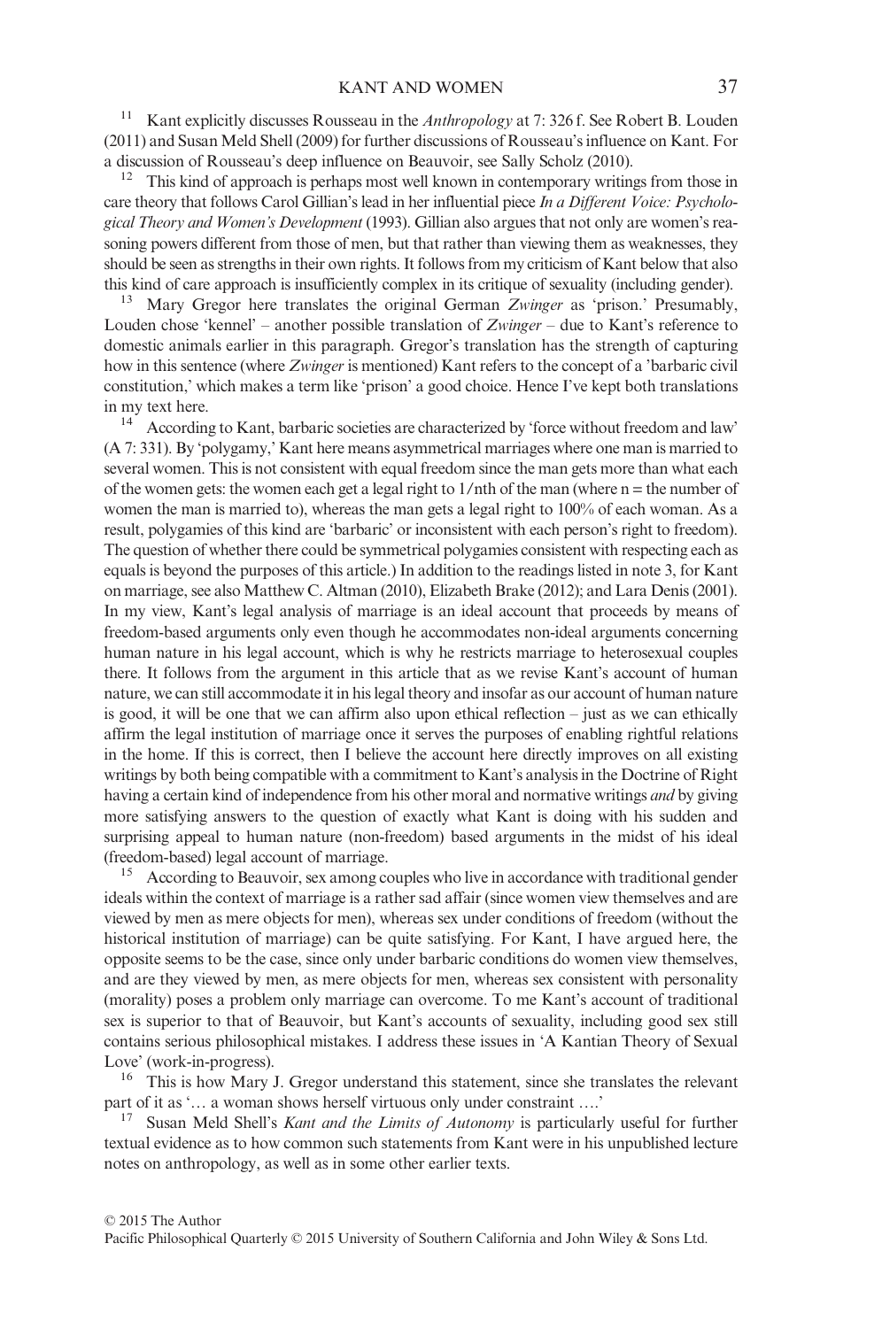[11] Kant explicitly discusses Rousseau in the *Anthropology* at 7: 326 f. See Robert B. Louden (2011) and Susan Meld Shell (2009) for further discussions of Rousseau's influence on Kant. For a discussion of Rousseau's deep influence on Beauvoir, see Sally Scholz (2010).

[12] This kind of approach is perhaps most well known in contemporary writings from those in care theory that follows Carol Gillian's lead in her influential piece *In a Different Voice: Psychological Theory and Women's Development* (1993). Gillian also argues that not only are women's reasoning powers different from those of men, but that rather than viewing them as weaknesses, they should be seen as strengths in their own rights. It follows from my criticism of Kant below that also this kind of care approach is insufficiently complex in its critique of sexuality (including gender).

[13] Mary Gregor here translates the original German *Zwinger* as 'prison.' Presumably, Louden chose 'kennel' – another possible translation of *Zwinger* – due to Kant's reference to domestic animals earlier in this paragraph. Gregor's translation has the strength of capturing how in this sentence (where *Zwinger* is mentioned) Kant refers to the concept of a 'barbaric civil constitution,' which makes a term like 'prison' a good choice. Hence I've kept both translations in my text here.

[14] According to Kant, barbaric societies are characterized by 'force without freedom and law' (A 7: 331). By 'polygamy,' Kant here means asymmetrical marriages where one man is married to several women. This is not consistent with equal freedom since the man gets more than what each of the women gets: the women each get a legal right to 1/nth of the man (where n = the number of women the man is married to), whereas the man gets a legal right to 100% of each woman. As a result, polygamies of this kind are 'barbaric' or inconsistent with each person's right to freedom). The question of whether there could be symmetrical polygamies consistent with respecting each as equals is beyond the purposes of this article.) In addition to the readings listed in note 3, for Kant on marriage, see also Matthew C. Altman (2010), Elizabeth Brake (2012); and Lara Denis (2001). In my view, Kant's legal analysis of marriage is an ideal account that proceeds by means of freedom-based arguments only even though he accommodates non-ideal arguments concerning human nature in his legal account, which is why he restricts marriage to heterosexual couples there. It follows from the argument in this article that as we revise Kant's account of human nature, we can still accommodate it in his legal theory and insofar as our account of human nature is good, it will be one that we can affirm also upon ethical reflection – just as we can ethically affirm the legal institution of marriage once it serves the purposes of enabling rightful relations in the home. If this is correct, then I believe the account here directly improves on all existing writings by both being compatible with a commitment to Kant's analysis in the Doctrine of Right having a certain kind of independence from his other moral and normative writings *and* by giving more satisfying answers to the question of exactly what Kant is doing with his sudden and surprising appeal to human nature (non-freedom) based arguments in the midst of his ideal (freedom-based) legal account of marriage.

[15] According to Beauvoir, sex among couples who live in accordance with traditional gender ideals within the context of marriage is a rather sad affair (since women view themselves and are viewed by men as mere objects for men), whereas sex under conditions of freedom (without the historical institution of marriage) can be quite satisfying. For Kant, I have argued here, the opposite seems to be the case, since only under barbaric conditions do women view themselves, and are they viewed by men, as mere objects for men, whereas sex consistent with personality (morality) poses a problem only marriage can overcome. To me Kant's account of traditional sex is superior to that of Beauvoir, but Kant's accounts of sexuality, including good sex still contains serious philosophical mistakes. I address these issues in 'A Kantian Theory of Sexual Love' (work-in-progress).

[16] This is how Mary J. Gregor understand this statement, since she translates the relevant part of it as '… a woman shows herself virtuous only under constraint ….'

[17] Susan Meld Shell's *Kant and the Limits of Autonomy* is particularly useful for further textual evidence as to how common such statements from Kant were in his unpublished lecture notes on anthropology, as well as in some other earlier texts.

© 2015 The Author
Pacific Philosophical Quarterly © 2015 University of Southern California and John Wiley & Sons Ltd.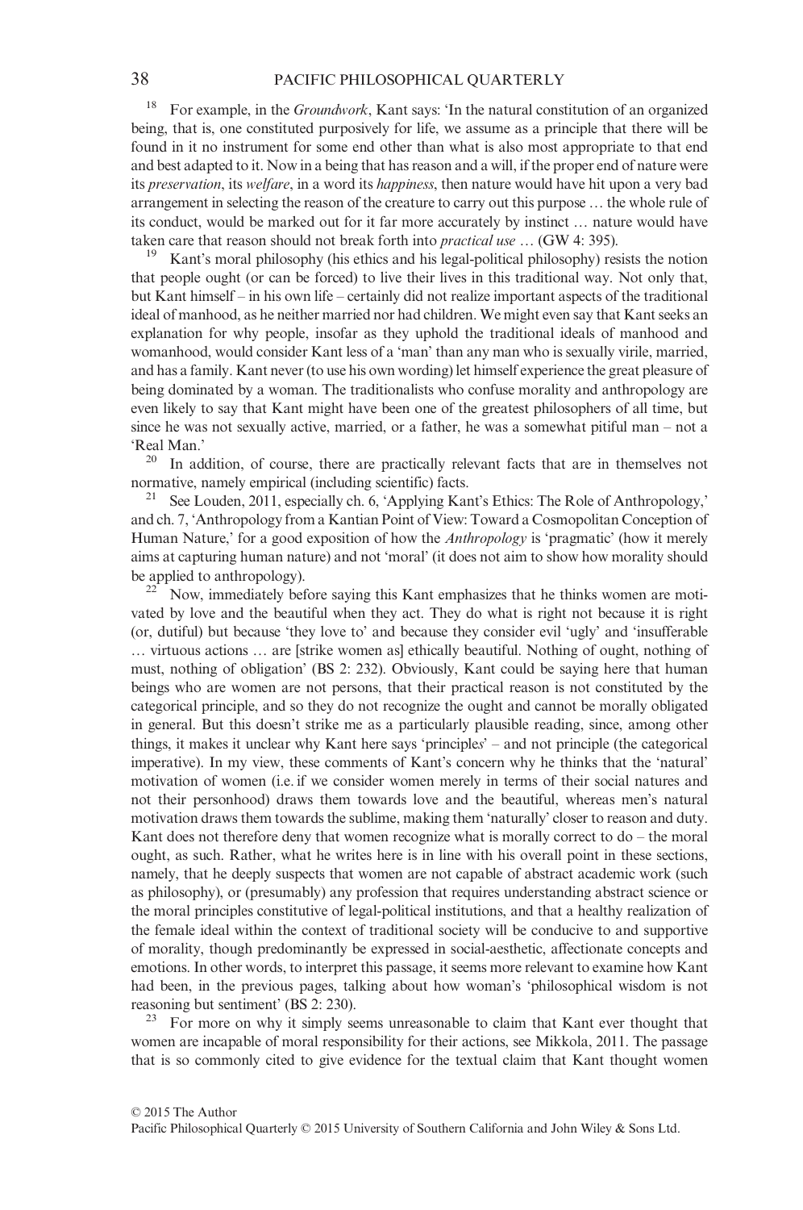[18] For example, in the *Groundwork*, Kant says: 'In the natural constitution of an organized being, that is, one constituted purposively for life, we assume as a principle that there will be found in it no instrument for some end other than what is also most appropriate to that end and best adapted to it. Now in a being that has reason and a will, if the proper end of nature were its *preservation*, its *welfare*, in a word its *happiness*, then nature would have hit upon a very bad arrangement in selecting the reason of the creature to carry out this purpose … the whole rule of its conduct, would be marked out for it far more accurately by instinct … nature would have taken care that reason should not break forth into *practical use* … (GW 4: 395).

[19] Kant's moral philosophy (his ethics and his legal-political philosophy) resists the notion that people ought (or can be forced) to live their lives in this traditional way. Not only that, but Kant himself – in his own life – certainly did not realize important aspects of the traditional ideal of manhood, as he neither married nor had children. We might even say that Kant seeks an explanation for why people, insofar as they uphold the traditional ideals of manhood and womanhood, would consider Kant less of a 'man' than any man who is sexually virile, married, and has a family. Kant never (to use his own wording) let himself experience the great pleasure of being dominated by a woman. The traditionalists who confuse morality and anthropology are even likely to say that Kant might have been one of the greatest philosophers of all time, but since he was not sexually active, married, or a father, he was a somewhat pitiful man – not a 'Real Man.'

[20] In addition, of course, there are practically relevant facts that are in themselves not normative, namely empirical (including scientific) facts.

[21] See Louden, 2011, especially ch. 6, 'Applying Kant's Ethics: The Role of Anthropology,' and ch. 7, 'Anthropology from a Kantian Point of View: Toward a Cosmopolitan Conception of Human Nature,' for a good exposition of how the *Anthropology* is 'pragmatic' (how it merely aims at capturing human nature) and not 'moral' (it does not aim to show how morality should be applied to anthropology).

[22] Now, immediately before saying this Kant emphasizes that he thinks women are motivated by love and the beautiful when they act. They do what is right not because it is right (or, dutiful) but because 'they love to' and because they consider evil 'ugly' and 'insufferable … virtuous actions … are [strike women as] ethically beautiful. Nothing of ought, nothing of must, nothing of obligation' (BS 2: 232). Obviously, Kant could be saying here that human beings who are women are not persons, that their practical reason is not constituted by the categorical principle, and so they do not recognize the ought and cannot be morally obligated in general. But this doesn't strike me as a particularly plausible reading, since, among other things, it makes it unclear why Kant here says 'principle*s*' – and not principle (the categorical imperative). In my view, these comments of Kant's concern why he thinks that the 'natural' motivation of women (i.e. if we consider women merely in terms of their social natures and not their personhood) draws them towards love and the beautiful, whereas men's natural motivation draws them towards the sublime, making them 'naturally' closer to reason and duty. Kant does not therefore deny that women recognize what is morally correct to do – the moral ought, as such. Rather, what he writes here is in line with his overall point in these sections, namely, that he deeply suspects that women are not capable of abstract academic work (such as philosophy), or (presumably) any profession that requires understanding abstract science or the moral principles constitutive of legal-political institutions, and that a healthy realization of the female ideal within the context of traditional society will be conducive to and supportive of morality, though predominantly be expressed in social-aesthetic, affectionate concepts and emotions. In other words, to interpret this passage, it seems more relevant to examine how Kant had been, in the previous pages, talking about how woman's 'philosophical wisdom is not reasoning but sentiment' (BS 2: 230).

[23] For more on why it simply seems unreasonable to claim that Kant ever thought that women are incapable of moral responsibility for their actions, see Mikkola, 2011. The passage that is so commonly cited to give evidence for the textual claim that Kant thought women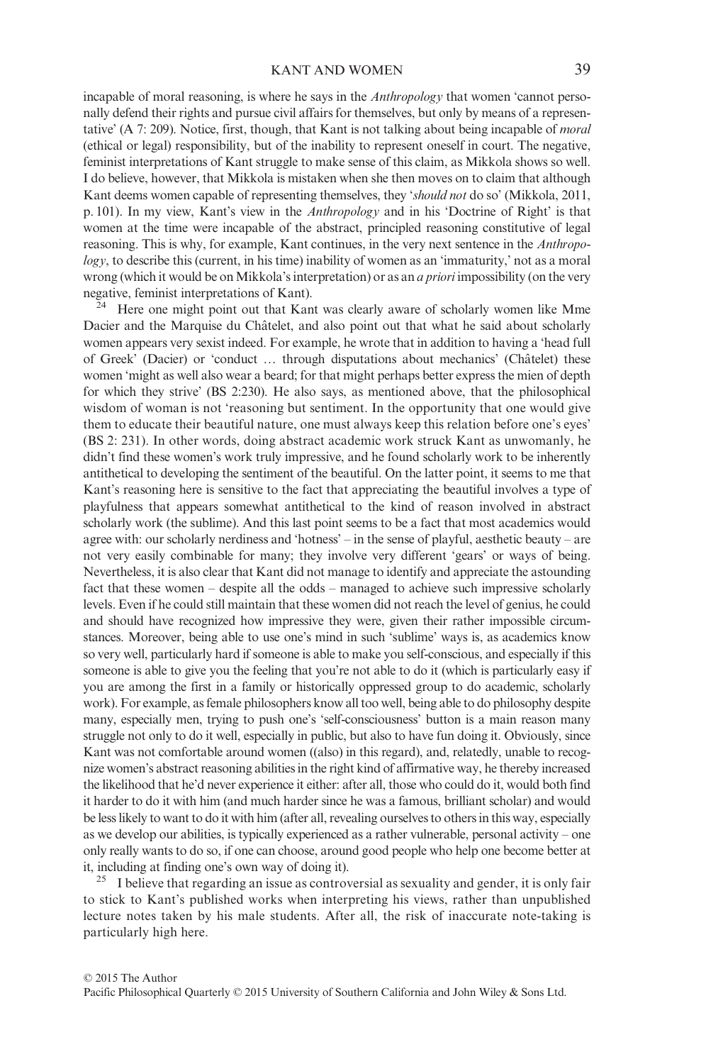incapable of moral reasoning, is where he says in the *Anthropology* that women 'cannot personally defend their rights and pursue civil affairs for themselves, but only by means of a representative' (A 7: 209). Notice, first, though, that Kant is not talking about being incapable of *moral* (ethical or legal) responsibility, but of the inability to represent oneself in court. The negative, feminist interpretations of Kant struggle to make sense of this claim, as Mikkola shows so well. I do believe, however, that Mikkola is mistaken when she then moves on to claim that although Kant deems women capable of representing themselves, they '*should not* do so' (Mikkola, 2011, p. 101). In my view, Kant's view in the *Anthropology* and in his 'Doctrine of Right' is that women at the time were incapable of the abstract, principled reasoning constitutive of legal reasoning. This is why, for example, Kant continues, in the very next sentence in the *Anthropology*, to describe this (current, in his time) inability of women as an 'immaturity,' not as a moral wrong (which it would be on Mikkola's interpretation) or as an *a priori* impossibility (on the very negative, feminist interpretations of Kant).

[24] Here one might point out that Kant was clearly aware of scholarly women like Mme Dacier and the Marquise du Châtelet, and also point out that what he said about scholarly women appears very sexist indeed. For example, he wrote that in addition to having a 'head full of Greek' (Dacier) or 'conduct … through disputations about mechanics' (Châtelet) these women 'might as well also wear a beard; for that might perhaps better express the mien of depth for which they strive' (BS 2:230). He also says, as mentioned above, that the philosophical wisdom of woman is not 'reasoning but sentiment. In the opportunity that one would give them to educate their beautiful nature, one must always keep this relation before one's eyes' (BS 2: 231). In other words, doing abstract academic work struck Kant as unwomanly, he didn't find these women's work truly impressive, and he found scholarly work to be inherently antithetical to developing the sentiment of the beautiful. On the latter point, it seems to me that Kant's reasoning here is sensitive to the fact that appreciating the beautiful involves a type of playfulness that appears somewhat antithetical to the kind of reason involved in abstract scholarly work (the sublime). And this last point seems to be a fact that most academics would agree with: our scholarly nerdiness and 'hotness' – in the sense of playful, aesthetic beauty – are not very easily combinable for many; they involve very different 'gears' or ways of being. Nevertheless, it is also clear that Kant did not manage to identify and appreciate the astounding fact that these women – despite all the odds – managed to achieve such impressive scholarly levels. Even if he could still maintain that these women did not reach the level of genius, he could and should have recognized how impressive they were, given their rather impossible circumstances. Moreover, being able to use one's mind in such 'sublime' ways is, as academics know so very well, particularly hard if someone is able to make you self-conscious, and especially if this someone is able to give you the feeling that you're not able to do it (which is particularly easy if you are among the first in a family or historically oppressed group to do academic, scholarly work). For example, as female philosophers know all too well, being able to do philosophy despite many, especially men, trying to push one's 'self-consciousness' button is a main reason many struggle not only to do it well, especially in public, but also to have fun doing it. Obviously, since Kant was not comfortable around women ((also) in this regard), and, relatedly, unable to recognize women's abstract reasoning abilities in the right kind of affirmative way, he thereby increased the likelihood that he'd never experience it either: after all, those who could do it, would both find it harder to do it with him (and much harder since he was a famous, brilliant scholar) and would be less likely to want to do it with him (after all, revealing ourselves to others in this way, especially as we develop our abilities, is typically experienced as a rather vulnerable, personal activity – one only really wants to do so, if one can choose, around good people who help one become better at it, including at finding one's own way of doing it).

[25] I believe that regarding an issue as controversial as sexuality and gender, it is only fair to stick to Kant's published works when interpreting his views, rather than unpublished lecture notes taken by his male students. After all, the risk of inaccurate note-taking is particularly high here.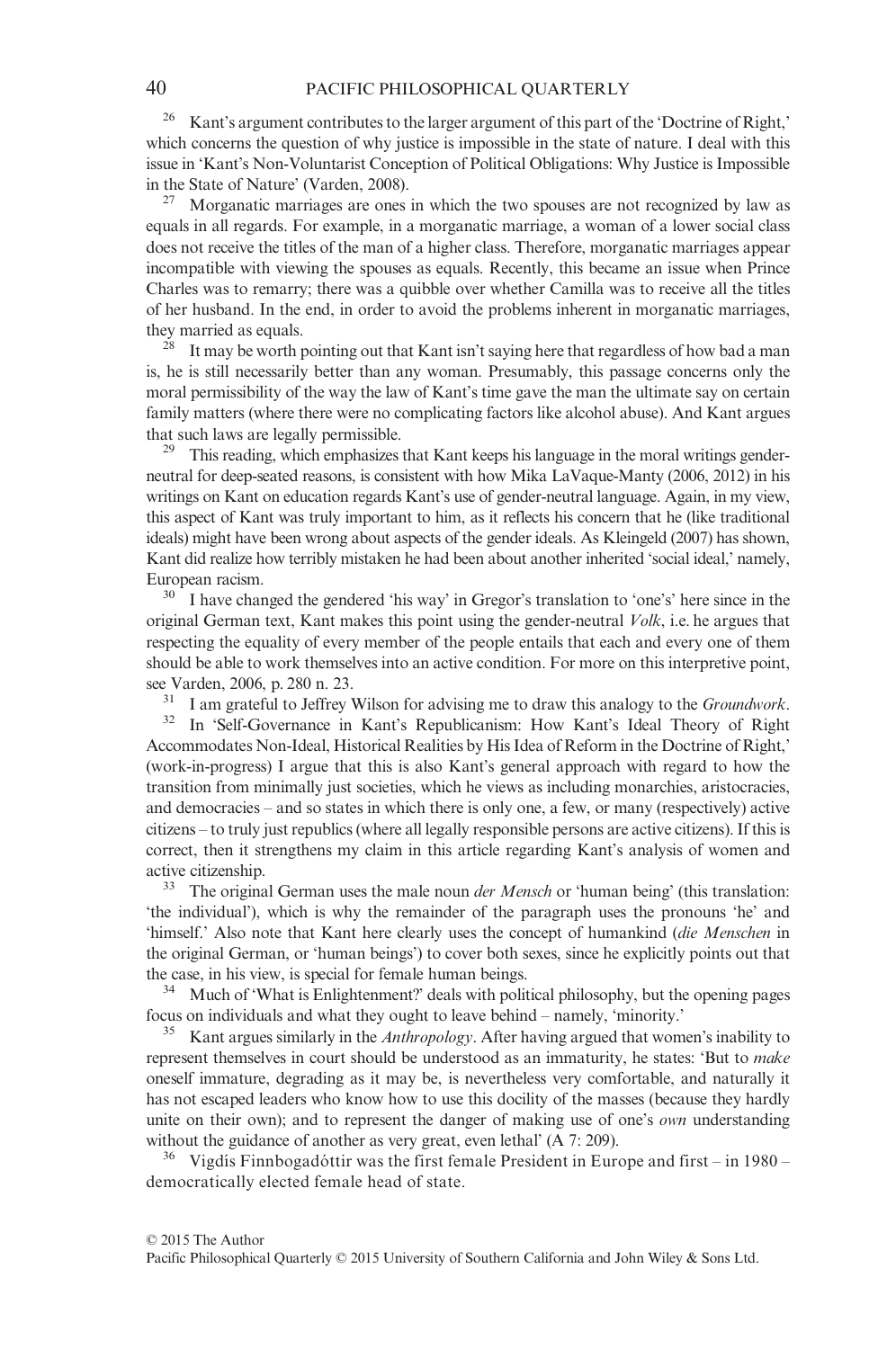[26] Kant's argument contributes to the larger argument of this part of the 'Doctrine of Right,' which concerns the question of why justice is impossible in the state of nature. I deal with this issue in 'Kant's Non-Voluntarist Conception of Political Obligations: Why Justice is Impossible in the State of Nature' (Varden, 2008).

[27] Morganatic marriages are ones in which the two spouses are not recognized by law as equals in all regards. For example, in a morganatic marriage, a woman of a lower social class does not receive the titles of the man of a higher class. Therefore, morganatic marriages appear incompatible with viewing the spouses as equals. Recently, this became an issue when Prince Charles was to remarry; there was a quibble over whether Camilla was to receive all the titles of her husband. In the end, in order to avoid the problems inherent in morganatic marriages, they married as equals.

[28] It may be worth pointing out that Kant isn't saying here that regardless of how bad a man is, he is still necessarily better than any woman. Presumably, this passage concerns only the moral permissibility of the way the law of Kant's time gave the man the ultimate say on certain family matters (where there were no complicating factors like alcohol abuse). And Kant argues that such laws are legally permissible.

[29] This reading, which emphasizes that Kant keeps his language in the moral writings gender-neutral for deep-seated reasons, is consistent with how Mika LaVaque-Manty (2006, 2012) in his writings on Kant on education regards Kant's use of gender-neutral language. Again, in my view, this aspect of Kant was truly important to him, as it reflects his concern that he (like traditional ideals) might have been wrong about aspects of the gender ideals. As Kleingeld (2007) has shown, Kant did realize how terribly mistaken he had been about another inherited 'social ideal,' namely, European racism.

[30] I have changed the gendered 'his way' in Gregor's translation to 'one's' here since in the original German text, Kant makes this point using the gender-neutral *Volk*, i.e. he argues that respecting the equality of every member of the people entails that each and every one of them should be able to work themselves into an active condition. For more on this interpretive point, see Varden, 2006, p. 280 n. 23.

[31] I am grateful to Jeffrey Wilson for advising me to draw this analogy to the *Groundwork*.

[32] In 'Self-Governance in Kant's Republicanism: How Kant's Ideal Theory of Right Accommodates Non-Ideal, Historical Realities by His Idea of Reform in the Doctrine of Right,' (work-in-progress) I argue that this is also Kant's general approach with regard to how the transition from minimally just societies, which he views as including monarchies, aristocracies, and democracies – and so states in which there is only one, a few, or many (respectively) active citizens – to truly just republics (where all legally responsible persons are active citizens). If this is correct, then it strengthens my claim in this article regarding Kant's analysis of women and active citizenship.

[33] The original German uses the male noun *der Mensch* or 'human being' (this translation: 'the individual'), which is why the remainder of the paragraph uses the pronouns 'he' and 'himself.' Also note that Kant here clearly uses the concept of humankind (*die Menschen* in the original German, or 'human beings') to cover both sexes, since he explicitly points out that the case, in his view, is special for female human beings.

[34] Much of 'What is Enlightenment?' deals with political philosophy, but the opening pages focus on individuals and what they ought to leave behind – namely, 'minority.'

[35] Kant argues similarly in the *Anthropology*. After having argued that women's inability to represent themselves in court should be understood as an immaturity, he states: 'But to *make* oneself immature, degrading as it may be, is nevertheless very comfortable, and naturally it has not escaped leaders who know how to use this docility of the masses (because they hardly unite on their own); and to represent the danger of making use of one's *own* understanding without the guidance of another as very great, even lethal' (A 7: 209).

[36] Vigdís Finnbogadóttir was the first female President in Europe and first – in 1980 – democratically elected female head of state.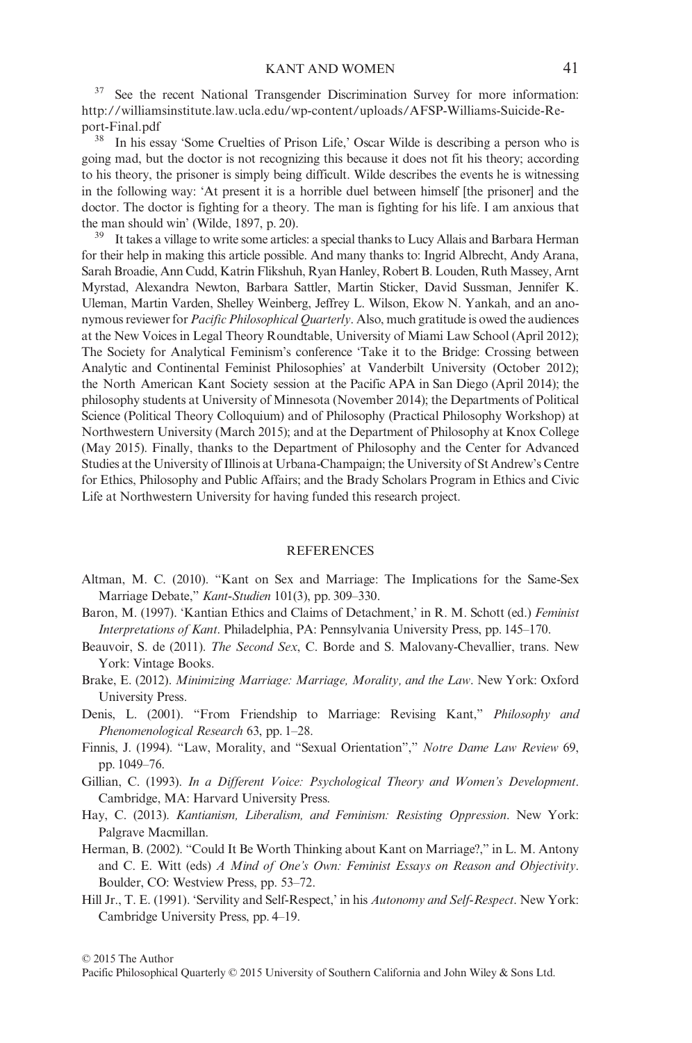[37] See the recent National Transgender Discrimination Survey for more information: http://williamsinstitute.law.ucla.edu/wp-content/uploads/AFSP-Williams-Suicide-Report-Final.pdf

[38] In his essay 'Some Cruelties of Prison Life,' Oscar Wilde is describing a person who is going mad, but the doctor is not recognizing this because it does not fit his theory; according to his theory, the prisoner is simply being difficult. Wilde describes the events he is witnessing in the following way: 'At present it is a horrible duel between himself [the prisoner] and the doctor. The doctor is fighting for a theory. The man is fighting for his life. I am anxious that the man should win' (Wilde, 1897, p. 20).

[39] It takes a village to write some articles: a special thanks to Lucy Allais and Barbara Herman for their help in making this article possible. And many thanks to: Ingrid Albrecht, Andy Arana, Sarah Broadie, Ann Cudd, Katrin Flikshuh, Ryan Hanley, Robert B. Louden, Ruth Massey, Arnt Myrstad, Alexandra Newton, Barbara Sattler, Martin Sticker, David Sussman, Jennifer K. Uleman, Martin Varden, Shelley Weinberg, Jeffrey L. Wilson, Ekow N. Yankah, and an anonymous reviewer for *Pacific Philosophical Quarterly*. Also, much gratitude is owed the audiences at the New Voices in Legal Theory Roundtable, University of Miami Law School (April 2012); The Society for Analytical Feminism's conference 'Take it to the Bridge: Crossing between Analytic and Continental Feminist Philosophies' at Vanderbilt University (October 2012); the North American Kant Society session at the Pacific APA in San Diego (April 2014); the philosophy students at University of Minnesota (November 2014); the Departments of Political Science (Political Theory Colloquium) and of Philosophy (Practical Philosophy Workshop) at Northwestern University (March 2015); and at the Department of Philosophy at Knox College (May 2015). Finally, thanks to the Department of Philosophy and the Center for Advanced Studies at the University of Illinois at Urbana-Champaign; the University of St Andrew's Centre for Ethics, Philosophy and Public Affairs; and the Brady Scholars Program in Ethics and Civic Life at Northwestern University for having funded this research project.

## REFERENCES

Altman, M. C. (2010). "Kant on Sex and Marriage: The Implications for the Same-Sex Marriage Debate," *Kant-Studien* 101(3), pp. 309–330.

Baron, M. (1997). 'Kantian Ethics and Claims of Detachment,' in R. M. Schott (ed.) *Feminist Interpretations of Kant*. Philadelphia, PA: Pennsylvania University Press, pp. 145–170.

Beauvoir, S. de (2011). *The Second Sex*, C. Borde and S. Malovany-Chevallier, trans. New York: Vintage Books.

Brake, E. (2012). *Minimizing Marriage: Marriage, Morality, and the Law*. New York: Oxford University Press.

Denis, L. (2001). "From Friendship to Marriage: Revising Kant," *Philosophy and Phenomenological Research* 63, pp. 1–28.

Finnis, J. (1994). "Law, Morality, and "Sexual Orientation"," *Notre Dame Law Review* 69, pp. 1049–76.

Gillian, C. (1993). *In a Different Voice: Psychological Theory and Women's Development*. Cambridge, MA: Harvard University Press.

Hay, C. (2013). *Kantianism, Liberalism, and Feminism: Resisting Oppression*. New York: Palgrave Macmillan.

Herman, B. (2002). "Could It Be Worth Thinking about Kant on Marriage?," in L. M. Antony and C. E. Witt (eds) *A Mind of One's Own: Feminist Essays on Reason and Objectivity*. Boulder, CO: Westview Press, pp. 53–72.

Hill Jr., T. E. (1991). 'Servility and Self-Respect,' in his *Autonomy and Self-Respect*. New York: Cambridge University Press, pp. 4–19.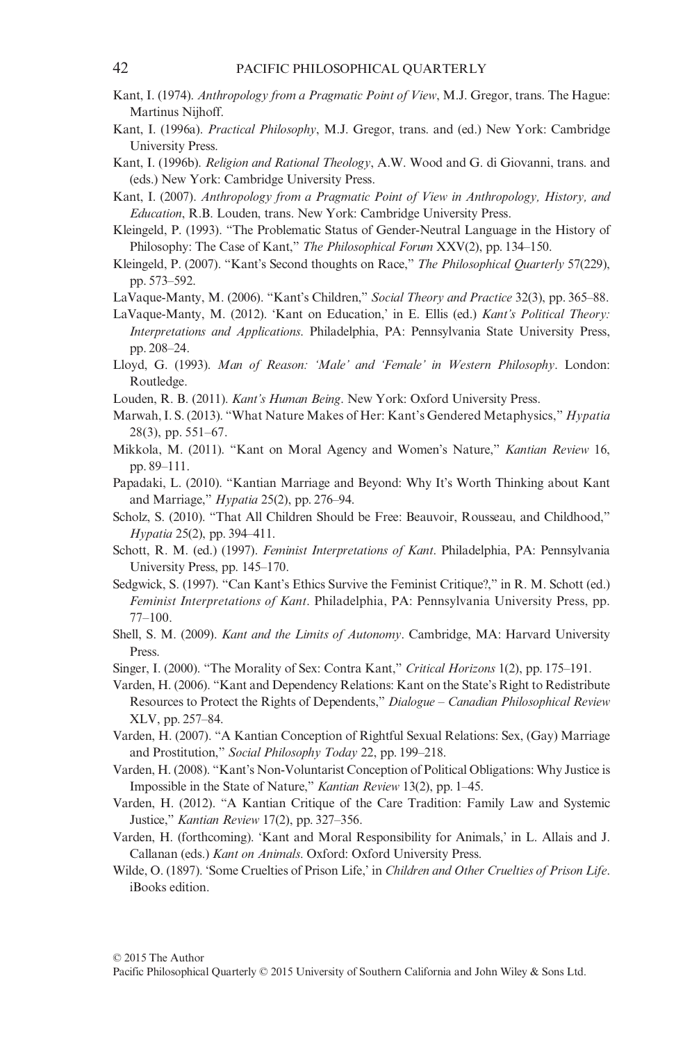Kant, I. (1974). *Anthropology from a Pragmatic Point of View*, M.J. Gregor, trans. The Hague: Martinus Nijhoff.

Kant, I. (1996a). *Practical Philosophy*, M.J. Gregor, trans. and (ed.) New York: Cambridge University Press.

Kant, I. (1996b). *Religion and Rational Theology*, A.W. Wood and G. di Giovanni, trans. and (eds.) New York: Cambridge University Press.

Kant, I. (2007). *Anthropology from a Pragmatic Point of View in Anthropology, History, and Education*, R.B. Louden, trans. New York: Cambridge University Press.

Kleingeld, P. (1993). "The Problematic Status of Gender-Neutral Language in the History of Philosophy: The Case of Kant," *The Philosophical Forum* XXV(2), pp. 134–150.

Kleingeld, P. (2007). "Kant's Second thoughts on Race," *The Philosophical Quarterly* 57(229), pp. 573–592.

LaVaque-Manty, M. (2006). "Kant's Children," *Social Theory and Practice* 32(3), pp. 365–88.

LaVaque-Manty, M. (2012). 'Kant on Education,' in E. Ellis (ed.) *Kant's Political Theory: Interpretations and Applications*. Philadelphia, PA: Pennsylvania State University Press, pp. 208–24.

Lloyd, G. (1993). *Man of Reason: 'Male' and 'Female' in Western Philosophy*. London: Routledge.

Louden, R. B. (2011). *Kant's Human Being*. New York: Oxford University Press.

Marwah, I. S. (2013). "What Nature Makes of Her: Kant's Gendered Metaphysics," *Hypatia* 28(3), pp. 551–67.

Mikkola, M. (2011). "Kant on Moral Agency and Women's Nature," *Kantian Review* 16, pp. 89–111.

Papadaki, L. (2010). "Kantian Marriage and Beyond: Why It's Worth Thinking about Kant and Marriage," *Hypatia* 25(2), pp. 276–94.

Scholz, S. (2010). "That All Children Should be Free: Beauvoir, Rousseau, and Childhood," *Hypatia* 25(2), pp. 394–411.

Schott, R. M. (ed.) (1997). *Feminist Interpretations of Kant*. Philadelphia, PA: Pennsylvania University Press, pp. 145–170.

Sedgwick, S. (1997). "Can Kant's Ethics Survive the Feminist Critique?," in R. M. Schott (ed.) *Feminist Interpretations of Kant*. Philadelphia, PA: Pennsylvania University Press, pp. 77–100.

Shell, S. M. (2009). *Kant and the Limits of Autonomy*. Cambridge, MA: Harvard University Press.

Singer, I. (2000). "The Morality of Sex: Contra Kant," *Critical Horizons* 1(2), pp. 175–191.

Varden, H. (2006). "Kant and Dependency Relations: Kant on the State's Right to Redistribute Resources to Protect the Rights of Dependents," *Dialogue – Canadian Philosophical Review* XLV, pp. 257–84.

Varden, H. (2007). "A Kantian Conception of Rightful Sexual Relations: Sex, (Gay) Marriage and Prostitution," *Social Philosophy Today* 22, pp. 199–218.

Varden, H. (2008). "Kant's Non-Voluntarist Conception of Political Obligations: Why Justice is Impossible in the State of Nature," *Kantian Review* 13(2), pp. 1–45.

Varden, H. (2012). "A Kantian Critique of the Care Tradition: Family Law and Systemic Justice," *Kantian Review* 17(2), pp. 327–356.

Varden, H. (forthcoming). 'Kant and Moral Responsibility for Animals,' in L. Allais and J. Callanan (eds.) *Kant on Animals*. Oxford: Oxford University Press.

Wilde, O. (1897). 'Some Cruelties of Prison Life,' in *Children and Other Cruelties of Prison Life*. iBooks edition.